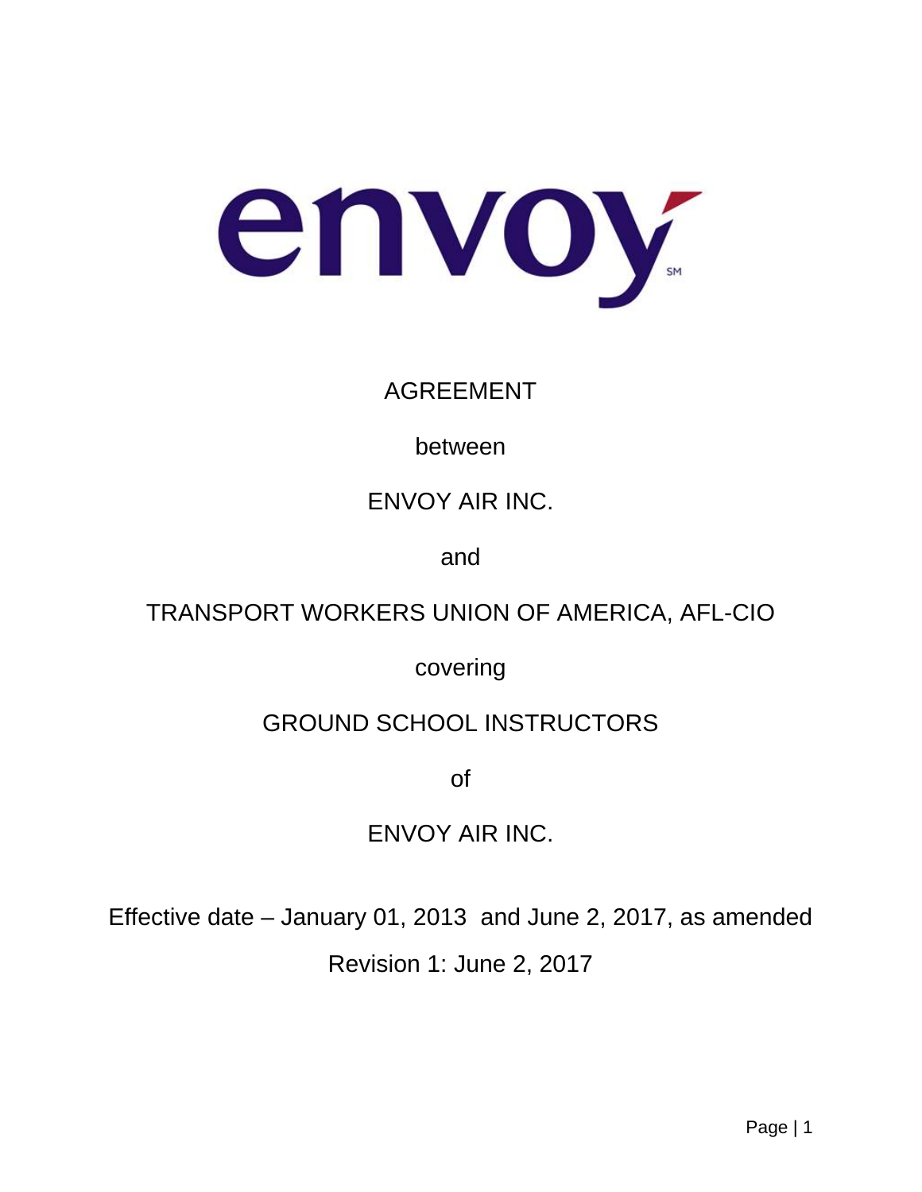envoy[SM]

AGREEMENT

between

ENVOY AIR INC.

and

TRANSPORT WORKERS UNION OF AMERICA, AFL-CIO

covering

GROUND SCHOOL INSTRUCTORS

of

ENVOY AIR INC.

Effective date – January 01, 2013 and June 2, 2017, as amended

Revision 1: June 2, 2017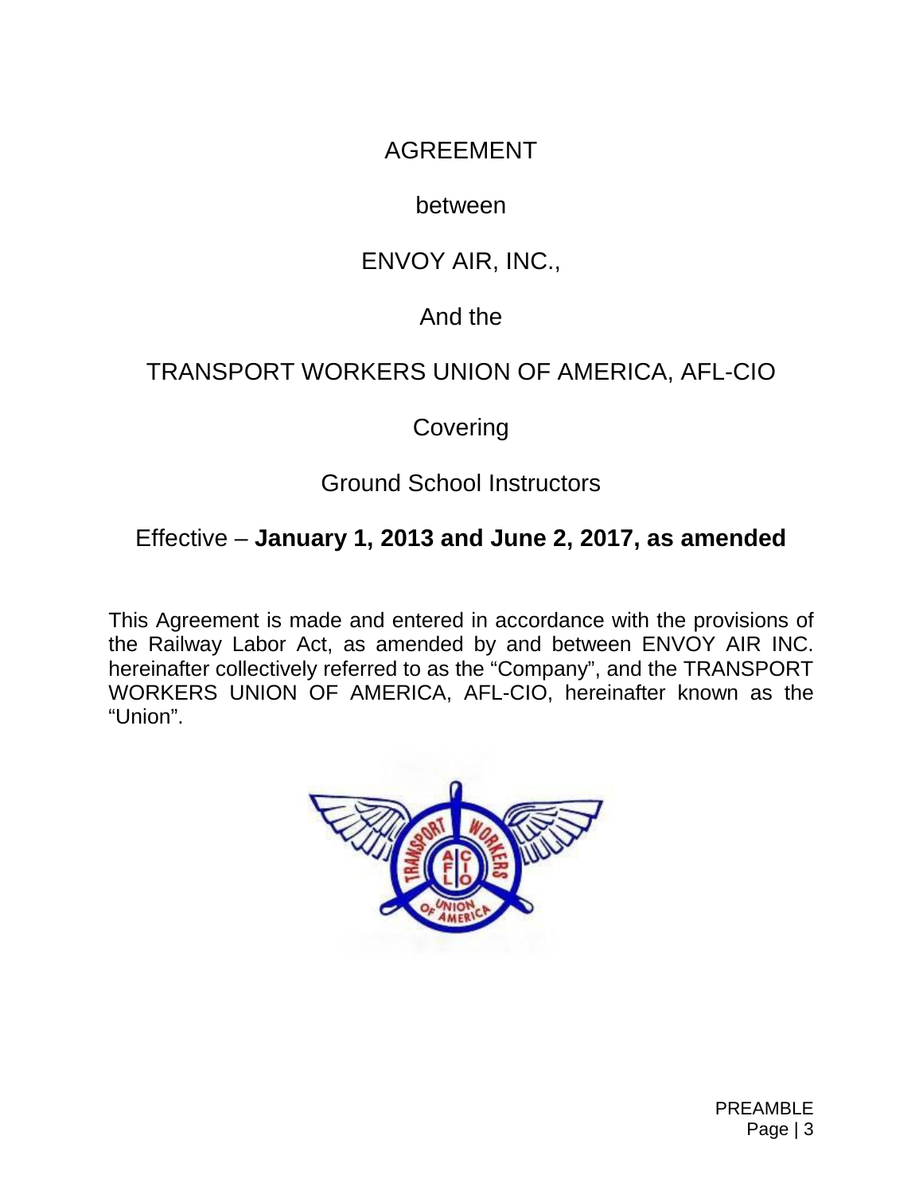# AGREEMENT

between

ENVOY AIR, INC.,

And the

TRANSPORT WORKERS UNION OF AMERICA, AFL-CIO

Covering

Ground School Instructors

Effective – **January 1, 2013 and June 2, 2017, as amended**

This Agreement is made and entered in accordance with the provisions of the Railway Labor Act, as amended by and between ENVOY AIR INC. hereinafter collectively referred to as the "Company", and the TRANSPORT WORKERS UNION OF AMERICA, AFL-CIO, hereinafter known as the "Union".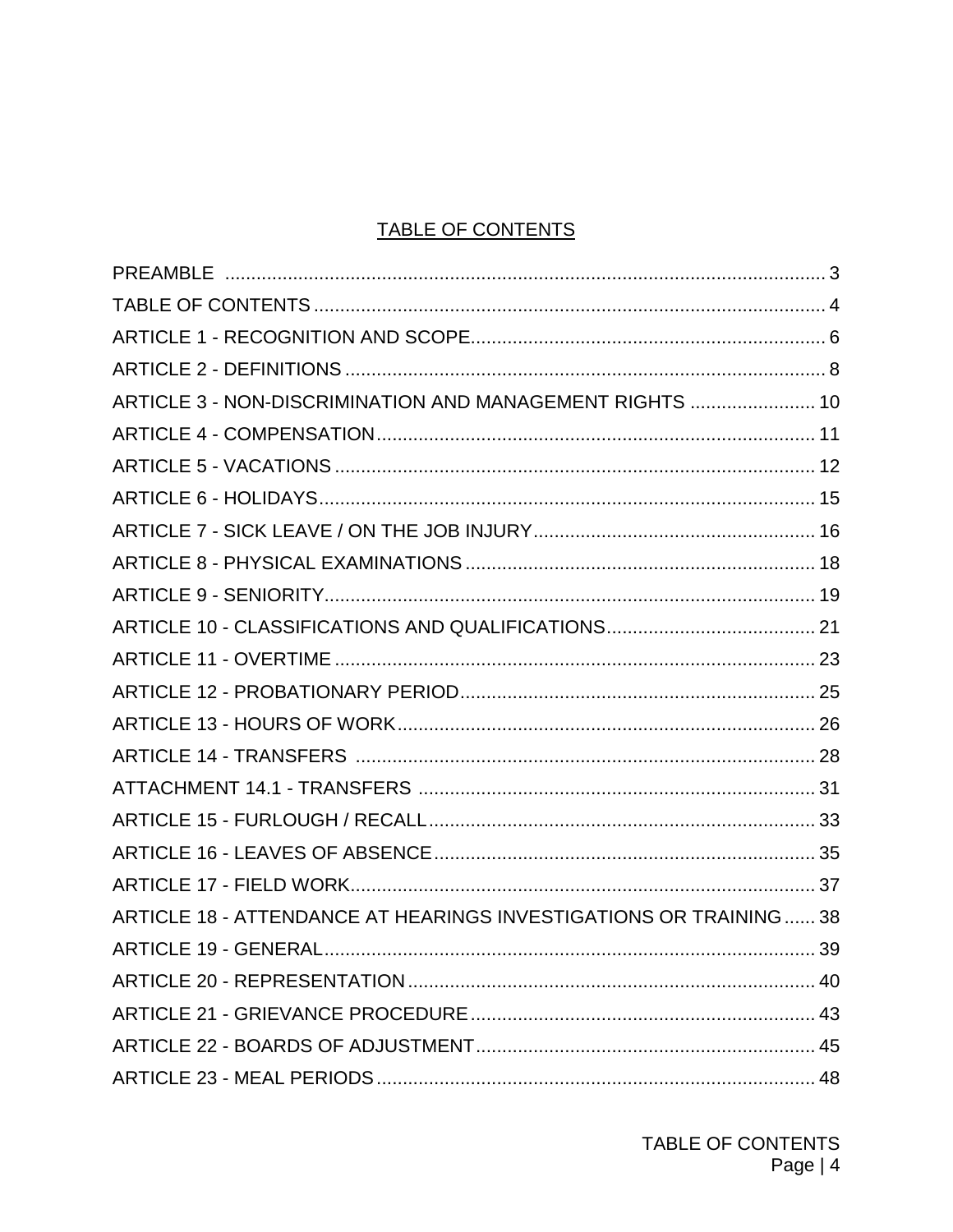## TABLE OF CONTENTS

| | |
|---|---|
| PREAMBLE | 3 |
| TABLE OF CONTENTS | 4 |
| ARTICLE 1 - RECOGNITION AND SCOPE | 6 |
| ARTICLE 2 - DEFINITIONS | 8 |
| ARTICLE 3 - NON-DISCRIMINATION AND MANAGEMENT RIGHTS | 10 |
| ARTICLE 4 - COMPENSATION | 11 |
| ARTICLE 5 - VACATIONS | 12 |
| ARTICLE 6 - HOLIDAYS | 15 |
| ARTICLE 7 - SICK LEAVE / ON THE JOB INJURY | 16 |
| ARTICLE 8 - PHYSICAL EXAMINATIONS | 18 |
| ARTICLE 9 - SENIORITY | 19 |
| ARTICLE 10 - CLASSIFICATIONS AND QUALIFICATIONS | 21 |
| ARTICLE 11 - OVERTIME | 23 |
| ARTICLE 12 - PROBATIONARY PERIOD | 25 |
| ARTICLE 13 - HOURS OF WORK | 26 |
| ARTICLE 14 - TRANSFERS | 28 |
| ATTACHMENT 14.1 - TRANSFERS | 31 |
| ARTICLE 15 - FURLOUGH / RECALL | 33 |
| ARTICLE 16 - LEAVES OF ABSENCE | 35 |
| ARTICLE 17 - FIELD WORK | 37 |
| ARTICLE 18 - ATTENDANCE AT HEARINGS INVESTIGATIONS OR TRAINING | 38 |
| ARTICLE 19 - GENERAL | 39 |
| ARTICLE 20 - REPRESENTATION | 40 |
| ARTICLE 21 - GRIEVANCE PROCEDURE | 43 |
| ARTICLE 22 - BOARDS OF ADJUSTMENT | 45 |
| ARTICLE 23 - MEAL PERIODS | 48 |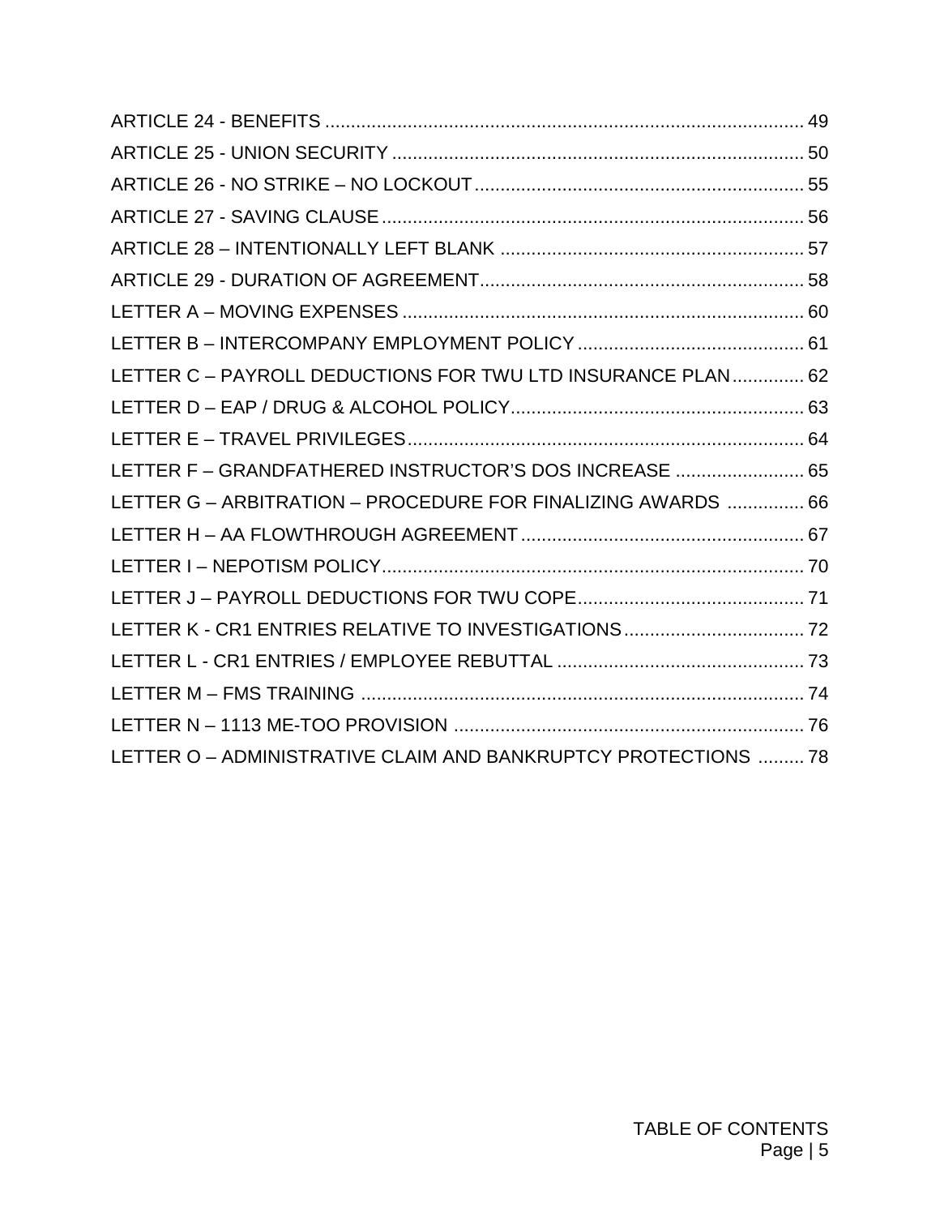ARTICLE 24 - BENEFITS ............................................................................................ 49
ARTICLE 25 - UNION SECURITY ............................................................................... 50
ARTICLE 26 - NO STRIKE – NO LOCKOUT ............................................................... 55
ARTICLE 27 - SAVING CLAUSE ................................................................................. 56
ARTICLE 28 – INTENTIONALLY LEFT BLANK ........................................................... 57
ARTICLE 29 - DURATION OF AGREEMENT.............................................................. 58
LETTER A – MOVING EXPENSES ............................................................................. 60
LETTER B – INTERCOMPANY EMPLOYMENT POLICY ............................................ 61
LETTER C – PAYROLL DEDUCTIONS FOR TWU LTD INSURANCE PLAN.............. 62
LETTER D – EAP / DRUG & ALCOHOL POLICY......................................................... 63
LETTER E – TRAVEL PRIVILEGES............................................................................. 64
LETTER F – GRANDFATHERED INSTRUCTOR'S DOS INCREASE ......................... 65
LETTER G – ARBITRATION – PROCEDURE FOR FINALIZING AWARDS ............... 66
LETTER H – AA FLOWTHROUGH AGREEMENT ....................................................... 67
LETTER I – NEPOTISM POLICY.................................................................................. 70
LETTER J – PAYROLL DEDUCTIONS FOR TWU COPE............................................ 71
LETTER K - CR1 ENTRIES RELATIVE TO INVESTIGATIONS................................... 72
LETTER L - CR1 ENTRIES / EMPLOYEE REBUTTAL ................................................ 73
LETTER M – FMS TRAINING ...................................................................................... 74
LETTER N – 1113 ME-TOO PROVISION .................................................................... 76
LETTER O – ADMINISTRATIVE CLAIM AND BANKRUPTCY PROTECTIONS ......... 78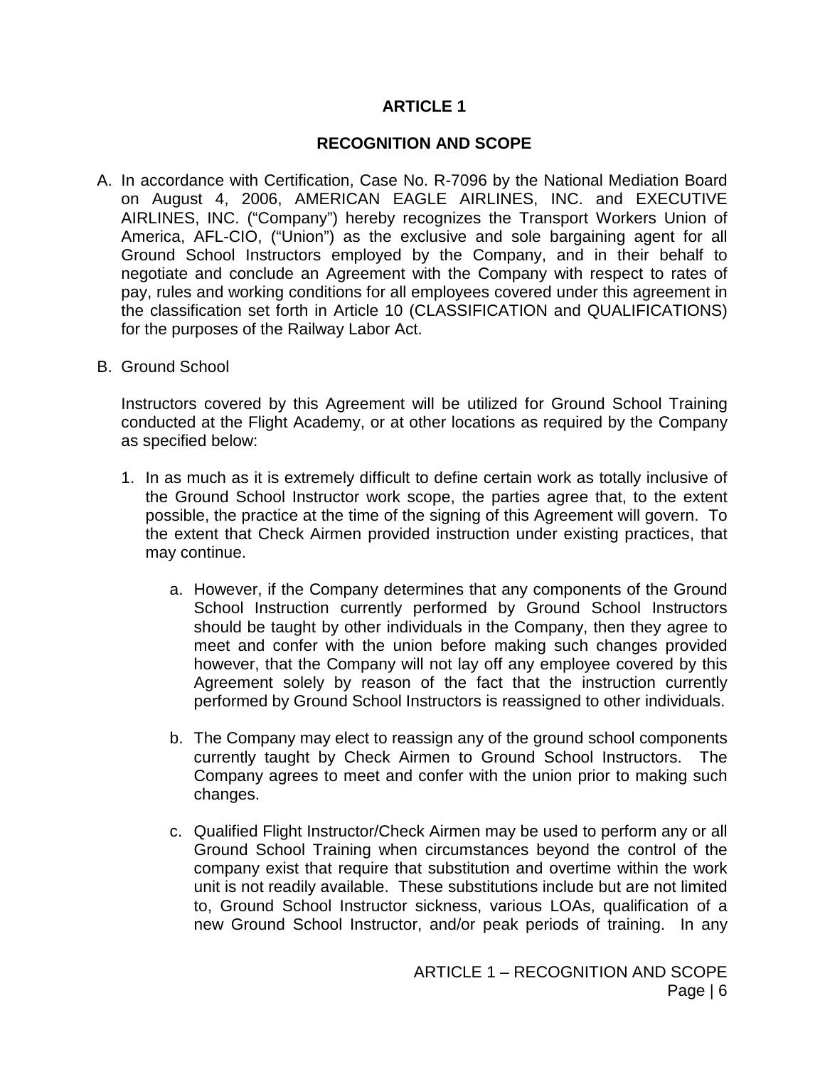# ARTICLE 1

## RECOGNITION AND SCOPE

A. In accordance with Certification, Case No. R-7096 by the National Mediation Board on August 4, 2006, AMERICAN EAGLE AIRLINES, INC. and EXECUTIVE AIRLINES, INC. ("Company") hereby recognizes the Transport Workers Union of America, AFL-CIO, ("Union") as the exclusive and sole bargaining agent for all Ground School Instructors employed by the Company, and in their behalf to negotiate and conclude an Agreement with the Company with respect to rates of pay, rules and working conditions for all employees covered under this agreement in the classification set forth in Article 10 (CLASSIFICATION and QUALIFICATIONS) for the purposes of the Railway Labor Act.

B. Ground School

   Instructors covered by this Agreement will be utilized for Ground School Training conducted at the Flight Academy, or at other locations as required by the Company as specified below:

   1. In as much as it is extremely difficult to define certain work as totally inclusive of the Ground School Instructor work scope, the parties agree that, to the extent possible, the practice at the time of the signing of this Agreement will govern. To the extent that Check Airmen provided instruction under existing practices, that may continue.

      a. However, if the Company determines that any components of the Ground School Instruction currently performed by Ground School Instructors should be taught by other individuals in the Company, then they agree to meet and confer with the union before making such changes provided however, that the Company will not lay off any employee covered by this Agreement solely by reason of the fact that the instruction currently performed by Ground School Instructors is reassigned to other individuals.

      b. The Company may elect to reassign any of the ground school components currently taught by Check Airmen to Ground School Instructors. The Company agrees to meet and confer with the union prior to making such changes.

      c. Qualified Flight Instructor/Check Airmen may be used to perform any or all Ground School Training when circumstances beyond the control of the company exist that require that substitution and overtime within the work unit is not readily available. These substitutions include but are not limited to, Ground School Instructor sickness, various LOAs, qualification of a new Ground School Instructor, and/or peak periods of training. In any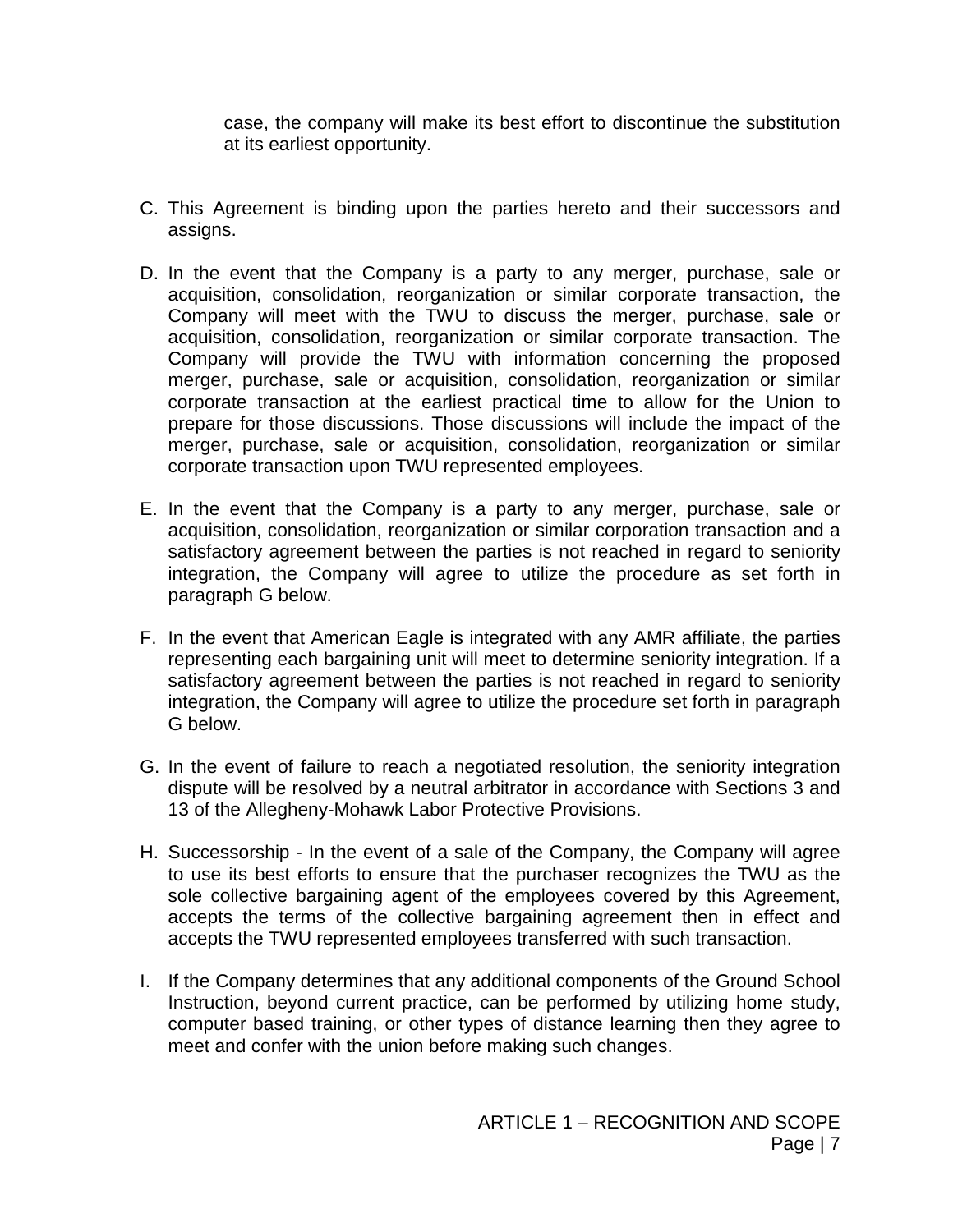case, the company will make its best effort to discontinue the substitution at its earliest opportunity.

C. This Agreement is binding upon the parties hereto and their successors and assigns.

D. In the event that the Company is a party to any merger, purchase, sale or acquisition, consolidation, reorganization or similar corporate transaction, the Company will meet with the TWU to discuss the merger, purchase, sale or acquisition, consolidation, reorganization or similar corporate transaction. The Company will provide the TWU with information concerning the proposed merger, purchase, sale or acquisition, consolidation, reorganization or similar corporate transaction at the earliest practical time to allow for the Union to prepare for those discussions. Those discussions will include the impact of the merger, purchase, sale or acquisition, consolidation, reorganization or similar corporate transaction upon TWU represented employees.

E. In the event that the Company is a party to any merger, purchase, sale or acquisition, consolidation, reorganization or similar corporation transaction and a satisfactory agreement between the parties is not reached in regard to seniority integration, the Company will agree to utilize the procedure as set forth in paragraph G below.

F. In the event that American Eagle is integrated with any AMR affiliate, the parties representing each bargaining unit will meet to determine seniority integration. If a satisfactory agreement between the parties is not reached in regard to seniority integration, the Company will agree to utilize the procedure set forth in paragraph G below.

G. In the event of failure to reach a negotiated resolution, the seniority integration dispute will be resolved by a neutral arbitrator in accordance with Sections 3 and 13 of the Allegheny-Mohawk Labor Protective Provisions.

H. Successorship - In the event of a sale of the Company, the Company will agree to use its best efforts to ensure that the purchaser recognizes the TWU as the sole collective bargaining agent of the employees covered by this Agreement, accepts the terms of the collective bargaining agreement then in effect and accepts the TWU represented employees transferred with such transaction.

I. If the Company determines that any additional components of the Ground School Instruction, beyond current practice, can be performed by utilizing home study, computer based training, or other types of distance learning then they agree to meet and confer with the union before making such changes.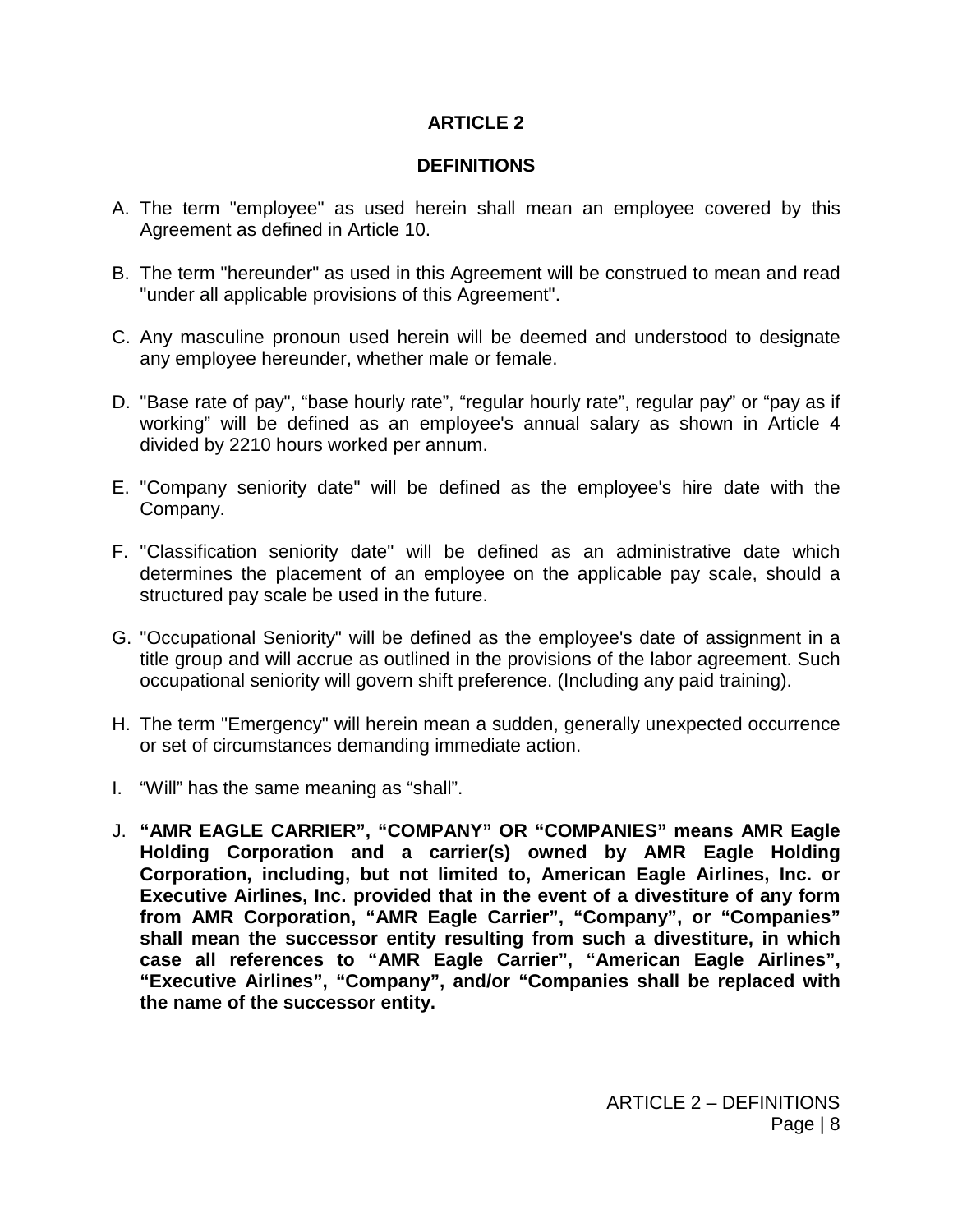# ARTICLE 2

## DEFINITIONS

A. The term "employee" as used herein shall mean an employee covered by this Agreement as defined in Article 10.

B. The term "hereunder" as used in this Agreement will be construed to mean and read "under all applicable provisions of this Agreement".

C. Any masculine pronoun used herein will be deemed and understood to designate any employee hereunder, whether male or female.

D. "Base rate of pay", “base hourly rate”, “regular hourly rate”, regular pay” or “pay as if working” will be defined as an employee's annual salary as shown in Article 4 divided by 2210 hours worked per annum.

E. "Company seniority date" will be defined as the employee's hire date with the Company.

F. "Classification seniority date" will be defined as an administrative date which determines the placement of an employee on the applicable pay scale, should a structured pay scale be used in the future.

G. "Occupational Seniority" will be defined as the employee's date of assignment in a title group and will accrue as outlined in the provisions of the labor agreement. Such occupational seniority will govern shift preference. (Including any paid training).

H. The term "Emergency" will herein mean a sudden, generally unexpected occurrence or set of circumstances demanding immediate action.

I. “Will” has the same meaning as “shall”.

J. **“AMR EAGLE CARRIER”, “COMPANY” OR “COMPANIES” means AMR Eagle Holding Corporation and a carrier(s) owned by AMR Eagle Holding Corporation, including, but not limited to, American Eagle Airlines, Inc. or Executive Airlines, Inc. provided that in the event of a divestiture of any form from AMR Corporation, “AMR Eagle Carrier”, “Company”, or “Companies” shall mean the successor entity resulting from such a divestiture, in which case all references to “AMR Eagle Carrier”, “American Eagle Airlines”, “Executive Airlines”, “Company”, and/or “Companies shall be replaced with the name of the successor entity.**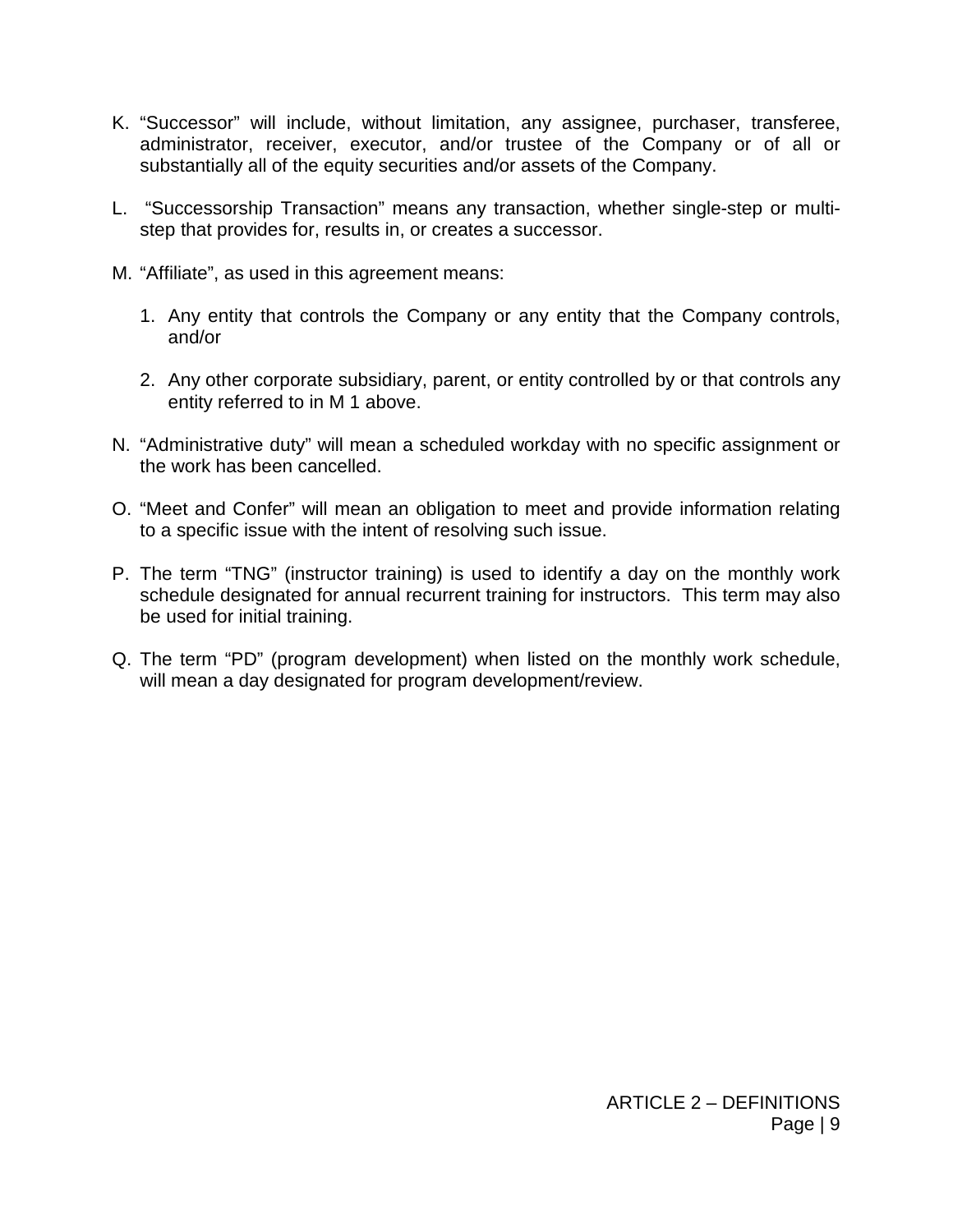K. “Successor” will include, without limitation, any assignee, purchaser, transferee, administrator, receiver, executor, and/or trustee of the Company or of all or substantially all of the equity securities and/or assets of the Company.

L. “Successorship Transaction” means any transaction, whether single-step or multi-step that provides for, results in, or creates a successor.

M. “Affiliate”, as used in this agreement means:

   1. Any entity that controls the Company or any entity that the Company controls, and/or

   2. Any other corporate subsidiary, parent, or entity controlled by or that controls any entity referred to in M 1 above.

N. “Administrative duty” will mean a scheduled workday with no specific assignment or the work has been cancelled.

O. “Meet and Confer” will mean an obligation to meet and provide information relating to a specific issue with the intent of resolving such issue.

P. The term “TNG” (instructor training) is used to identify a day on the monthly work schedule designated for annual recurrent training for instructors. This term may also be used for initial training.

Q. The term “PD” (program development) when listed on the monthly work schedule, will mean a day designated for program development/review.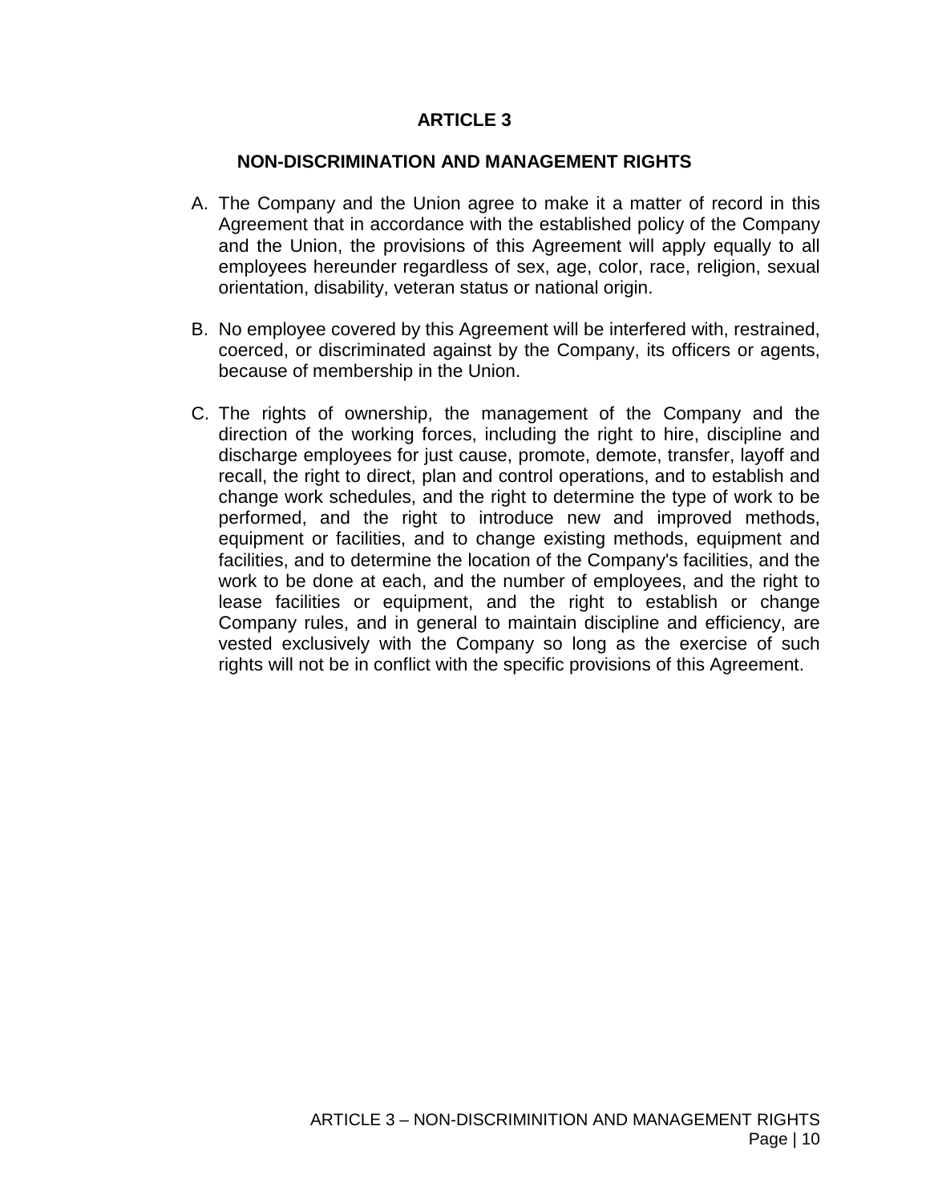# ARTICLE 3

## NON-DISCRIMINATION AND MANAGEMENT RIGHTS

A. The Company and the Union agree to make it a matter of record in this Agreement that in accordance with the established policy of the Company and the Union, the provisions of this Agreement will apply equally to all employees hereunder regardless of sex, age, color, race, religion, sexual orientation, disability, veteran status or national origin.

B. No employee covered by this Agreement will be interfered with, restrained, coerced, or discriminated against by the Company, its officers or agents, because of membership in the Union.

C. The rights of ownership, the management of the Company and the direction of the working forces, including the right to hire, discipline and discharge employees for just cause, promote, demote, transfer, layoff and recall, the right to direct, plan and control operations, and to establish and change work schedules, and the right to determine the type of work to be performed, and the right to introduce new and improved methods, equipment or facilities, and to change existing methods, equipment and facilities, and to determine the location of the Company's facilities, and the work to be done at each, and the number of employees, and the right to lease facilities or equipment, and the right to establish or change Company rules, and in general to maintain discipline and efficiency, are vested exclusively with the Company so long as the exercise of such rights will not be in conflict with the specific provisions of this Agreement.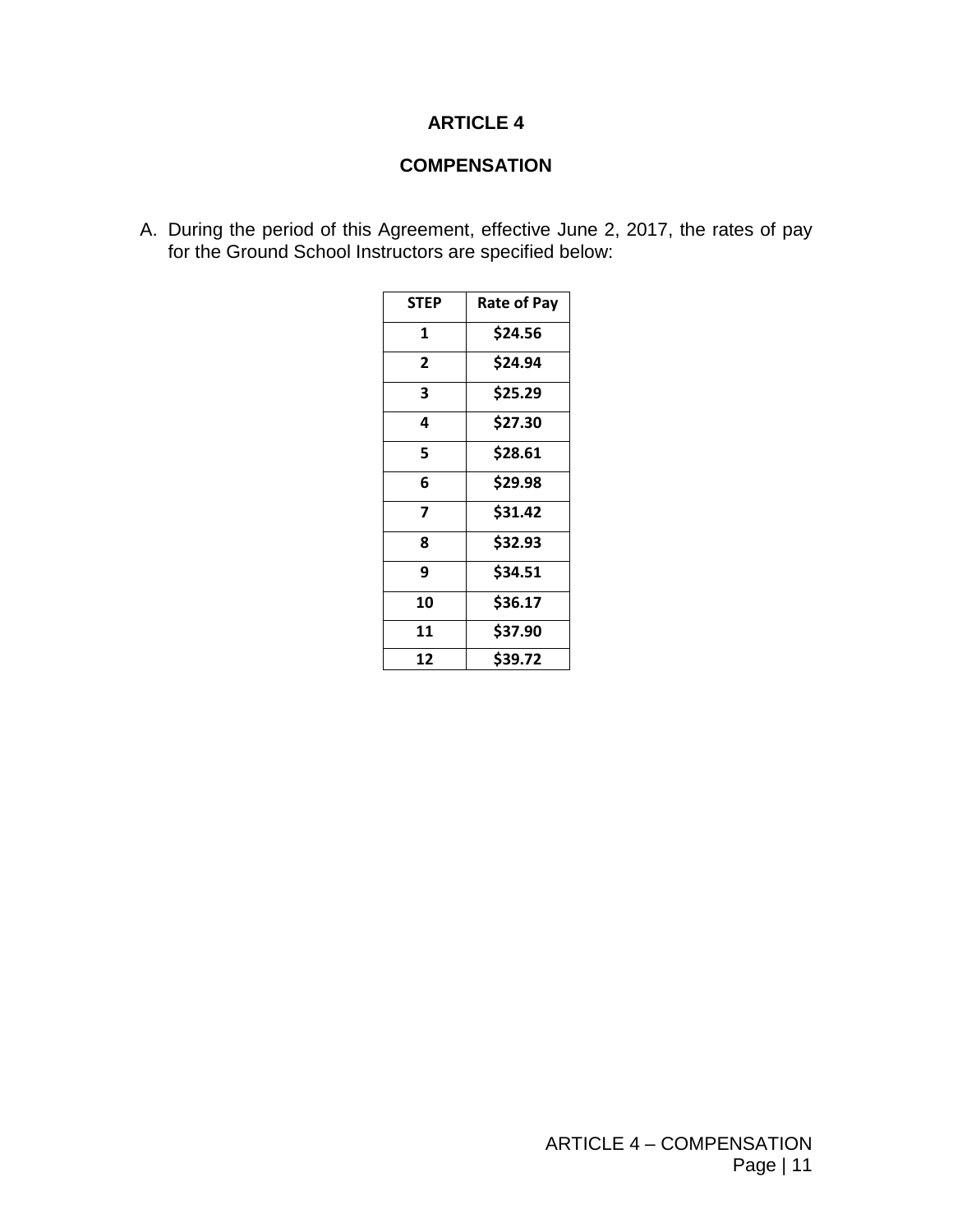# ARTICLE 4

## COMPENSATION

A. During the period of this Agreement, effective June 2, 2017, the rates of pay for the Ground School Instructors are specified below:

| STEP | Rate of Pay |
|---|---|
| 1 | $24.56 |
| 2 | $24.94 |
| 3 | $25.29 |
| 4 | $27.30 |
| 5 | $28.61 |
| 6 | $29.98 |
| 7 | $31.42 |
| 8 | $32.93 |
| 9 | $34.51 |
| 10 | $36.17 |
| 11 | $37.90 |
| 12 | $39.72 |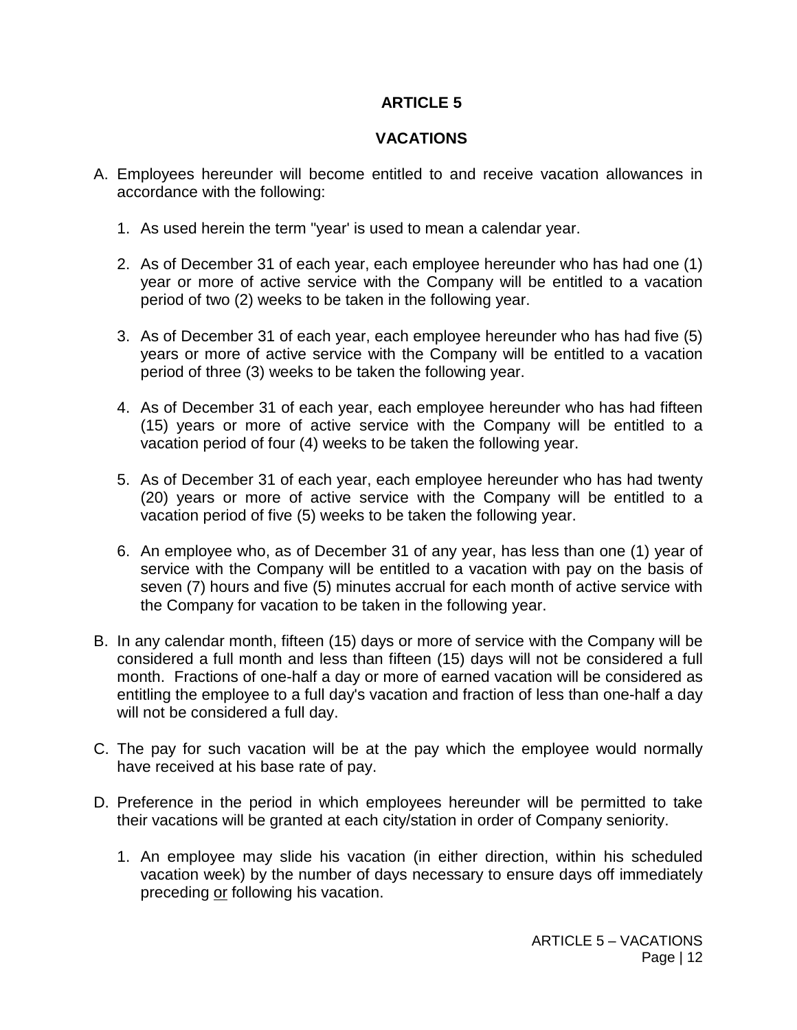# ARTICLE 5

## VACATIONS

A. Employees hereunder will become entitled to and receive vacation allowances in accordance with the following:

   1. As used herein the term "year' is used to mean a calendar year.

   2. As of December 31 of each year, each employee hereunder who has had one (1) year or more of active service with the Company will be entitled to a vacation period of two (2) weeks to be taken in the following year.

   3. As of December 31 of each year, each employee hereunder who has had five (5) years or more of active service with the Company will be entitled to a vacation period of three (3) weeks to be taken the following year.

   4. As of December 31 of each year, each employee hereunder who has had fifteen (15) years or more of active service with the Company will be entitled to a vacation period of four (4) weeks to be taken the following year.

   5. As of December 31 of each year, each employee hereunder who has had twenty (20) years or more of active service with the Company will be entitled to a vacation period of five (5) weeks to be taken the following year.

   6. An employee who, as of December 31 of any year, has less than one (1) year of service with the Company will be entitled to a vacation with pay on the basis of seven (7) hours and five (5) minutes accrual for each month of active service with the Company for vacation to be taken in the following year.

B. In any calendar month, fifteen (15) days or more of service with the Company will be considered a full month and less than fifteen (15) days will not be considered a full month. Fractions of one-half a day or more of earned vacation will be considered as entitling the employee to a full day's vacation and fraction of less than one-half a day will not be considered a full day.

C. The pay for such vacation will be at the pay which the employee would normally have received at his base rate of pay.

D. Preference in the period in which employees hereunder will be permitted to take their vacations will be granted at each city/station in order of Company seniority.

   1. An employee may slide his vacation (in either direction, within his scheduled vacation week) by the number of days necessary to ensure days off immediately preceding <u>or</u> following his vacation.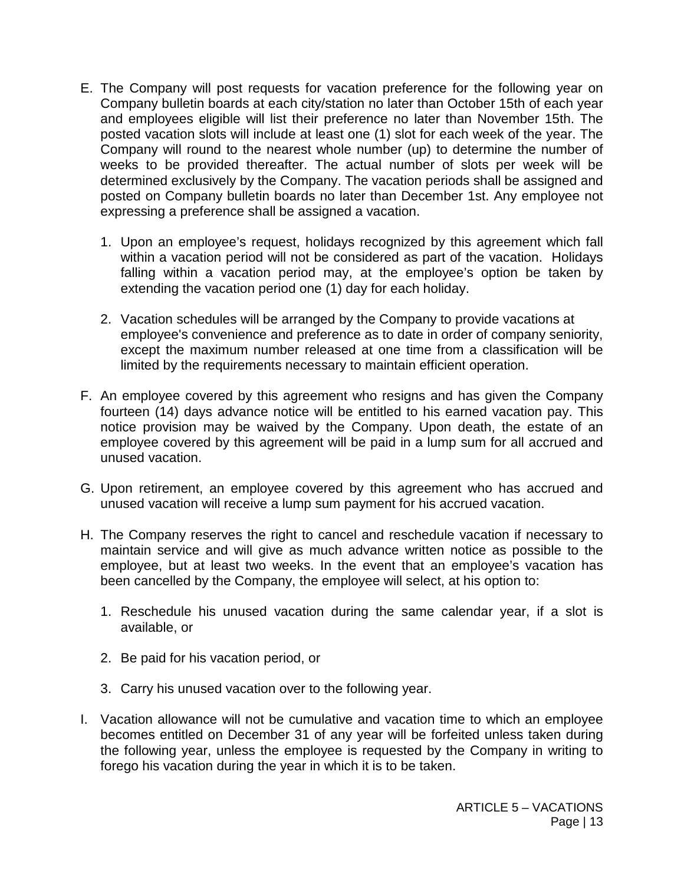E. The Company will post requests for vacation preference for the following year on Company bulletin boards at each city/station no later than October 15th of each year and employees eligible will list their preference no later than November 15th. The posted vacation slots will include at least one (1) slot for each week of the year. The Company will round to the nearest whole number (up) to determine the number of weeks to be provided thereafter. The actual number of slots per week will be determined exclusively by the Company. The vacation periods shall be assigned and posted on Company bulletin boards no later than December 1st. Any employee not expressing a preference shall be assigned a vacation.

   1. Upon an employee's request, holidays recognized by this agreement which fall within a vacation period will not be considered as part of the vacation. Holidays falling within a vacation period may, at the employee's option be taken by extending the vacation period one (1) day for each holiday.

   2. Vacation schedules will be arranged by the Company to provide vacations at employee's convenience and preference as to date in order of company seniority, except the maximum number released at one time from a classification will be limited by the requirements necessary to maintain efficient operation.

F. An employee covered by this agreement who resigns and has given the Company fourteen (14) days advance notice will be entitled to his earned vacation pay. This notice provision may be waived by the Company. Upon death, the estate of an employee covered by this agreement will be paid in a lump sum for all accrued and unused vacation.

G. Upon retirement, an employee covered by this agreement who has accrued and unused vacation will receive a lump sum payment for his accrued vacation.

H. The Company reserves the right to cancel and reschedule vacation if necessary to maintain service and will give as much advance written notice as possible to the employee, but at least two weeks. In the event that an employee's vacation has been cancelled by the Company, the employee will select, at his option to:

   1. Reschedule his unused vacation during the same calendar year, if a slot is available, or

   2. Be paid for his vacation period, or

   3. Carry his unused vacation over to the following year.

I. Vacation allowance will not be cumulative and vacation time to which an employee becomes entitled on December 31 of any year will be forfeited unless taken during the following year, unless the employee is requested by the Company in writing to forego his vacation during the year in which it is to be taken.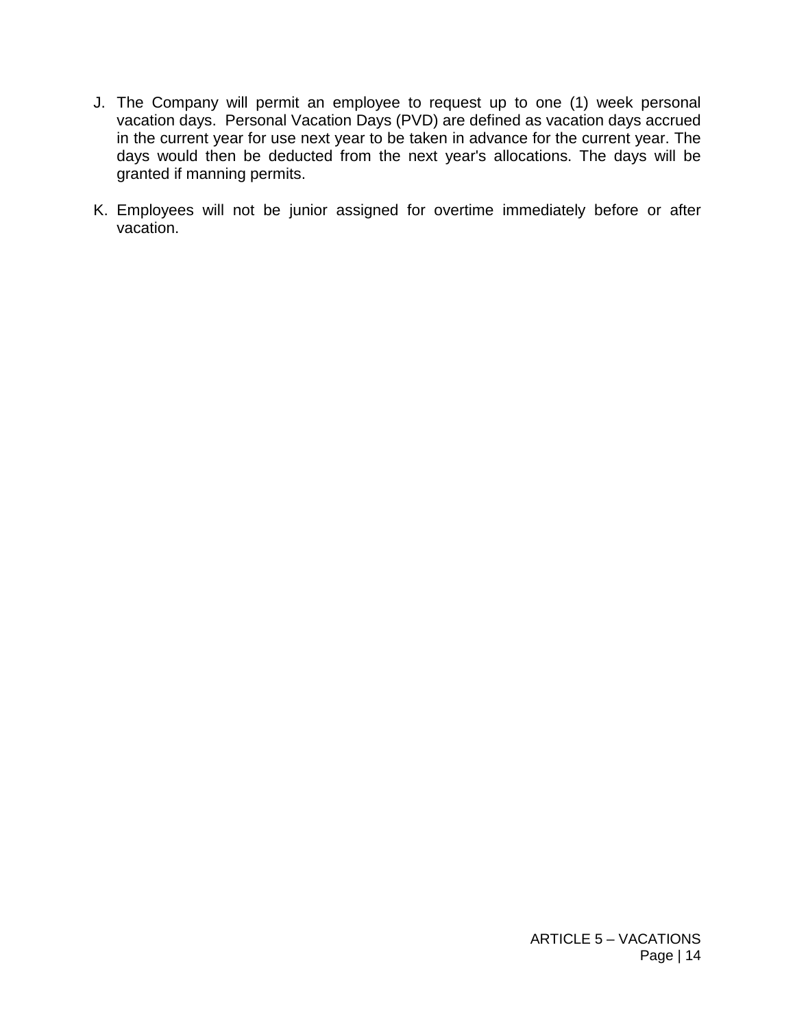J. The Company will permit an employee to request up to one (1) week personal vacation days. Personal Vacation Days (PVD) are defined as vacation days accrued in the current year for use next year to be taken in advance for the current year. The days would then be deducted from the next year's allocations. The days will be granted if manning permits.

K. Employees will not be junior assigned for overtime immediately before or after vacation.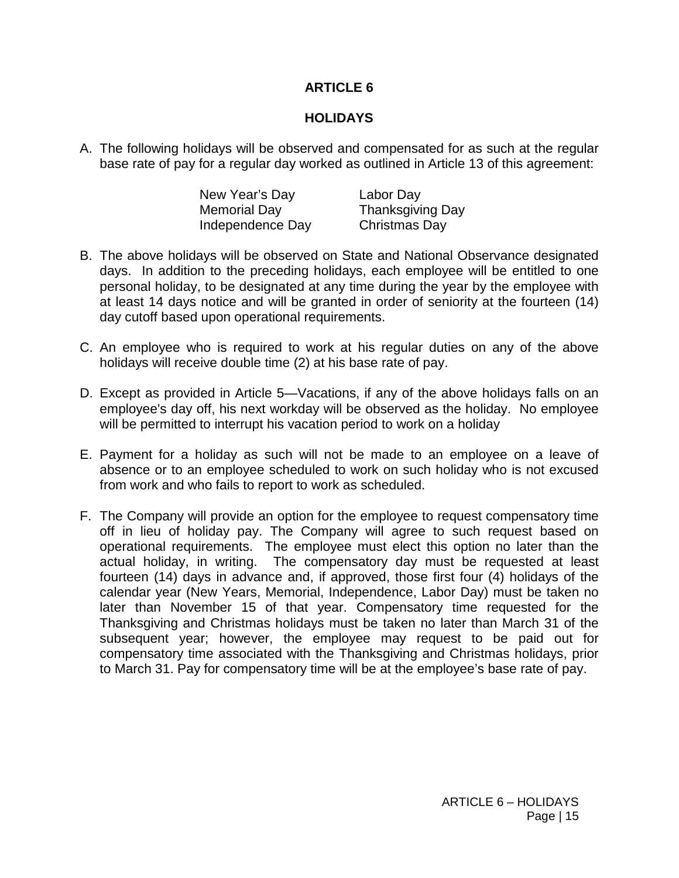# ARTICLE 6

## HOLIDAYS

A. The following holidays will be observed and compensated for as such at the regular base rate of pay for a regular day worked as outlined in Article 13 of this agreement:

| | |
|---|---|
| New Year's Day | Labor Day |
| Memorial Day | Thanksgiving Day |
| Independence Day | Christmas Day |

B. The above holidays will be observed on State and National Observance designated days. In addition to the preceding holidays, each employee will be entitled to one personal holiday, to be designated at any time during the year by the employee with at least 14 days notice and will be granted in order of seniority at the fourteen (14) day cutoff based upon operational requirements.

C. An employee who is required to work at his regular duties on any of the above holidays will receive double time (2) at his base rate of pay.

D. Except as provided in Article 5—Vacations, if any of the above holidays falls on an employee's day off, his next workday will be observed as the holiday. No employee will be permitted to interrupt his vacation period to work on a holiday

E. Payment for a holiday as such will not be made to an employee on a leave of absence or to an employee scheduled to work on such holiday who is not excused from work and who fails to report to work as scheduled.

F. The Company will provide an option for the employee to request compensatory time off in lieu of holiday pay. The Company will agree to such request based on operational requirements. The employee must elect this option no later than the actual holiday, in writing. The compensatory day must be requested at least fourteen (14) days in advance and, if approved, those first four (4) holidays of the calendar year (New Years, Memorial, Independence, Labor Day) must be taken no later than November 15 of that year. Compensatory time requested for the Thanksgiving and Christmas holidays must be taken no later than March 31 of the subsequent year; however, the employee may request to be paid out for compensatory time associated with the Thanksgiving and Christmas holidays, prior to March 31. Pay for compensatory time will be at the employee's base rate of pay.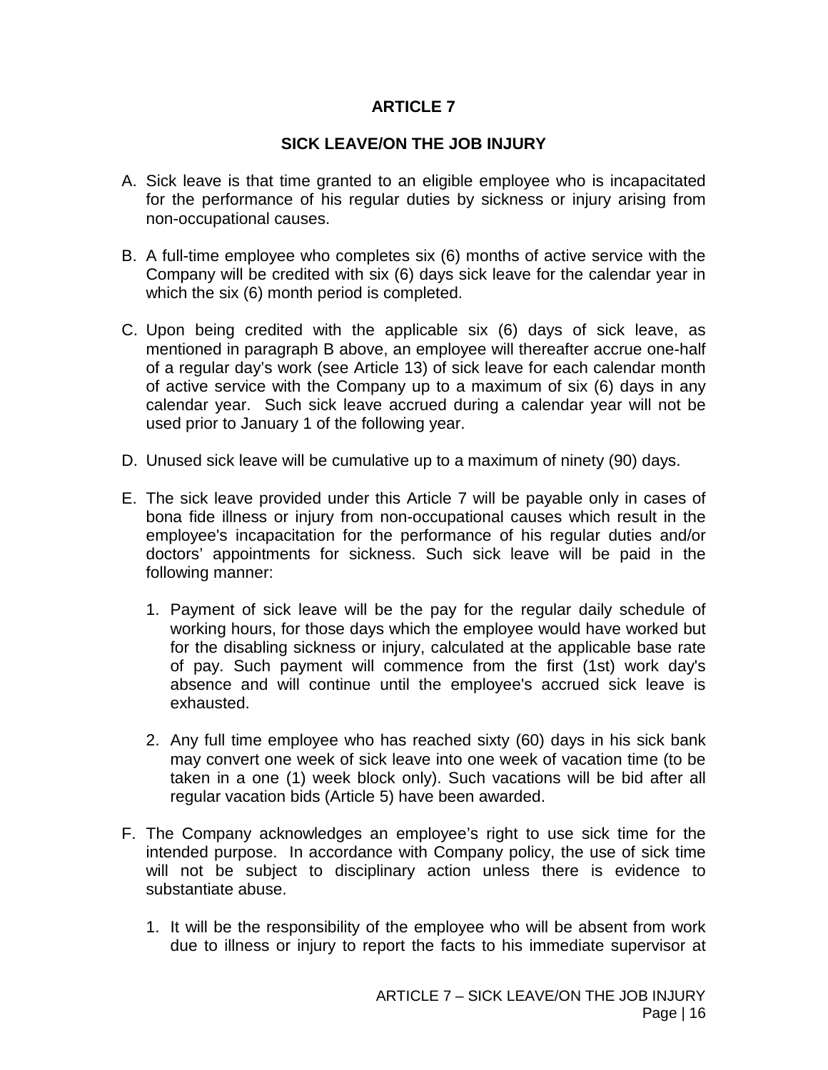# ARTICLE 7

## SICK LEAVE/ON THE JOB INJURY

A. Sick leave is that time granted to an eligible employee who is incapacitated for the performance of his regular duties by sickness or injury arising from non-occupational causes.

B. A full-time employee who completes six (6) months of active service with the Company will be credited with six (6) days sick leave for the calendar year in which the six (6) month period is completed.

C. Upon being credited with the applicable six (6) days of sick leave, as mentioned in paragraph B above, an employee will thereafter accrue one-half of a regular day's work (see Article 13) of sick leave for each calendar month of active service with the Company up to a maximum of six (6) days in any calendar year. Such sick leave accrued during a calendar year will not be used prior to January 1 of the following year.

D. Unused sick leave will be cumulative up to a maximum of ninety (90) days.

E. The sick leave provided under this Article 7 will be payable only in cases of bona fide illness or injury from non-occupational causes which result in the employee's incapacitation for the performance of his regular duties and/or doctors' appointments for sickness. Such sick leave will be paid in the following manner:

   1. Payment of sick leave will be the pay for the regular daily schedule of working hours, for those days which the employee would have worked but for the disabling sickness or injury, calculated at the applicable base rate of pay. Such payment will commence from the first (1st) work day's absence and will continue until the employee's accrued sick leave is exhausted.

   2. Any full time employee who has reached sixty (60) days in his sick bank may convert one week of sick leave into one week of vacation time (to be taken in a one (1) week block only). Such vacations will be bid after all regular vacation bids (Article 5) have been awarded.

F. The Company acknowledges an employee's right to use sick time for the intended purpose. In accordance with Company policy, the use of sick time will not be subject to disciplinary action unless there is evidence to substantiate abuse.

   1. It will be the responsibility of the employee who will be absent from work due to illness or injury to report the facts to his immediate supervisor at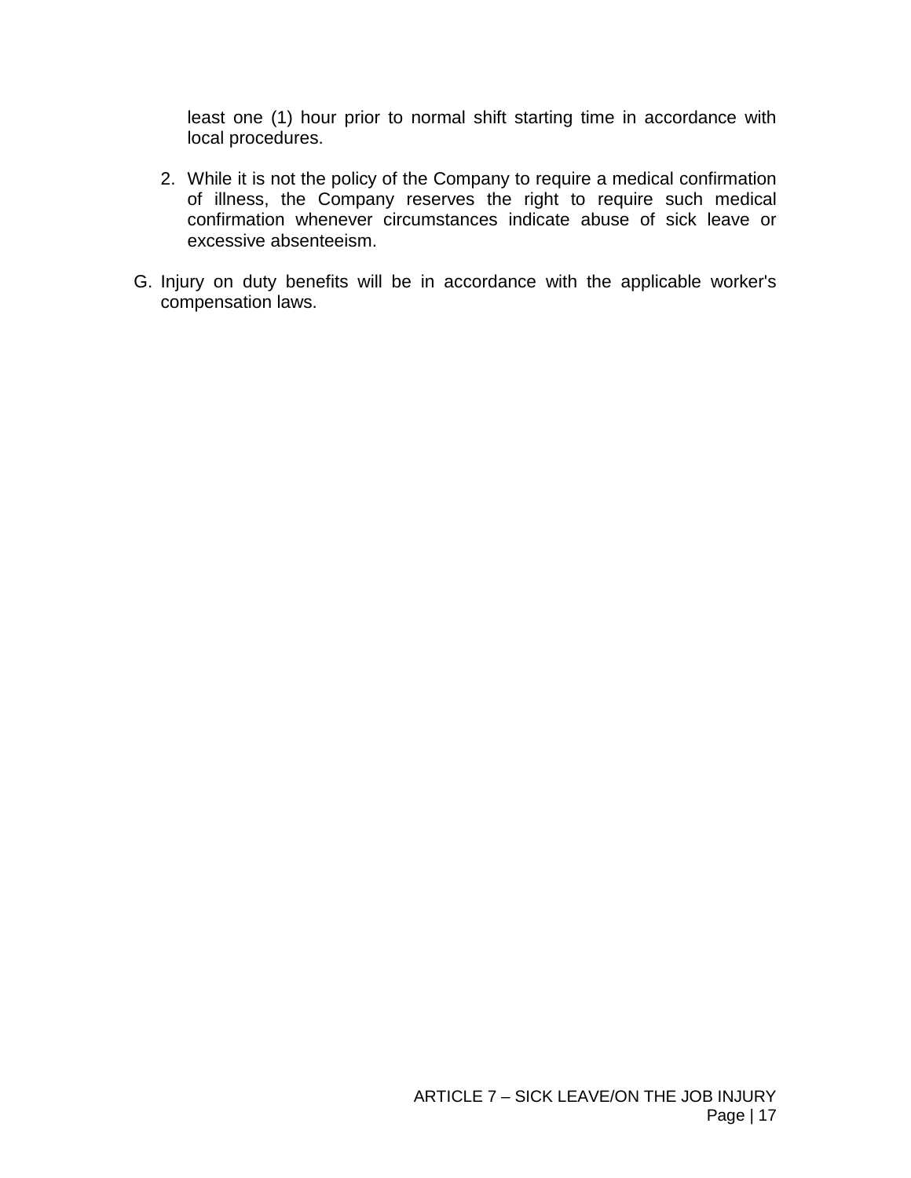least one (1) hour prior to normal shift starting time in accordance with local procedures.

2. While it is not the policy of the Company to require a medical confirmation of illness, the Company reserves the right to require such medical confirmation whenever circumstances indicate abuse of sick leave or excessive absenteeism.

G. Injury on duty benefits will be in accordance with the applicable worker's compensation laws.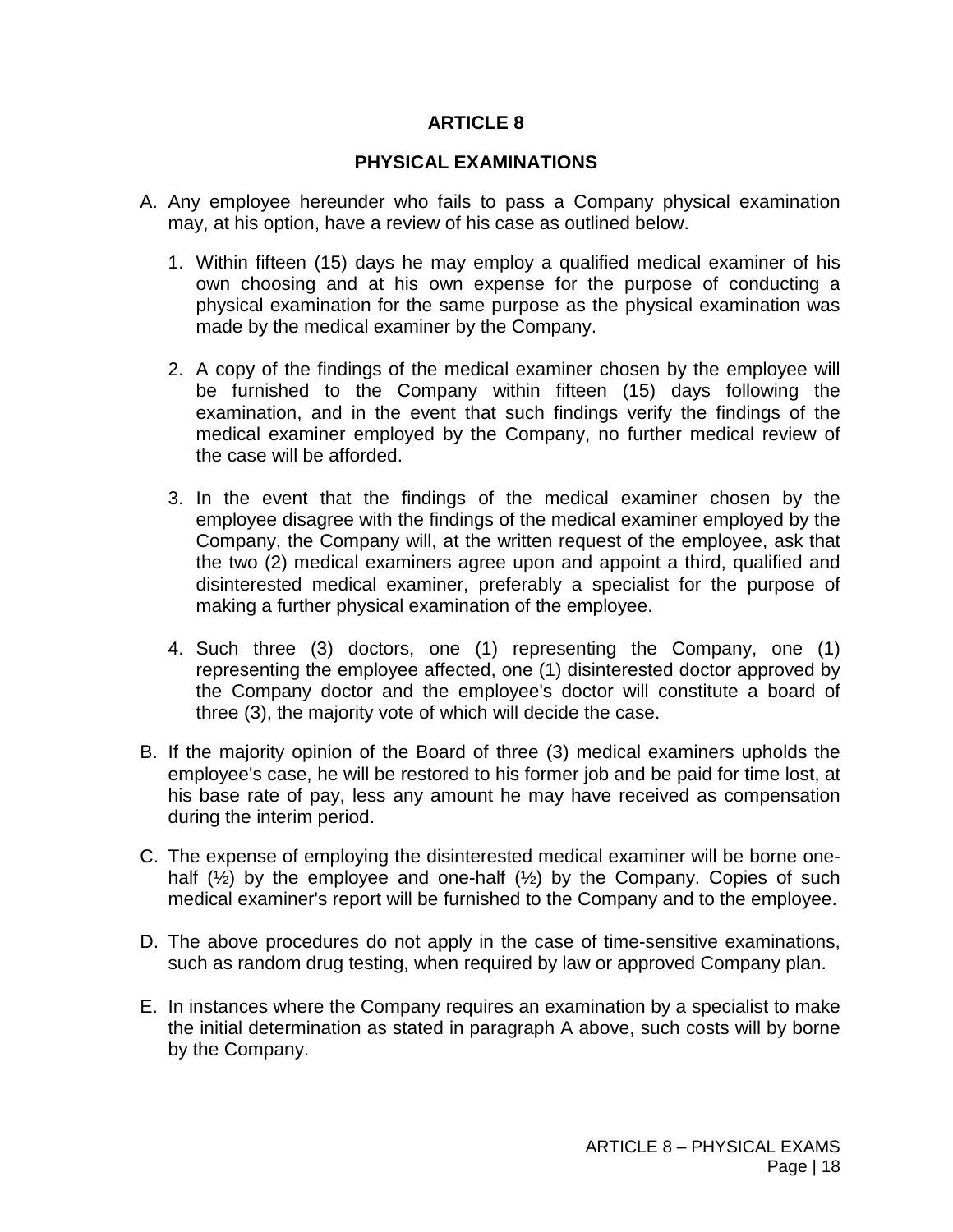# ARTICLE 8

## PHYSICAL EXAMINATIONS

A. Any employee hereunder who fails to pass a Company physical examination may, at his option, have a review of his case as outlined below.

   1. Within fifteen (15) days he may employ a qualified medical examiner of his own choosing and at his own expense for the purpose of conducting a physical examination for the same purpose as the physical examination was made by the medical examiner by the Company.

   2. A copy of the findings of the medical examiner chosen by the employee will be furnished to the Company within fifteen (15) days following the examination, and in the event that such findings verify the findings of the medical examiner employed by the Company, no further medical review of the case will be afforded.

   3. In the event that the findings of the medical examiner chosen by the employee disagree with the findings of the medical examiner employed by the Company, the Company will, at the written request of the employee, ask that the two (2) medical examiners agree upon and appoint a third, qualified and disinterested medical examiner, preferably a specialist for the purpose of making a further physical examination of the employee.

   4. Such three (3) doctors, one (1) representing the Company, one (1) representing the employee affected, one (1) disinterested doctor approved by the Company doctor and the employee's doctor will constitute a board of three (3), the majority vote of which will decide the case.

B. If the majority opinion of the Board of three (3) medical examiners upholds the employee's case, he will be restored to his former job and be paid for time lost, at his base rate of pay, less any amount he may have received as compensation during the interim period.

C. The expense of employing the disinterested medical examiner will be borne one-half (½) by the employee and one-half (½) by the Company. Copies of such medical examiner's report will be furnished to the Company and to the employee.

D. The above procedures do not apply in the case of time-sensitive examinations, such as random drug testing, when required by law or approved Company plan.

E. In instances where the Company requires an examination by a specialist to make the initial determination as stated in paragraph A above, such costs will by borne by the Company.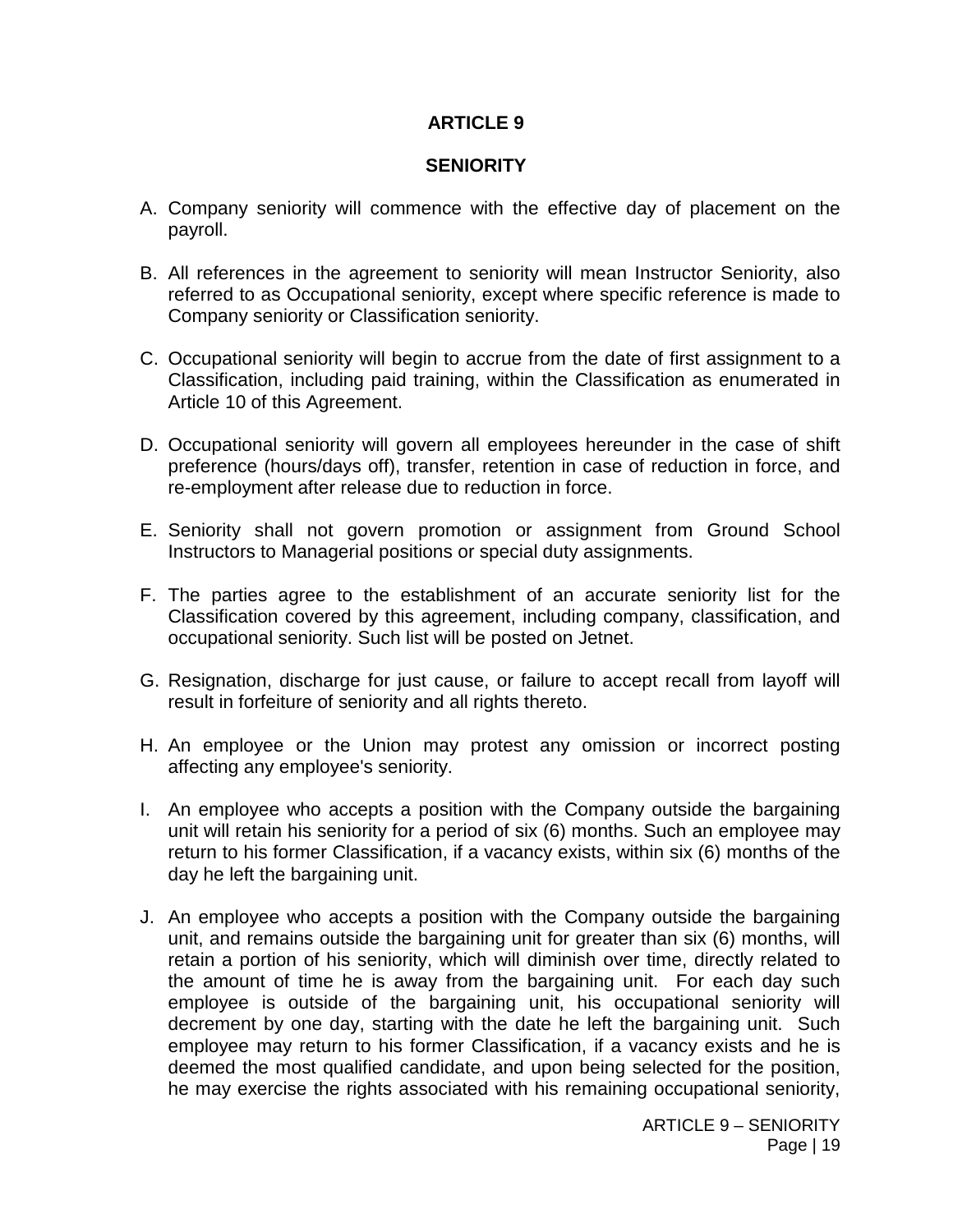# ARTICLE 9

## SENIORITY

A. Company seniority will commence with the effective day of placement on the payroll.

B. All references in the agreement to seniority will mean Instructor Seniority, also referred to as Occupational seniority, except where specific reference is made to Company seniority or Classification seniority.

C. Occupational seniority will begin to accrue from the date of first assignment to a Classification, including paid training, within the Classification as enumerated in Article 10 of this Agreement.

D. Occupational seniority will govern all employees hereunder in the case of shift preference (hours/days off), transfer, retention in case of reduction in force, and re-employment after release due to reduction in force.

E. Seniority shall not govern promotion or assignment from Ground School Instructors to Managerial positions or special duty assignments.

F. The parties agree to the establishment of an accurate seniority list for the Classification covered by this agreement, including company, classification, and occupational seniority. Such list will be posted on Jetnet.

G. Resignation, discharge for just cause, or failure to accept recall from layoff will result in forfeiture of seniority and all rights thereto.

H. An employee or the Union may protest any omission or incorrect posting affecting any employee's seniority.

I. An employee who accepts a position with the Company outside the bargaining unit will retain his seniority for a period of six (6) months. Such an employee may return to his former Classification, if a vacancy exists, within six (6) months of the day he left the bargaining unit.

J. An employee who accepts a position with the Company outside the bargaining unit, and remains outside the bargaining unit for greater than six (6) months, will retain a portion of his seniority, which will diminish over time, directly related to the amount of time he is away from the bargaining unit. For each day such employee is outside of the bargaining unit, his occupational seniority will decrement by one day, starting with the date he left the bargaining unit. Such employee may return to his former Classification, if a vacancy exists and he is deemed the most qualified candidate, and upon being selected for the position, he may exercise the rights associated with his remaining occupational seniority,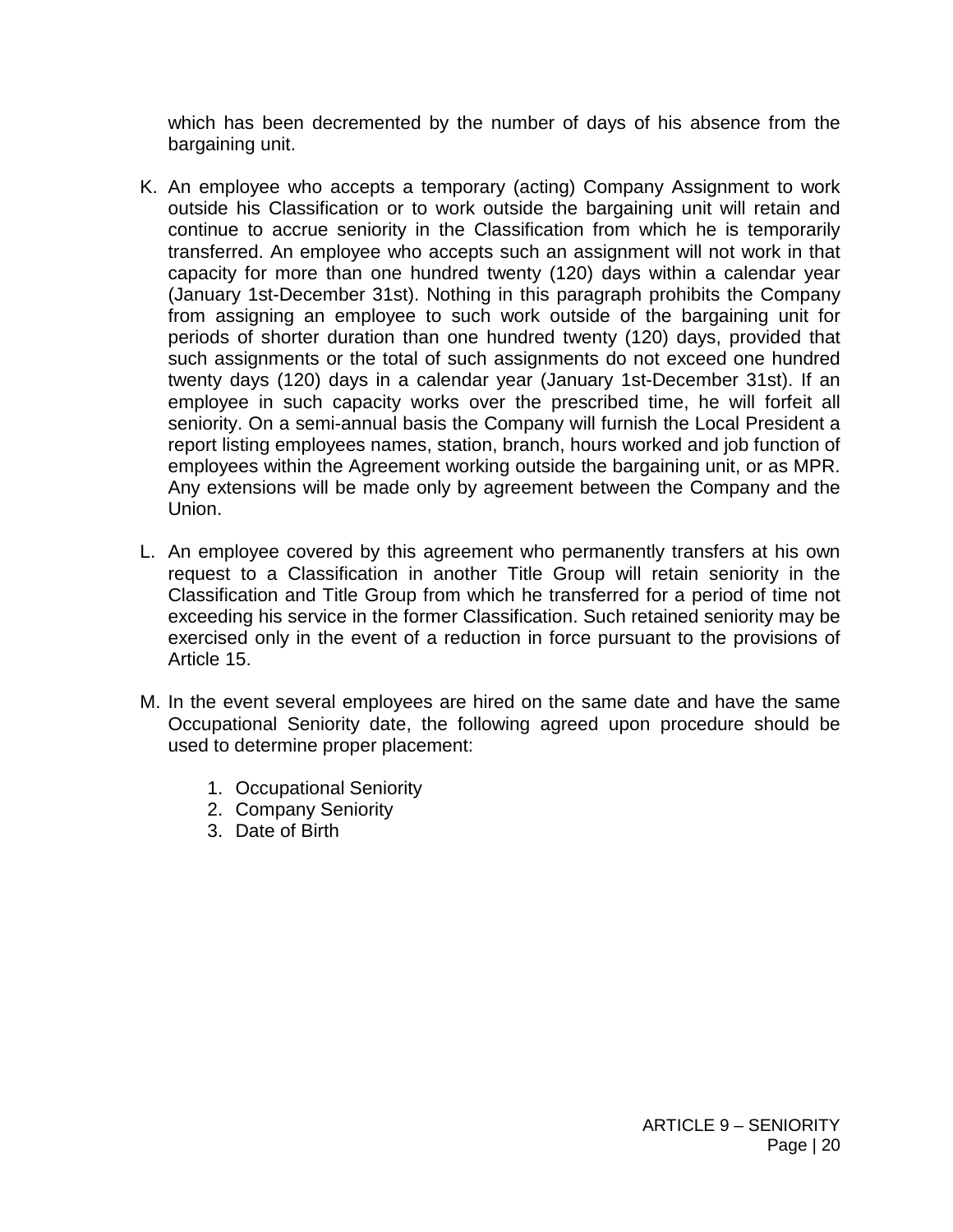which has been decremented by the number of days of his absence from the bargaining unit.

K. An employee who accepts a temporary (acting) Company Assignment to work outside his Classification or to work outside the bargaining unit will retain and continue to accrue seniority in the Classification from which he is temporarily transferred. An employee who accepts such an assignment will not work in that capacity for more than one hundred twenty (120) days within a calendar year (January 1st-December 31st). Nothing in this paragraph prohibits the Company from assigning an employee to such work outside of the bargaining unit for periods of shorter duration than one hundred twenty (120) days, provided that such assignments or the total of such assignments do not exceed one hundred twenty days (120) days in a calendar year (January 1st-December 31st). If an employee in such capacity works over the prescribed time, he will forfeit all seniority. On a semi-annual basis the Company will furnish the Local President a report listing employees names, station, branch, hours worked and job function of employees within the Agreement working outside the bargaining unit, or as MPR. Any extensions will be made only by agreement between the Company and the Union.

L. An employee covered by this agreement who permanently transfers at his own request to a Classification in another Title Group will retain seniority in the Classification and Title Group from which he transferred for a period of time not exceeding his service in the former Classification. Such retained seniority may be exercised only in the event of a reduction in force pursuant to the provisions of Article 15.

M. In the event several employees are hired on the same date and have the same Occupational Seniority date, the following agreed upon procedure should be used to determine proper placement:

   1. Occupational Seniority
   2. Company Seniority
   3. Date of Birth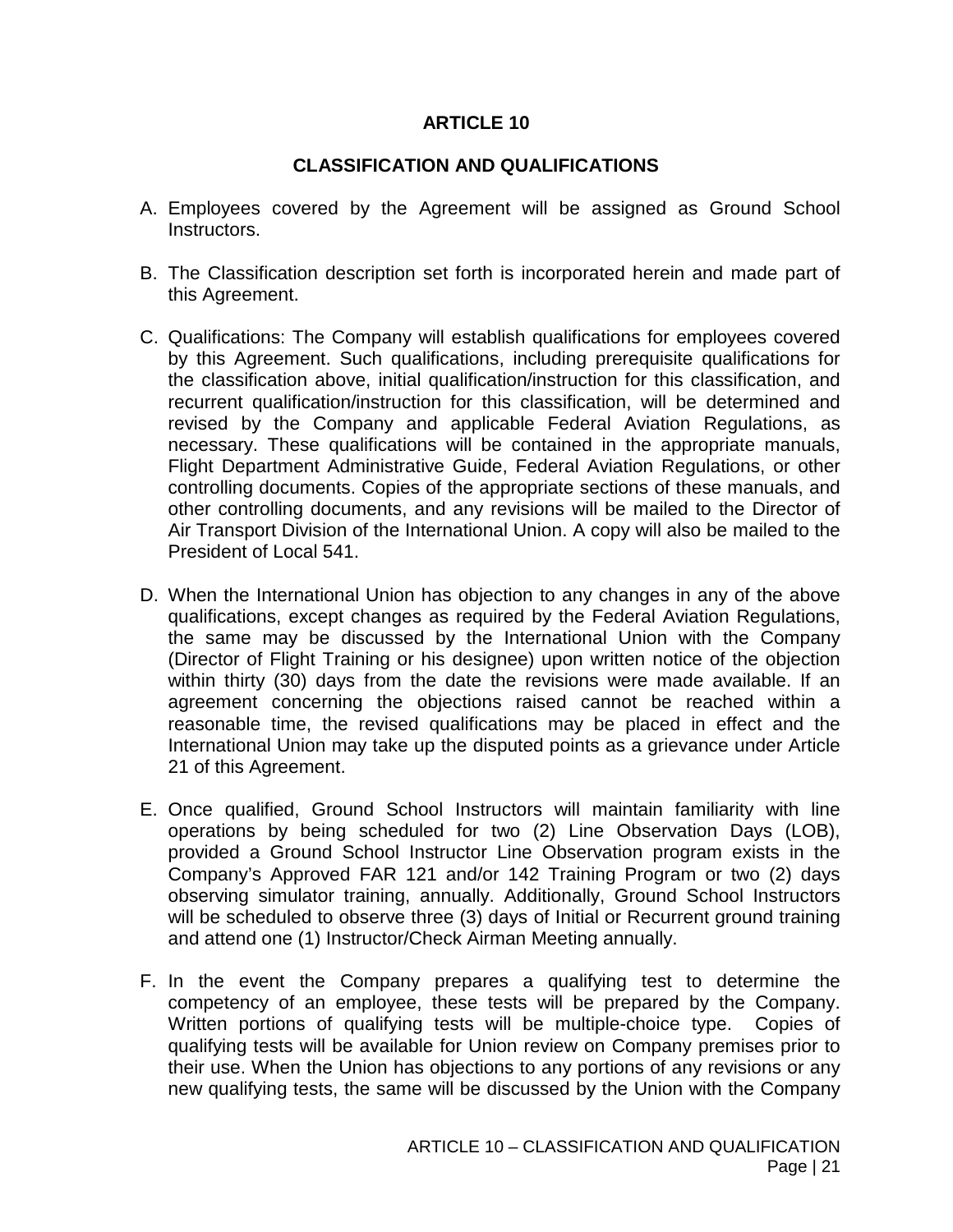# ARTICLE 10

## CLASSIFICATION AND QUALIFICATIONS

A. Employees covered by the Agreement will be assigned as Ground School Instructors.

B. The Classification description set forth is incorporated herein and made part of this Agreement.

C. Qualifications: The Company will establish qualifications for employees covered by this Agreement. Such qualifications, including prerequisite qualifications for the classification above, initial qualification/instruction for this classification, and recurrent qualification/instruction for this classification, will be determined and revised by the Company and applicable Federal Aviation Regulations, as necessary. These qualifications will be contained in the appropriate manuals, Flight Department Administrative Guide, Federal Aviation Regulations, or other controlling documents. Copies of the appropriate sections of these manuals, and other controlling documents, and any revisions will be mailed to the Director of Air Transport Division of the International Union. A copy will also be mailed to the President of Local 541.

D. When the International Union has objection to any changes in any of the above qualifications, except changes as required by the Federal Aviation Regulations, the same may be discussed by the International Union with the Company (Director of Flight Training or his designee) upon written notice of the objection within thirty (30) days from the date the revisions were made available. If an agreement concerning the objections raised cannot be reached within a reasonable time, the revised qualifications may be placed in effect and the International Union may take up the disputed points as a grievance under Article 21 of this Agreement.

E. Once qualified, Ground School Instructors will maintain familiarity with line operations by being scheduled for two (2) Line Observation Days (LOB), provided a Ground School Instructor Line Observation program exists in the Company's Approved FAR 121 and/or 142 Training Program or two (2) days observing simulator training, annually. Additionally, Ground School Instructors will be scheduled to observe three (3) days of Initial or Recurrent ground training and attend one (1) Instructor/Check Airman Meeting annually.

F. In the event the Company prepares a qualifying test to determine the competency of an employee, these tests will be prepared by the Company. Written portions of qualifying tests will be multiple-choice type. Copies of qualifying tests will be available for Union review on Company premises prior to their use. When the Union has objections to any portions of any revisions or any new qualifying tests, the same will be discussed by the Union with the Company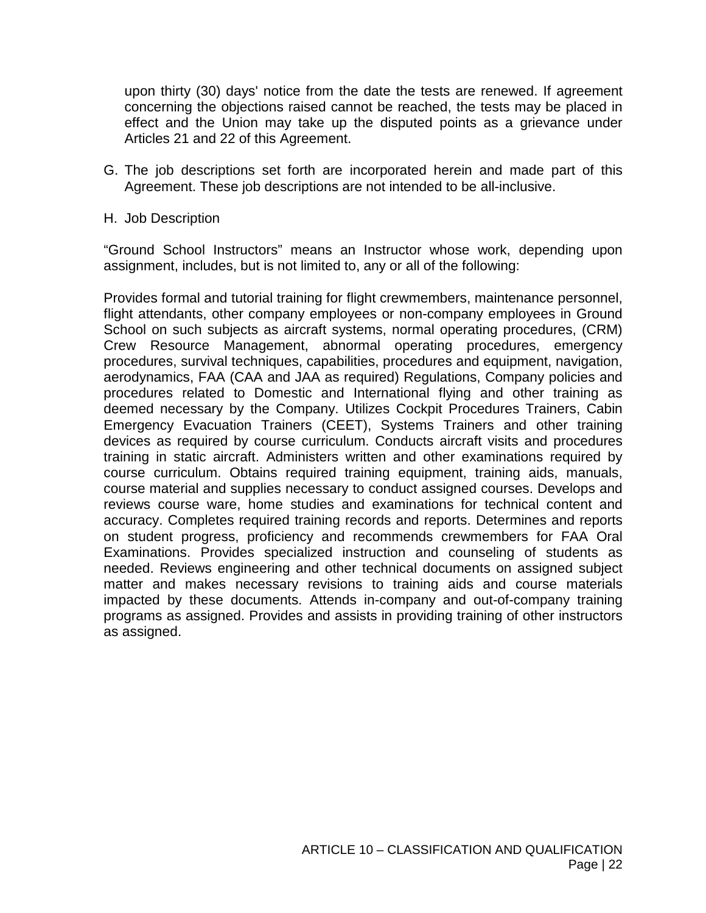upon thirty (30) days' notice from the date the tests are renewed. If agreement concerning the objections raised cannot be reached, the tests may be placed in effect and the Union may take up the disputed points as a grievance under Articles 21 and 22 of this Agreement.

G. The job descriptions set forth are incorporated herein and made part of this Agreement. These job descriptions are not intended to be all-inclusive.

H. Job Description

“Ground School Instructors” means an Instructor whose work, depending upon assignment, includes, but is not limited to, any or all of the following:

Provides formal and tutorial training for flight crewmembers, maintenance personnel, flight attendants, other company employees or non-company employees in Ground School on such subjects as aircraft systems, normal operating procedures, (CRM) Crew Resource Management, abnormal operating procedures, emergency procedures, survival techniques, capabilities, procedures and equipment, navigation, aerodynamics, FAA (CAA and JAA as required) Regulations, Company policies and procedures related to Domestic and International flying and other training as deemed necessary by the Company. Utilizes Cockpit Procedures Trainers, Cabin Emergency Evacuation Trainers (CEET), Systems Trainers and other training devices as required by course curriculum. Conducts aircraft visits and procedures training in static aircraft. Administers written and other examinations required by course curriculum. Obtains required training equipment, training aids, manuals, course material and supplies necessary to conduct assigned courses. Develops and reviews course ware, home studies and examinations for technical content and accuracy. Completes required training records and reports. Determines and reports on student progress, proficiency and recommends crewmembers for FAA Oral Examinations. Provides specialized instruction and counseling of students as needed. Reviews engineering and other technical documents on assigned subject matter and makes necessary revisions to training aids and course materials impacted by these documents. Attends in-company and out-of-company training programs as assigned. Provides and assists in providing training of other instructors as assigned.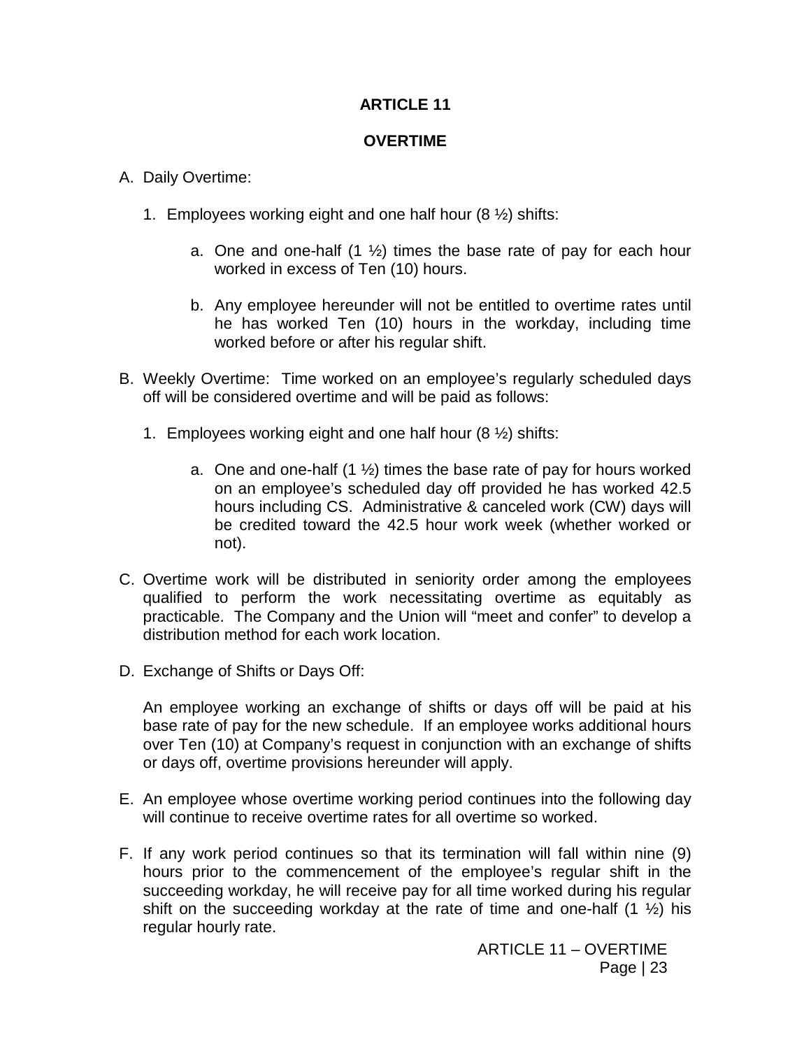# ARTICLE 11

## OVERTIME

A. Daily Overtime:

   1. Employees working eight and one half hour (8 ½) shifts:

      a. One and one-half (1 ½) times the base rate of pay for each hour worked in excess of Ten (10) hours.

      b. Any employee hereunder will not be entitled to overtime rates until he has worked Ten (10) hours in the workday, including time worked before or after his regular shift.

B. Weekly Overtime: Time worked on an employee's regularly scheduled days off will be considered overtime and will be paid as follows:

   1. Employees working eight and one half hour (8 ½) shifts:

      a. One and one-half (1 ½) times the base rate of pay for hours worked on an employee's scheduled day off provided he has worked 42.5 hours including CS. Administrative & canceled work (CW) days will be credited toward the 42.5 hour work week (whether worked or not).

C. Overtime work will be distributed in seniority order among the employees qualified to perform the work necessitating overtime as equitably as practicable. The Company and the Union will "meet and confer" to develop a distribution method for each work location.

D. Exchange of Shifts or Days Off:

   An employee working an exchange of shifts or days off will be paid at his base rate of pay for the new schedule. If an employee works additional hours over Ten (10) at Company's request in conjunction with an exchange of shifts or days off, overtime provisions hereunder will apply.

E. An employee whose overtime working period continues into the following day will continue to receive overtime rates for all overtime so worked.

F. If any work period continues so that its termination will fall within nine (9) hours prior to the commencement of the employee's regular shift in the succeeding workday, he will receive pay for all time worked during his regular shift on the succeeding workday at the rate of time and one-half (1 ½) his regular hourly rate.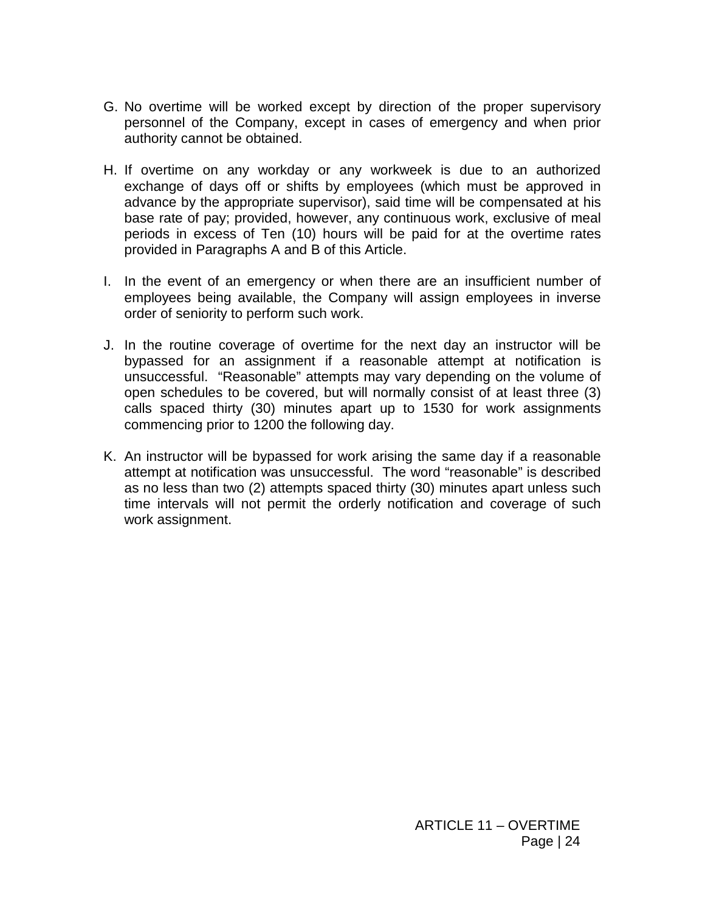G. No overtime will be worked except by direction of the proper supervisory personnel of the Company, except in cases of emergency and when prior authority cannot be obtained.

H. If overtime on any workday or any workweek is due to an authorized exchange of days off or shifts by employees (which must be approved in advance by the appropriate supervisor), said time will be compensated at his base rate of pay; provided, however, any continuous work, exclusive of meal periods in excess of Ten (10) hours will be paid for at the overtime rates provided in Paragraphs A and B of this Article.

I. In the event of an emergency or when there are an insufficient number of employees being available, the Company will assign employees in inverse order of seniority to perform such work.

J. In the routine coverage of overtime for the next day an instructor will be bypassed for an assignment if a reasonable attempt at notification is unsuccessful. "Reasonable" attempts may vary depending on the volume of open schedules to be covered, but will normally consist of at least three (3) calls spaced thirty (30) minutes apart up to 1530 for work assignments commencing prior to 1200 the following day.

K. An instructor will be bypassed for work arising the same day if a reasonable attempt at notification was unsuccessful. The word "reasonable" is described as no less than two (2) attempts spaced thirty (30) minutes apart unless such time intervals will not permit the orderly notification and coverage of such work assignment.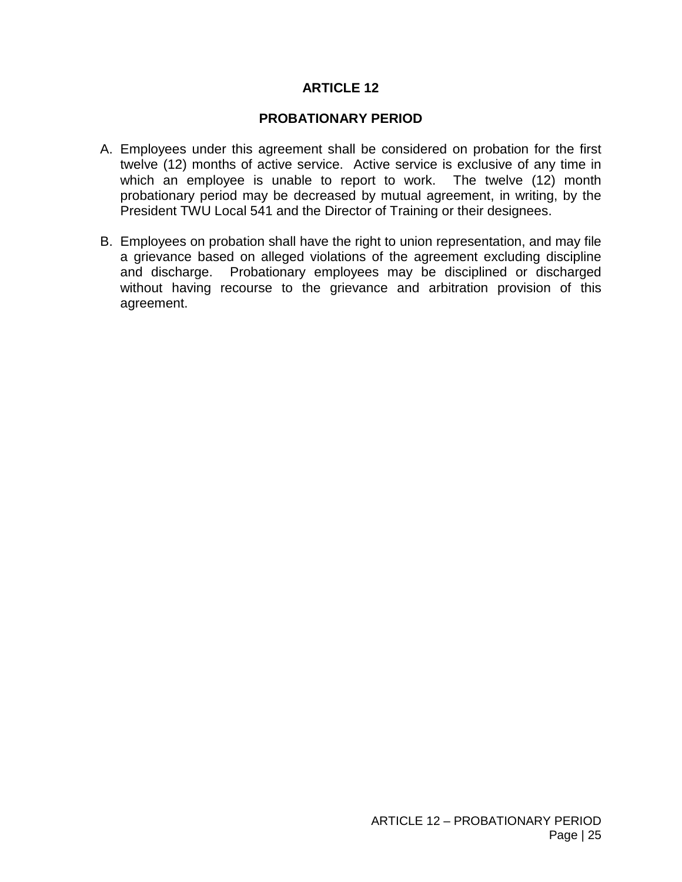# ARTICLE 12

## PROBATIONARY PERIOD

A. Employees under this agreement shall be considered on probation for the first twelve (12) months of active service. Active service is exclusive of any time in which an employee is unable to report to work. The twelve (12) month probationary period may be decreased by mutual agreement, in writing, by the President TWU Local 541 and the Director of Training or their designees.

B. Employees on probation shall have the right to union representation, and may file a grievance based on alleged violations of the agreement excluding discipline and discharge. Probationary employees may be disciplined or discharged without having recourse to the grievance and arbitration provision of this agreement.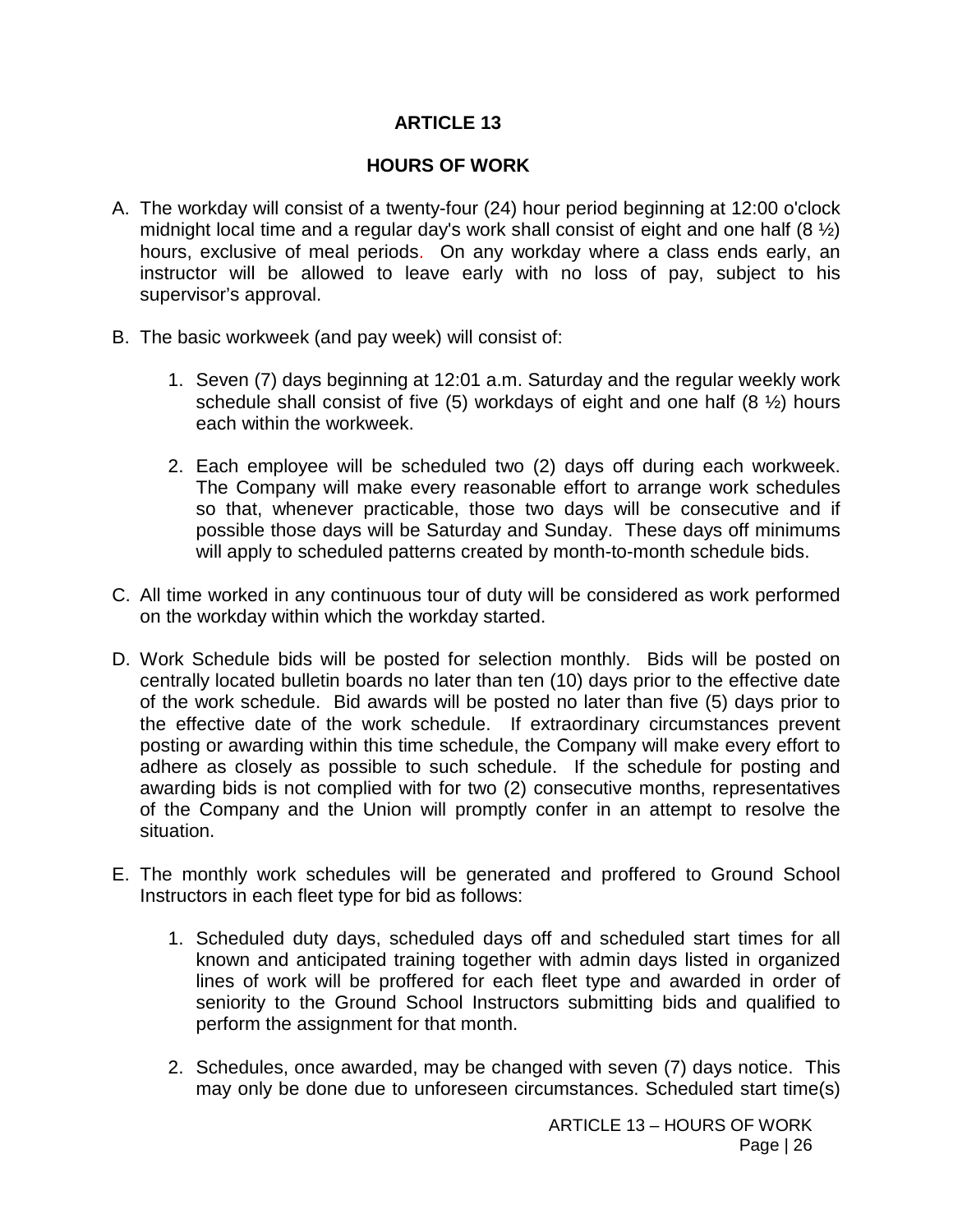# ARTICLE 13

## HOURS OF WORK

A. The workday will consist of a twenty-four (24) hour period beginning at 12:00 o'clock midnight local time and a regular day's work shall consist of eight and one half (8 ½) hours, exclusive of meal periods. On any workday where a class ends early, an instructor will be allowed to leave early with no loss of pay, subject to his supervisor's approval.

B. The basic workweek (and pay week) will consist of:

   1. Seven (7) days beginning at 12:01 a.m. Saturday and the regular weekly work schedule shall consist of five (5) workdays of eight and one half (8 ½) hours each within the workweek.

   2. Each employee will be scheduled two (2) days off during each workweek. The Company will make every reasonable effort to arrange work schedules so that, whenever practicable, those two days will be consecutive and if possible those days will be Saturday and Sunday. These days off minimums will apply to scheduled patterns created by month-to-month schedule bids.

C. All time worked in any continuous tour of duty will be considered as work performed on the workday within which the workday started.

D. Work Schedule bids will be posted for selection monthly. Bids will be posted on centrally located bulletin boards no later than ten (10) days prior to the effective date of the work schedule. Bid awards will be posted no later than five (5) days prior to the effective date of the work schedule. If extraordinary circumstances prevent posting or awarding within this time schedule, the Company will make every effort to adhere as closely as possible to such schedule. If the schedule for posting and awarding bids is not complied with for two (2) consecutive months, representatives of the Company and the Union will promptly confer in an attempt to resolve the situation.

E. The monthly work schedules will be generated and proffered to Ground School Instructors in each fleet type for bid as follows:

   1. Scheduled duty days, scheduled days off and scheduled start times for all known and anticipated training together with admin days listed in organized lines of work will be proffered for each fleet type and awarded in order of seniority to the Ground School Instructors submitting bids and qualified to perform the assignment for that month.

   2. Schedules, once awarded, may be changed with seven (7) days notice. This may only be done due to unforeseen circumstances. Scheduled start time(s)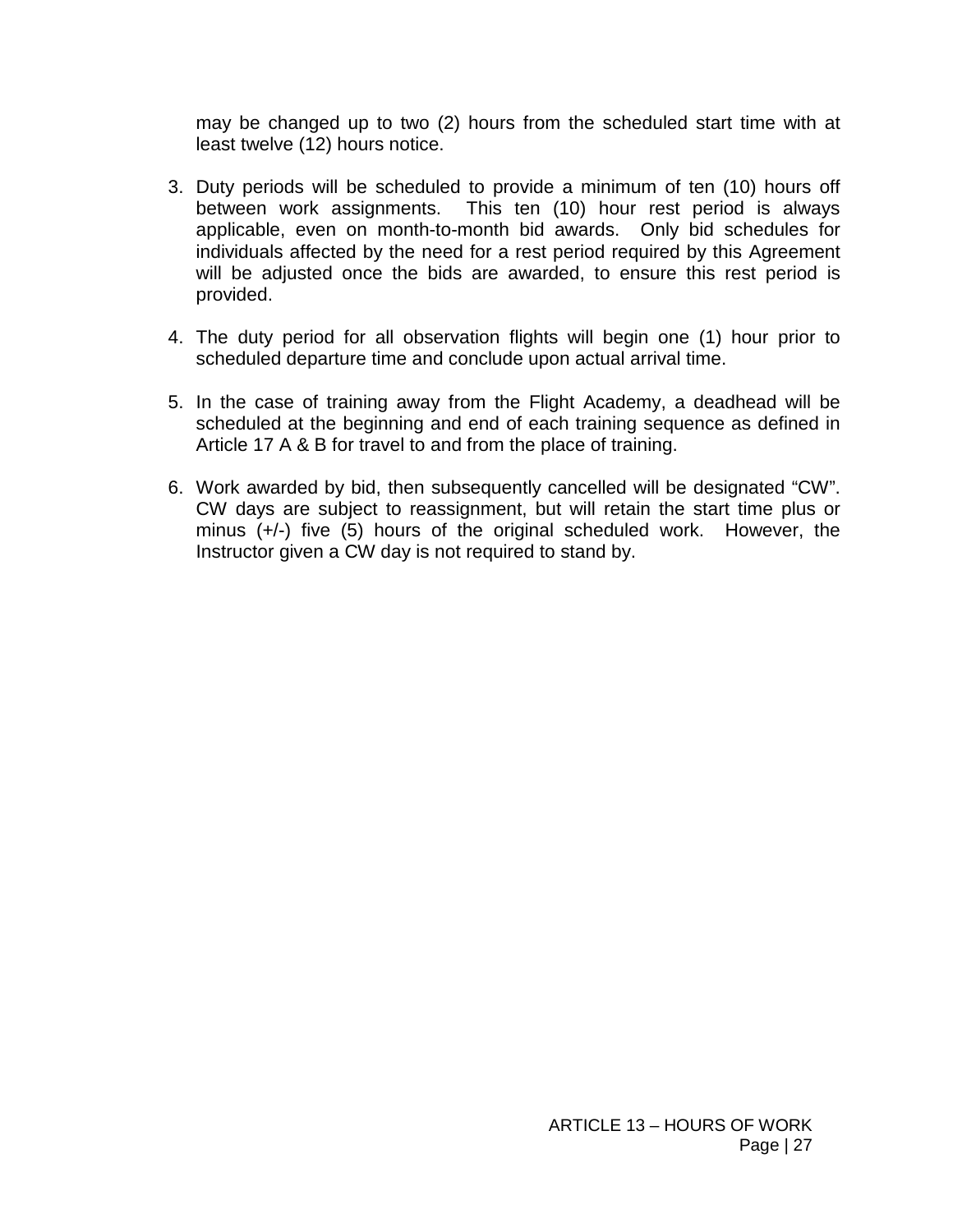may be changed up to two (2) hours from the scheduled start time with at least twelve (12) hours notice.

3. Duty periods will be scheduled to provide a minimum of ten (10) hours off between work assignments. This ten (10) hour rest period is always applicable, even on month-to-month bid awards. Only bid schedules for individuals affected by the need for a rest period required by this Agreement will be adjusted once the bids are awarded, to ensure this rest period is provided.

4. The duty period for all observation flights will begin one (1) hour prior to scheduled departure time and conclude upon actual arrival time.

5. In the case of training away from the Flight Academy, a deadhead will be scheduled at the beginning and end of each training sequence as defined in Article 17 A & B for travel to and from the place of training.

6. Work awarded by bid, then subsequently cancelled will be designated “CW”. CW days are subject to reassignment, but will retain the start time plus or minus (+/-) five (5) hours of the original scheduled work. However, the Instructor given a CW day is not required to stand by.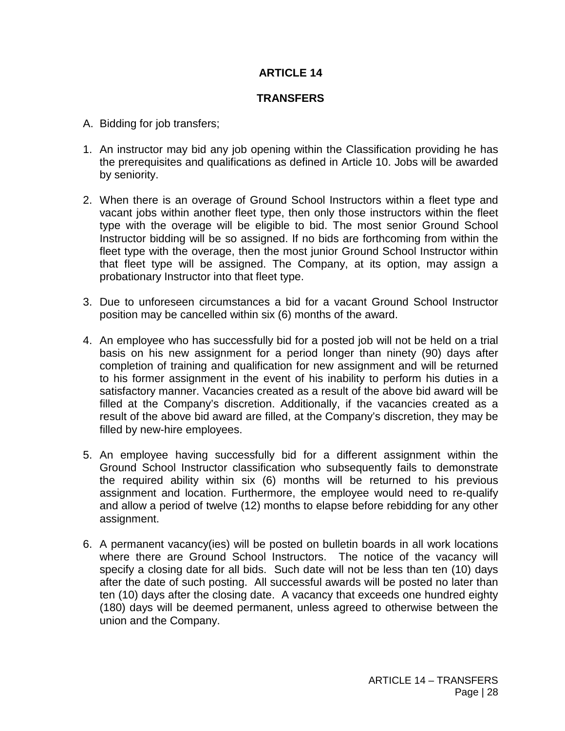# ARTICLE 14

## TRANSFERS

A. Bidding for job transfers;

1. An instructor may bid any job opening within the Classification providing he has the prerequisites and qualifications as defined in Article 10. Jobs will be awarded by seniority.

2. When there is an overage of Ground School Instructors within a fleet type and vacant jobs within another fleet type, then only those instructors within the fleet type with the overage will be eligible to bid. The most senior Ground School Instructor bidding will be so assigned. If no bids are forthcoming from within the fleet type with the overage, then the most junior Ground School Instructor within that fleet type will be assigned. The Company, at its option, may assign a probationary Instructor into that fleet type.

3. Due to unforeseen circumstances a bid for a vacant Ground School Instructor position may be cancelled within six (6) months of the award.

4. An employee who has successfully bid for a posted job will not be held on a trial basis on his new assignment for a period longer than ninety (90) days after completion of training and qualification for new assignment and will be returned to his former assignment in the event of his inability to perform his duties in a satisfactory manner. Vacancies created as a result of the above bid award will be filled at the Company's discretion. Additionally, if the vacancies created as a result of the above bid award are filled, at the Company's discretion, they may be filled by new-hire employees.

5. An employee having successfully bid for a different assignment within the Ground School Instructor classification who subsequently fails to demonstrate the required ability within six (6) months will be returned to his previous assignment and location. Furthermore, the employee would need to re-qualify and allow a period of twelve (12) months to elapse before rebidding for any other assignment.

6. A permanent vacancy(ies) will be posted on bulletin boards in all work locations where there are Ground School Instructors. The notice of the vacancy will specify a closing date for all bids. Such date will not be less than ten (10) days after the date of such posting. All successful awards will be posted no later than ten (10) days after the closing date. A vacancy that exceeds one hundred eighty (180) days will be deemed permanent, unless agreed to otherwise between the union and the Company.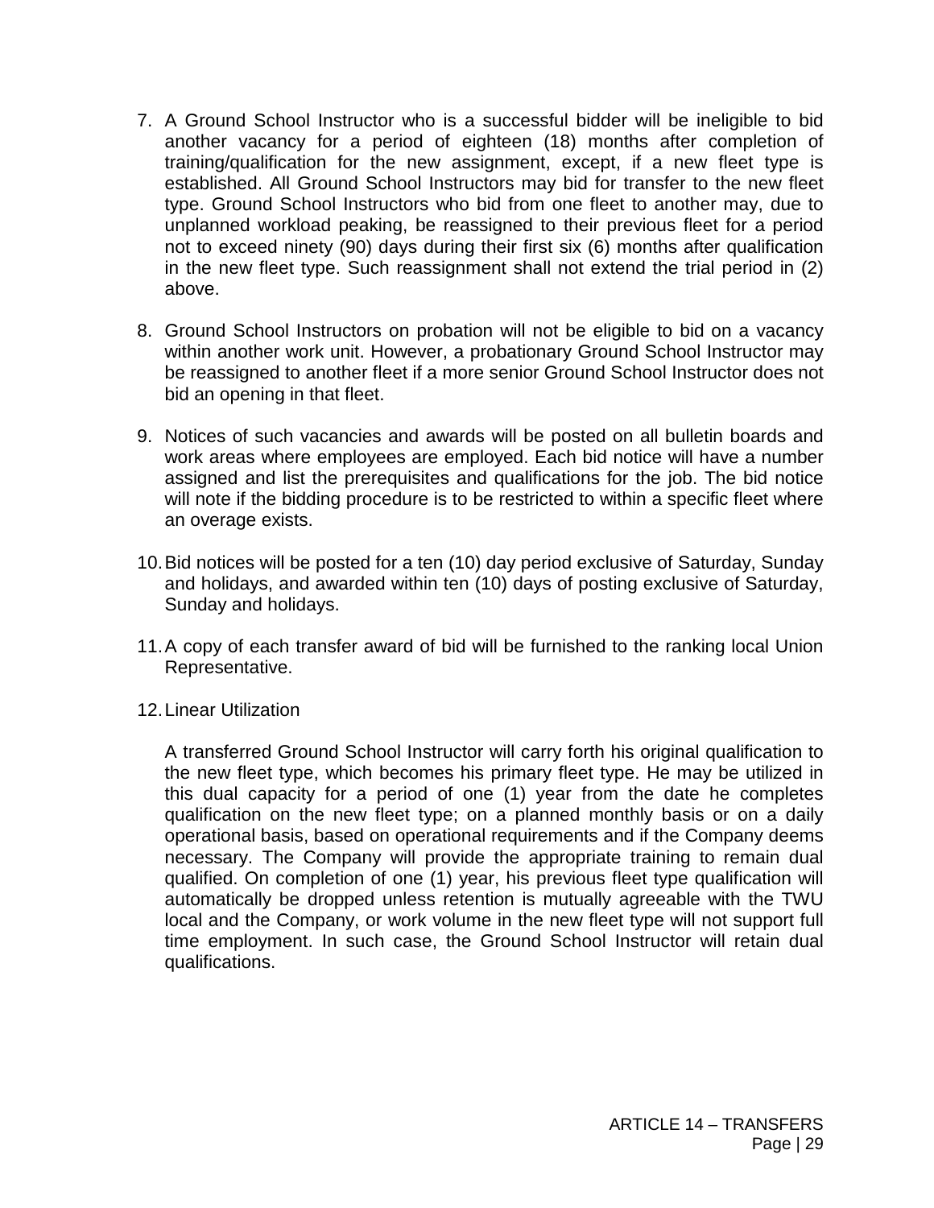7. A Ground School Instructor who is a successful bidder will be ineligible to bid another vacancy for a period of eighteen (18) months after completion of training/qualification for the new assignment, except, if a new fleet type is established. All Ground School Instructors may bid for transfer to the new fleet type. Ground School Instructors who bid from one fleet to another may, due to unplanned workload peaking, be reassigned to their previous fleet for a period not to exceed ninety (90) days during their first six (6) months after qualification in the new fleet type. Such reassignment shall not extend the trial period in (2) above.

8. Ground School Instructors on probation will not be eligible to bid on a vacancy within another work unit. However, a probationary Ground School Instructor may be reassigned to another fleet if a more senior Ground School Instructor does not bid an opening in that fleet.

9. Notices of such vacancies and awards will be posted on all bulletin boards and work areas where employees are employed. Each bid notice will have a number assigned and list the prerequisites and qualifications for the job. The bid notice will note if the bidding procedure is to be restricted to within a specific fleet where an overage exists.

10. Bid notices will be posted for a ten (10) day period exclusive of Saturday, Sunday and holidays, and awarded within ten (10) days of posting exclusive of Saturday, Sunday and holidays.

11. A copy of each transfer award of bid will be furnished to the ranking local Union Representative.

12. Linear Utilization

    A transferred Ground School Instructor will carry forth his original qualification to the new fleet type, which becomes his primary fleet type. He may be utilized in this dual capacity for a period of one (1) year from the date he completes qualification on the new fleet type; on a planned monthly basis or on a daily operational basis, based on operational requirements and if the Company deems necessary. The Company will provide the appropriate training to remain dual qualified. On completion of one (1) year, his previous fleet type qualification will automatically be dropped unless retention is mutually agreeable with the TWU local and the Company, or work volume in the new fleet type will not support full time employment. In such case, the Ground School Instructor will retain dual qualifications.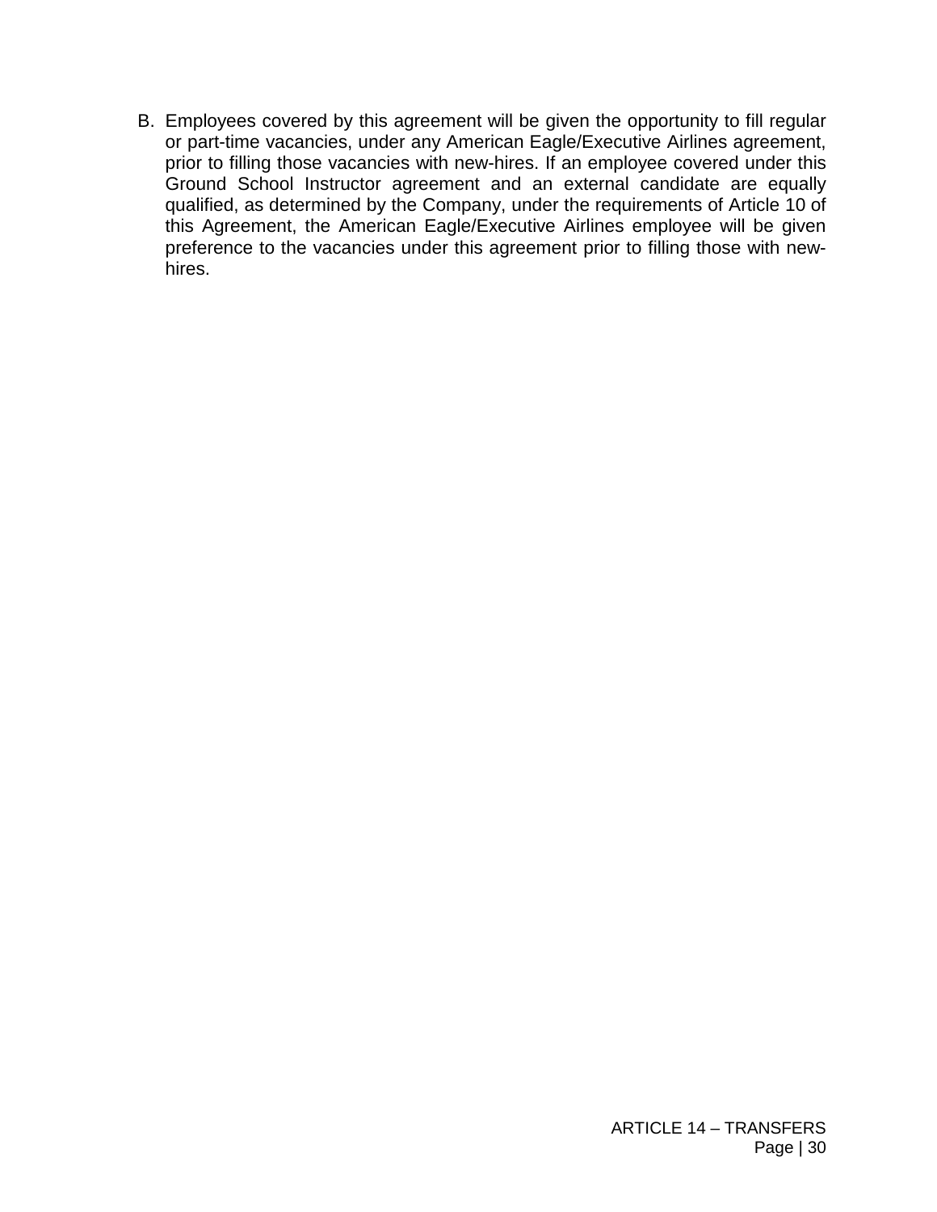B. Employees covered by this agreement will be given the opportunity to fill regular or part-time vacancies, under any American Eagle/Executive Airlines agreement, prior to filling those vacancies with new-hires. If an employee covered under this Ground School Instructor agreement and an external candidate are equally qualified, as determined by the Company, under the requirements of Article 10 of this Agreement, the American Eagle/Executive Airlines employee will be given preference to the vacancies under this agreement prior to filling those with new-hires.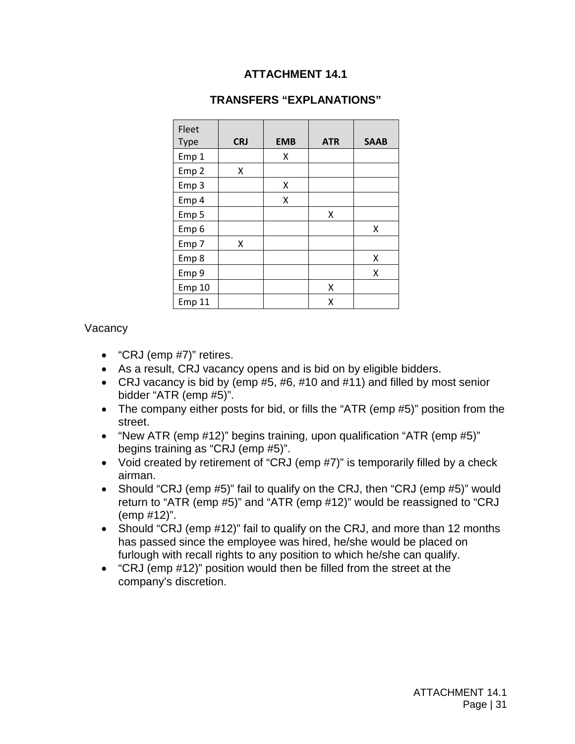# ATTACHMENT 14.1

## TRANSFERS "EXPLANATIONS"

| Fleet Type | CRJ | EMB | ATR | SAAB |
|---|---|---|---|---|
| Emp 1 | | X | | |
| Emp 2 | X | | | |
| Emp 3 | | X | | |
| Emp 4 | | X | | |
| Emp 5 | | | X | |
| Emp 6 | | | | X |
| Emp 7 | X | | | |
| Emp 8 | | | | X |
| Emp 9 | | | | X |
| Emp 10 | | | X | |
| Emp 11 | | | X | |

Vacancy

- "CRJ (emp #7)" retires.
- As a result, CRJ vacancy opens and is bid on by eligible bidders.
- CRJ vacancy is bid by (emp #5, #6, #10 and #11) and filled by most senior bidder "ATR (emp #5)".
- The company either posts for bid, or fills the "ATR (emp #5)" position from the street.
- "New ATR (emp #12)" begins training, upon qualification "ATR (emp #5)" begins training as "CRJ (emp #5)".
- Void created by retirement of "CRJ (emp #7)" is temporarily filled by a check airman.
- Should "CRJ (emp #5)" fail to qualify on the CRJ, then "CRJ (emp #5)" would return to "ATR (emp #5)" and "ATR (emp #12)" would be reassigned to "CRJ (emp #12)".
- Should "CRJ (emp #12)" fail to qualify on the CRJ, and more than 12 months has passed since the employee was hired, he/she would be placed on furlough with recall rights to any position to which he/she can qualify.
- "CRJ (emp #12)" position would then be filled from the street at the company's discretion.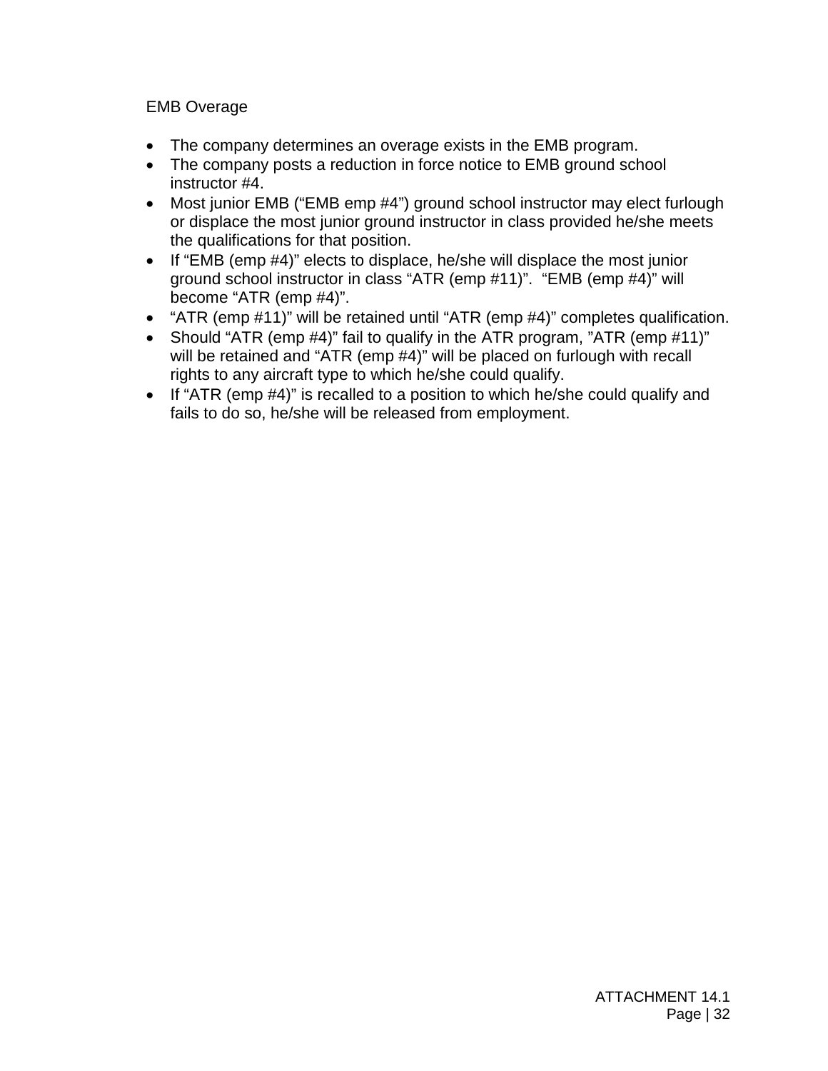EMB Overage

- The company determines an overage exists in the EMB program.
- The company posts a reduction in force notice to EMB ground school instructor #4.
- Most junior EMB (“EMB emp #4”) ground school instructor may elect furlough or displace the most junior ground instructor in class provided he/she meets the qualifications for that position.
- If “EMB (emp #4)” elects to displace, he/she will displace the most junior ground school instructor in class “ATR (emp #11)”. “EMB (emp #4)” will become “ATR (emp #4)”.
- “ATR (emp #11)” will be retained until “ATR (emp #4)” completes qualification.
- Should “ATR (emp #4)” fail to qualify in the ATR program, ”ATR (emp #11)” will be retained and “ATR (emp #4)” will be placed on furlough with recall rights to any aircraft type to which he/she could qualify.
- If “ATR (emp #4)” is recalled to a position to which he/she could qualify and fails to do so, he/she will be released from employment.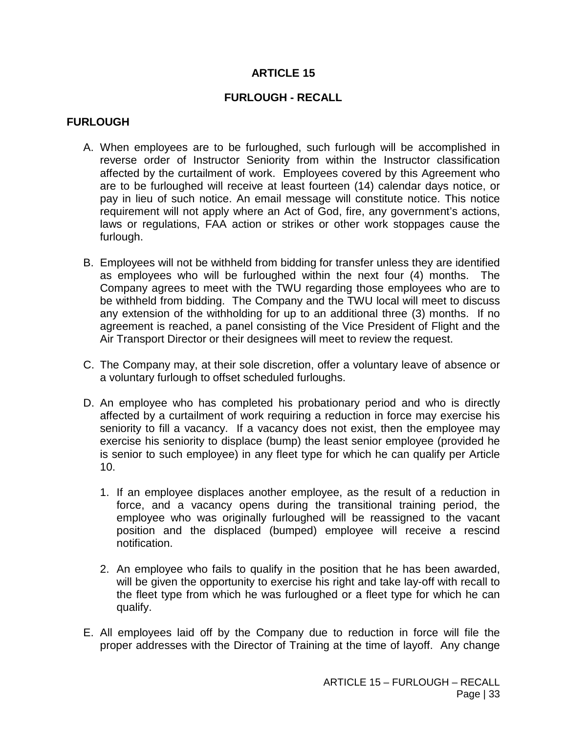# ARTICLE 15

## FURLOUGH - RECALL

### FURLOUGH

A. When employees are to be furloughed, such furlough will be accomplished in reverse order of Instructor Seniority from within the Instructor classification affected by the curtailment of work. Employees covered by this Agreement who are to be furloughed will receive at least fourteen (14) calendar days notice, or pay in lieu of such notice. An email message will constitute notice. This notice requirement will not apply where an Act of God, fire, any government's actions, laws or regulations, FAA action or strikes or other work stoppages cause the furlough.

B. Employees will not be withheld from bidding for transfer unless they are identified as employees who will be furloughed within the next four (4) months. The Company agrees to meet with the TWU regarding those employees who are to be withheld from bidding. The Company and the TWU local will meet to discuss any extension of the withholding for up to an additional three (3) months. If no agreement is reached, a panel consisting of the Vice President of Flight and the Air Transport Director or their designees will meet to review the request.

C. The Company may, at their sole discretion, offer a voluntary leave of absence or a voluntary furlough to offset scheduled furloughs.

D. An employee who has completed his probationary period and who is directly affected by a curtailment of work requiring a reduction in force may exercise his seniority to fill a vacancy. If a vacancy does not exist, then the employee may exercise his seniority to displace (bump) the least senior employee (provided he is senior to such employee) in any fleet type for which he can qualify per Article 10.

   1. If an employee displaces another employee, as the result of a reduction in force, and a vacancy opens during the transitional training period, the employee who was originally furloughed will be reassigned to the vacant position and the displaced (bumped) employee will receive a rescind notification.

   2. An employee who fails to qualify in the position that he has been awarded, will be given the opportunity to exercise his right and take lay-off with recall to the fleet type from which he was furloughed or a fleet type for which he can qualify.

E. All employees laid off by the Company due to reduction in force will file the proper addresses with the Director of Training at the time of layoff. Any change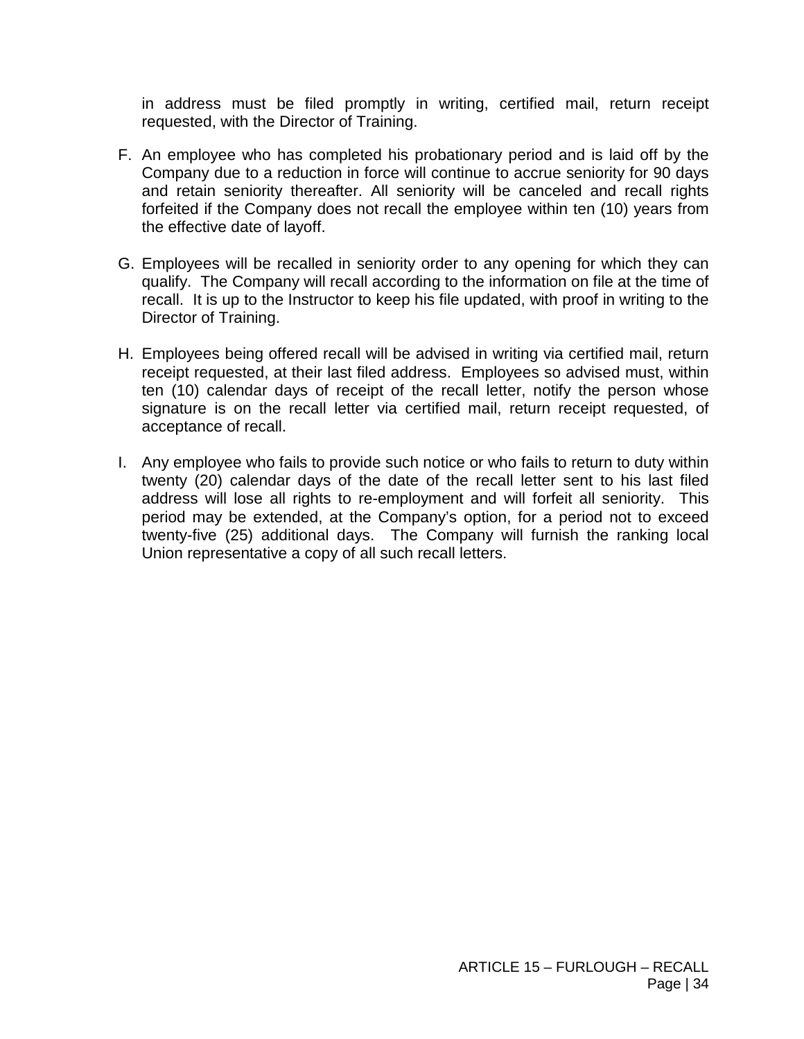in address must be filed promptly in writing, certified mail, return receipt requested, with the Director of Training.

F. An employee who has completed his probationary period and is laid off by the Company due to a reduction in force will continue to accrue seniority for 90 days and retain seniority thereafter. All seniority will be canceled and recall rights forfeited if the Company does not recall the employee within ten (10) years from the effective date of layoff.

G. Employees will be recalled in seniority order to any opening for which they can qualify. The Company will recall according to the information on file at the time of recall. It is up to the Instructor to keep his file updated, with proof in writing to the Director of Training.

H. Employees being offered recall will be advised in writing via certified mail, return receipt requested, at their last filed address. Employees so advised must, within ten (10) calendar days of receipt of the recall letter, notify the person whose signature is on the recall letter via certified mail, return receipt requested, of acceptance of recall.

I. Any employee who fails to provide such notice or who fails to return to duty within twenty (20) calendar days of the date of the recall letter sent to his last filed address will lose all rights to re-employment and will forfeit all seniority. This period may be extended, at the Company's option, for a period not to exceed twenty-five (25) additional days. The Company will furnish the ranking local Union representative a copy of all such recall letters.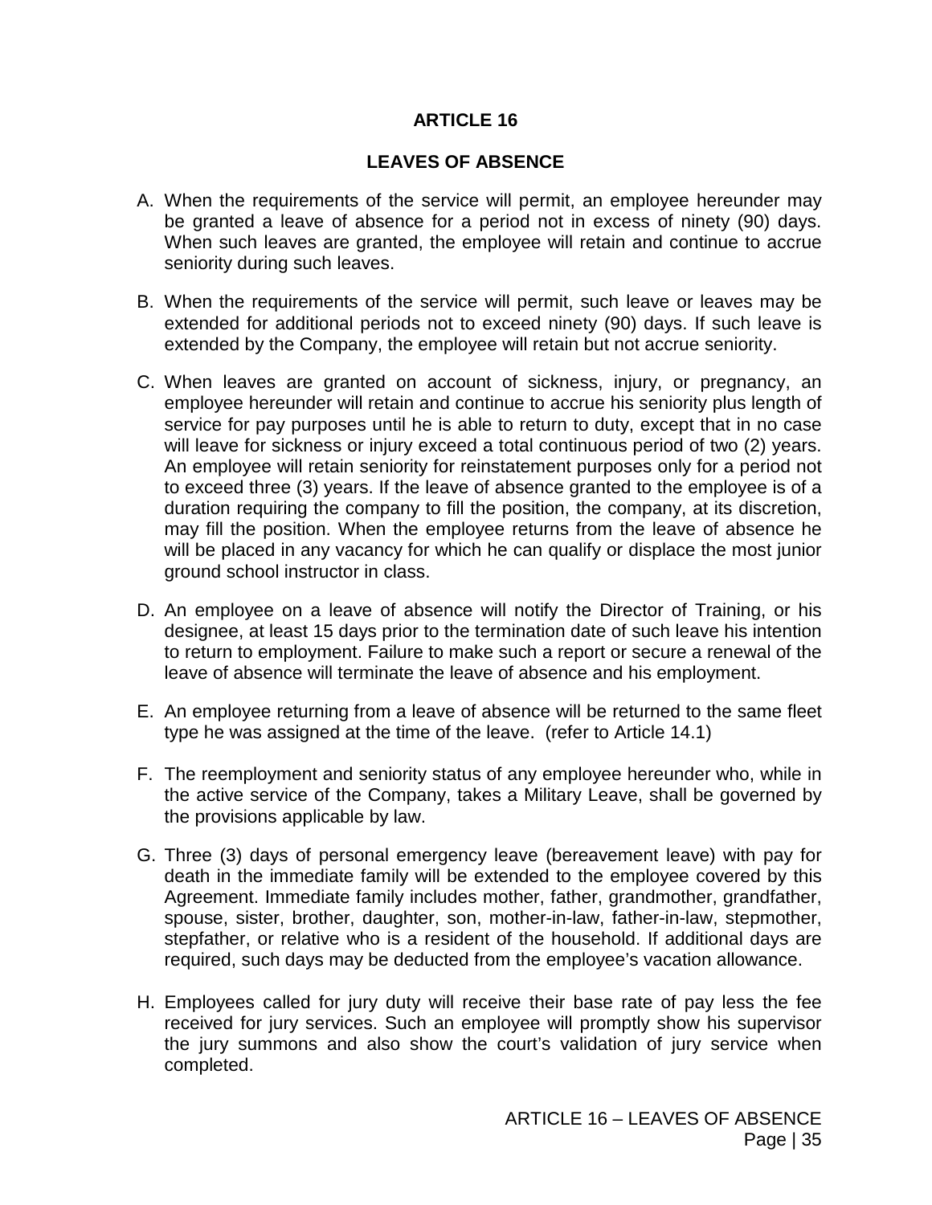# ARTICLE 16

## LEAVES OF ABSENCE

A. When the requirements of the service will permit, an employee hereunder may be granted a leave of absence for a period not in excess of ninety (90) days. When such leaves are granted, the employee will retain and continue to accrue seniority during such leaves.

B. When the requirements of the service will permit, such leave or leaves may be extended for additional periods not to exceed ninety (90) days. If such leave is extended by the Company, the employee will retain but not accrue seniority.

C. When leaves are granted on account of sickness, injury, or pregnancy, an employee hereunder will retain and continue to accrue his seniority plus length of service for pay purposes until he is able to return to duty, except that in no case will leave for sickness or injury exceed a total continuous period of two (2) years. An employee will retain seniority for reinstatement purposes only for a period not to exceed three (3) years. If the leave of absence granted to the employee is of a duration requiring the company to fill the position, the company, at its discretion, may fill the position. When the employee returns from the leave of absence he will be placed in any vacancy for which he can qualify or displace the most junior ground school instructor in class.

D. An employee on a leave of absence will notify the Director of Training, or his designee, at least 15 days prior to the termination date of such leave his intention to return to employment. Failure to make such a report or secure a renewal of the leave of absence will terminate the leave of absence and his employment.

E. An employee returning from a leave of absence will be returned to the same fleet type he was assigned at the time of the leave. (refer to Article 14.1)

F. The reemployment and seniority status of any employee hereunder who, while in the active service of the Company, takes a Military Leave, shall be governed by the provisions applicable by law.

G. Three (3) days of personal emergency leave (bereavement leave) with pay for death in the immediate family will be extended to the employee covered by this Agreement. Immediate family includes mother, father, grandmother, grandfather, spouse, sister, brother, daughter, son, mother-in-law, father-in-law, stepmother, stepfather, or relative who is a resident of the household. If additional days are required, such days may be deducted from the employee's vacation allowance.

H. Employees called for jury duty will receive their base rate of pay less the fee received for jury services. Such an employee will promptly show his supervisor the jury summons and also show the court's validation of jury service when completed.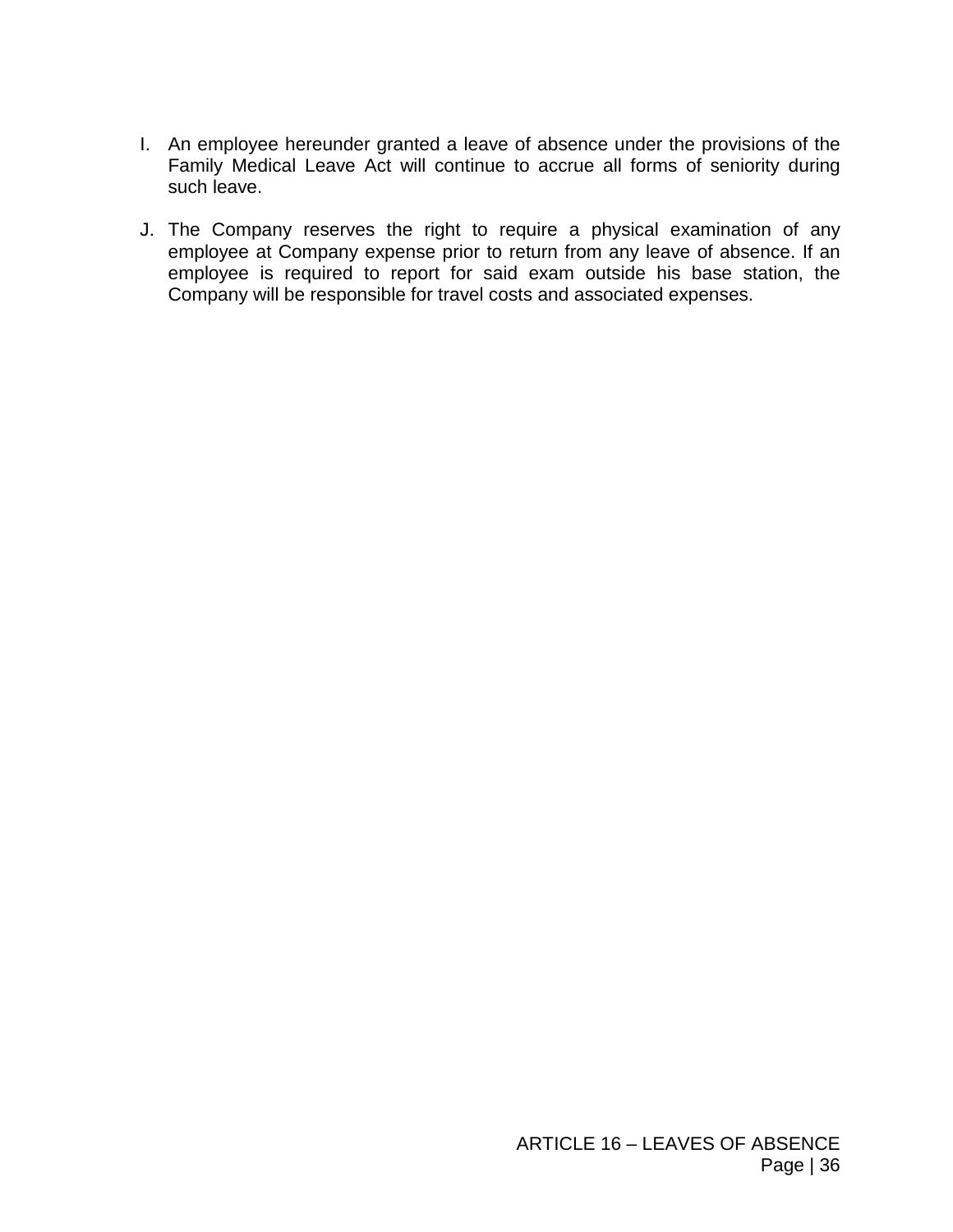I. An employee hereunder granted a leave of absence under the provisions of the Family Medical Leave Act will continue to accrue all forms of seniority during such leave.

J. The Company reserves the right to require a physical examination of any employee at Company expense prior to return from any leave of absence. If an employee is required to report for said exam outside his base station, the Company will be responsible for travel costs and associated expenses.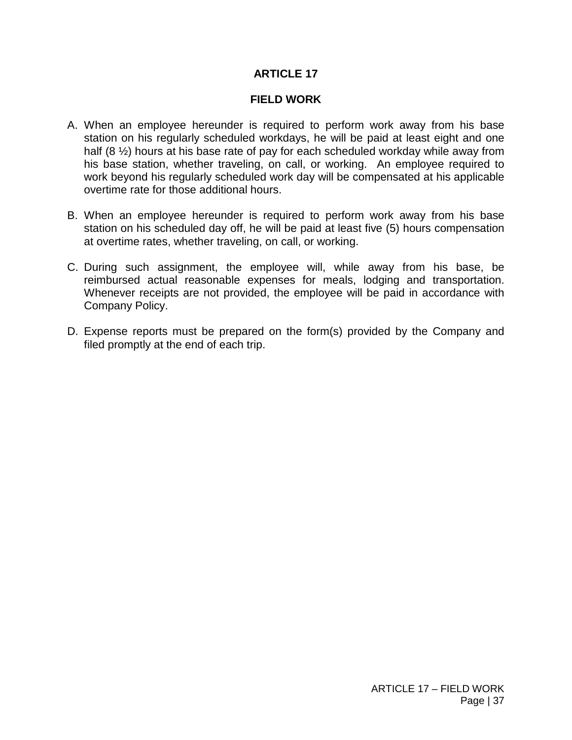# ARTICLE 17

## FIELD WORK

A. When an employee hereunder is required to perform work away from his base station on his regularly scheduled workdays, he will be paid at least eight and one half (8 ½) hours at his base rate of pay for each scheduled workday while away from his base station, whether traveling, on call, or working. An employee required to work beyond his regularly scheduled work day will be compensated at his applicable overtime rate for those additional hours.

B. When an employee hereunder is required to perform work away from his base station on his scheduled day off, he will be paid at least five (5) hours compensation at overtime rates, whether traveling, on call, or working.

C. During such assignment, the employee will, while away from his base, be reimbursed actual reasonable expenses for meals, lodging and transportation. Whenever receipts are not provided, the employee will be paid in accordance with Company Policy.

D. Expense reports must be prepared on the form(s) provided by the Company and filed promptly at the end of each trip.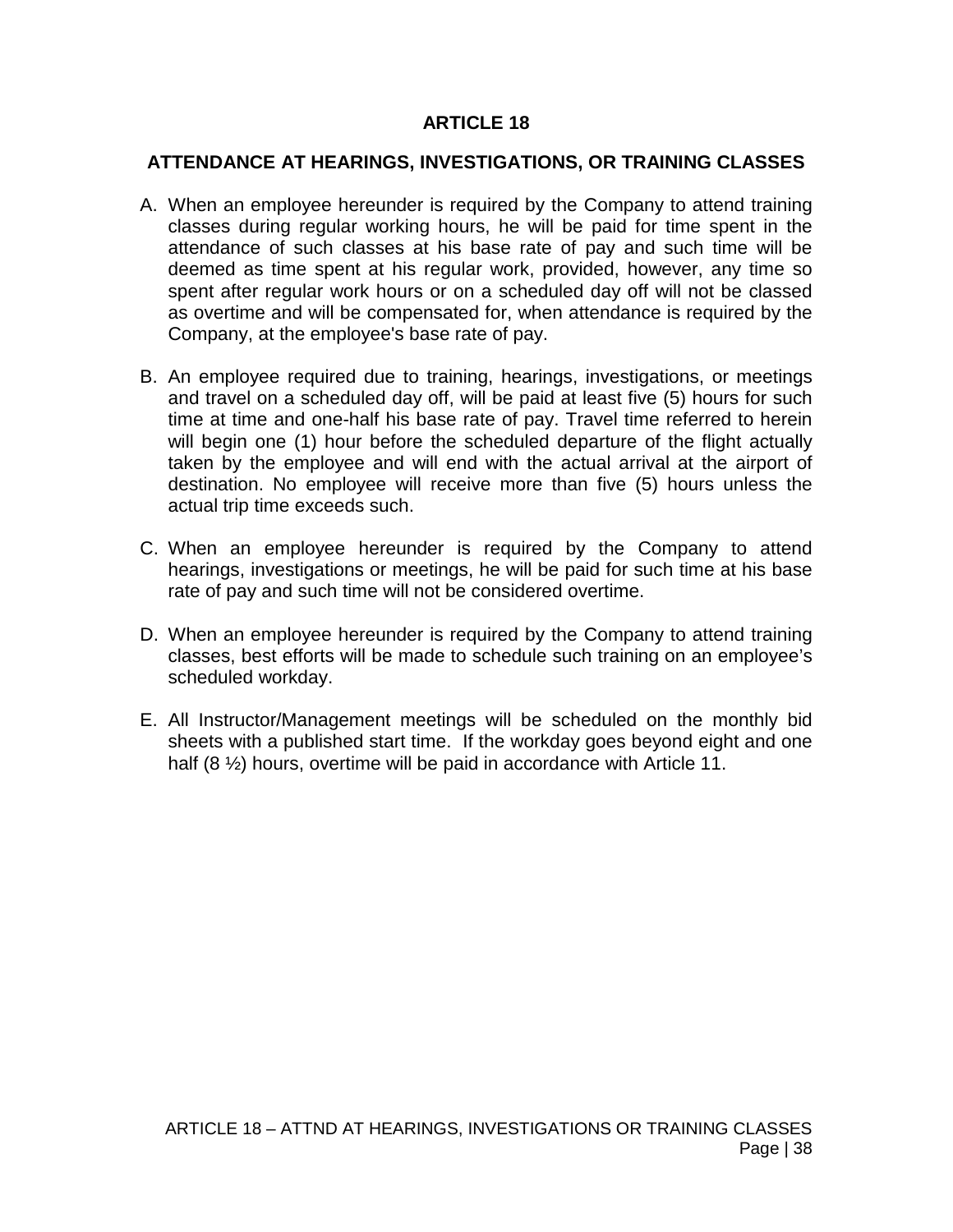# ARTICLE 18

## ATTENDANCE AT HEARINGS, INVESTIGATIONS, OR TRAINING CLASSES

A. When an employee hereunder is required by the Company to attend training classes during regular working hours, he will be paid for time spent in the attendance of such classes at his base rate of pay and such time will be deemed as time spent at his regular work, provided, however, any time so spent after regular work hours or on a scheduled day off will not be classed as overtime and will be compensated for, when attendance is required by the Company, at the employee's base rate of pay.

B. An employee required due to training, hearings, investigations, or meetings and travel on a scheduled day off, will be paid at least five (5) hours for such time at time and one-half his base rate of pay. Travel time referred to herein will begin one (1) hour before the scheduled departure of the flight actually taken by the employee and will end with the actual arrival at the airport of destination. No employee will receive more than five (5) hours unless the actual trip time exceeds such.

C. When an employee hereunder is required by the Company to attend hearings, investigations or meetings, he will be paid for such time at his base rate of pay and such time will not be considered overtime.

D. When an employee hereunder is required by the Company to attend training classes, best efforts will be made to schedule such training on an employee's scheduled workday.

E. All Instructor/Management meetings will be scheduled on the monthly bid sheets with a published start time. If the workday goes beyond eight and one half (8 ½) hours, overtime will be paid in accordance with Article 11.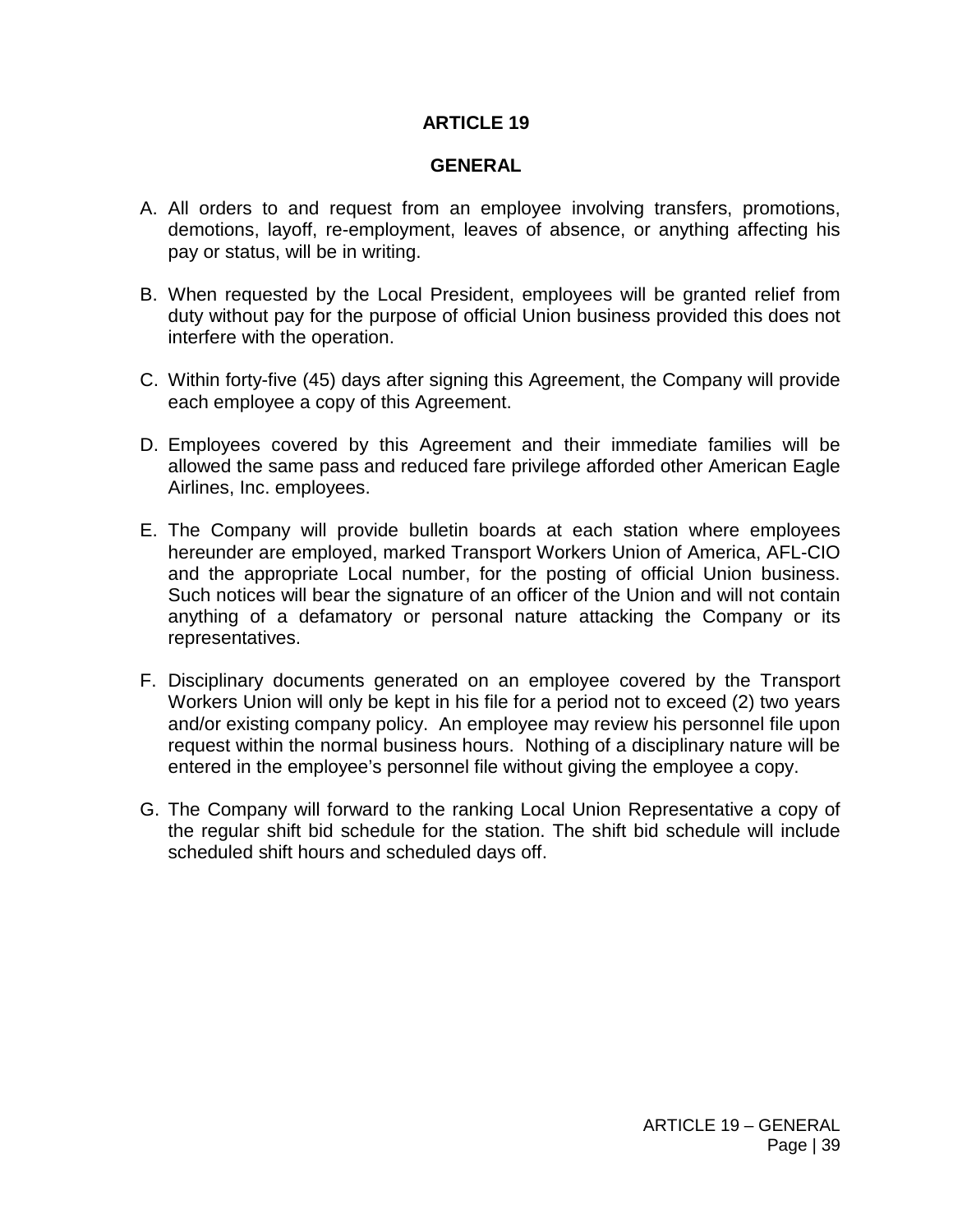# ARTICLE 19

## GENERAL

A. All orders to and request from an employee involving transfers, promotions, demotions, layoff, re-employment, leaves of absence, or anything affecting his pay or status, will be in writing.

B. When requested by the Local President, employees will be granted relief from duty without pay for the purpose of official Union business provided this does not interfere with the operation.

C. Within forty-five (45) days after signing this Agreement, the Company will provide each employee a copy of this Agreement.

D. Employees covered by this Agreement and their immediate families will be allowed the same pass and reduced fare privilege afforded other American Eagle Airlines, Inc. employees.

E. The Company will provide bulletin boards at each station where employees hereunder are employed, marked Transport Workers Union of America, AFL-CIO and the appropriate Local number, for the posting of official Union business. Such notices will bear the signature of an officer of the Union and will not contain anything of a defamatory or personal nature attacking the Company or its representatives.

F. Disciplinary documents generated on an employee covered by the Transport Workers Union will only be kept in his file for a period not to exceed (2) two years and/or existing company policy. An employee may review his personnel file upon request within the normal business hours. Nothing of a disciplinary nature will be entered in the employee's personnel file without giving the employee a copy.

G. The Company will forward to the ranking Local Union Representative a copy of the regular shift bid schedule for the station. The shift bid schedule will include scheduled shift hours and scheduled days off.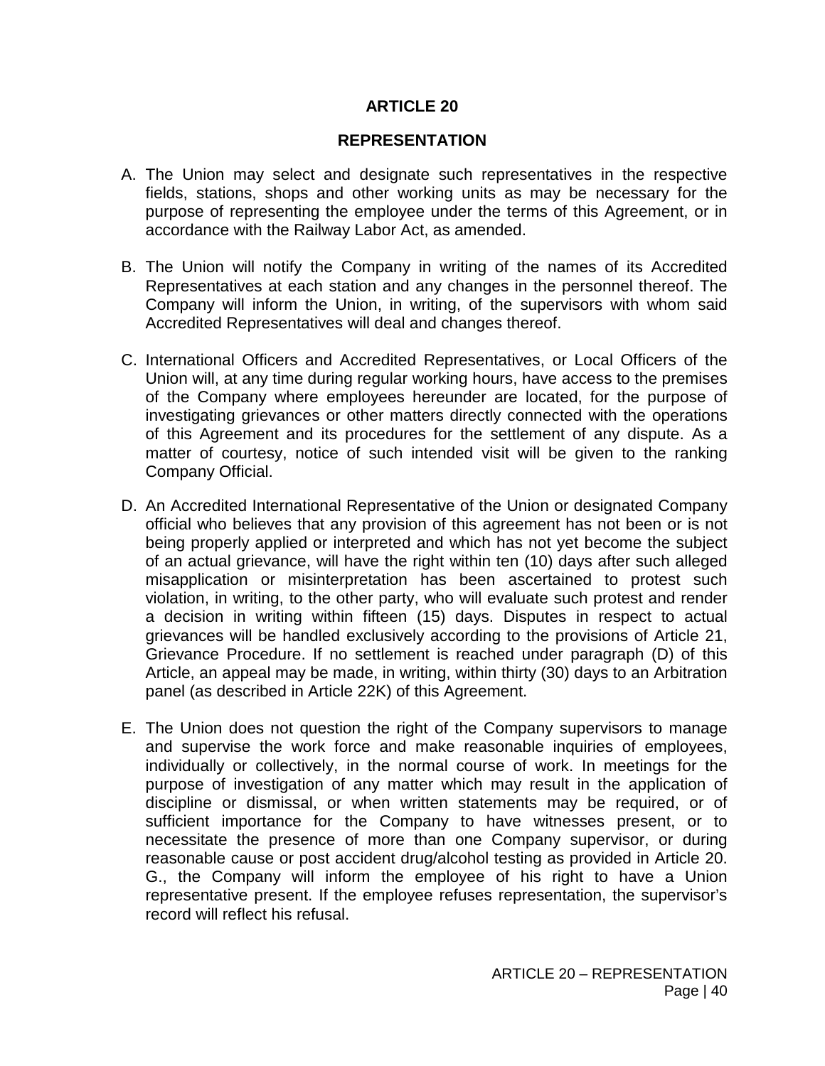# ARTICLE 20

## REPRESENTATION

A. The Union may select and designate such representatives in the respective fields, stations, shops and other working units as may be necessary for the purpose of representing the employee under the terms of this Agreement, or in accordance with the Railway Labor Act, as amended.

B. The Union will notify the Company in writing of the names of its Accredited Representatives at each station and any changes in the personnel thereof. The Company will inform the Union, in writing, of the supervisors with whom said Accredited Representatives will deal and changes thereof.

C. International Officers and Accredited Representatives, or Local Officers of the Union will, at any time during regular working hours, have access to the premises of the Company where employees hereunder are located, for the purpose of investigating grievances or other matters directly connected with the operations of this Agreement and its procedures for the settlement of any dispute. As a matter of courtesy, notice of such intended visit will be given to the ranking Company Official.

D. An Accredited International Representative of the Union or designated Company official who believes that any provision of this agreement has not been or is not being properly applied or interpreted and which has not yet become the subject of an actual grievance, will have the right within ten (10) days after such alleged misapplication or misinterpretation has been ascertained to protest such violation, in writing, to the other party, who will evaluate such protest and render a decision in writing within fifteen (15) days. Disputes in respect to actual grievances will be handled exclusively according to the provisions of Article 21, Grievance Procedure. If no settlement is reached under paragraph (D) of this Article, an appeal may be made, in writing, within thirty (30) days to an Arbitration panel (as described in Article 22K) of this Agreement.

E. The Union does not question the right of the Company supervisors to manage and supervise the work force and make reasonable inquiries of employees, individually or collectively, in the normal course of work. In meetings for the purpose of investigation of any matter which may result in the application of discipline or dismissal, or when written statements may be required, or of sufficient importance for the Company to have witnesses present, or to necessitate the presence of more than one Company supervisor, or during reasonable cause or post accident drug/alcohol testing as provided in Article 20. G., the Company will inform the employee of his right to have a Union representative present. If the employee refuses representation, the supervisor's record will reflect his refusal.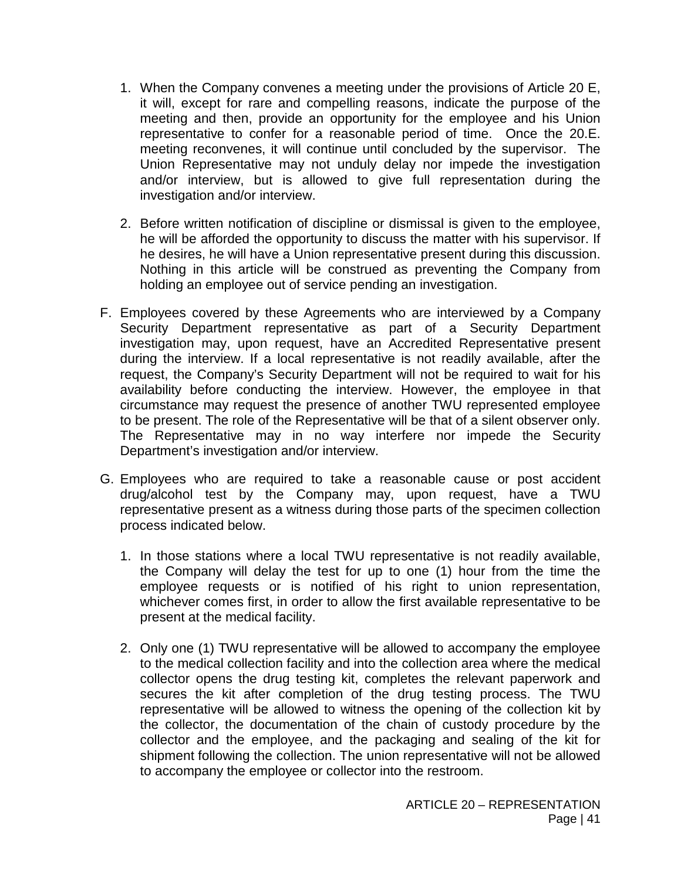1. When the Company convenes a meeting under the provisions of Article 20 E, it will, except for rare and compelling reasons, indicate the purpose of the meeting and then, provide an opportunity for the employee and his Union representative to confer for a reasonable period of time. Once the 20.E. meeting reconvenes, it will continue until concluded by the supervisor. The Union Representative may not unduly delay nor impede the investigation and/or interview, but is allowed to give full representation during the investigation and/or interview.

2. Before written notification of discipline or dismissal is given to the employee, he will be afforded the opportunity to discuss the matter with his supervisor. If he desires, he will have a Union representative present during this discussion. Nothing in this article will be construed as preventing the Company from holding an employee out of service pending an investigation.

F. Employees covered by these Agreements who are interviewed by a Company Security Department representative as part of a Security Department investigation may, upon request, have an Accredited Representative present during the interview. If a local representative is not readily available, after the request, the Company's Security Department will not be required to wait for his availability before conducting the interview. However, the employee in that circumstance may request the presence of another TWU represented employee to be present. The role of the Representative will be that of a silent observer only. The Representative may in no way interfere nor impede the Security Department's investigation and/or interview.

G. Employees who are required to take a reasonable cause or post accident drug/alcohol test by the Company may, upon request, have a TWU representative present as a witness during those parts of the specimen collection process indicated below.

   1. In those stations where a local TWU representative is not readily available, the Company will delay the test for up to one (1) hour from the time the employee requests or is notified of his right to union representation, whichever comes first, in order to allow the first available representative to be present at the medical facility.

   2. Only one (1) TWU representative will be allowed to accompany the employee to the medical collection facility and into the collection area where the medical collector opens the drug testing kit, completes the relevant paperwork and secures the kit after completion of the drug testing process. The TWU representative will be allowed to witness the opening of the collection kit by the collector, the documentation of the chain of custody procedure by the collector and the employee, and the packaging and sealing of the kit for shipment following the collection. The union representative will not be allowed to accompany the employee or collector into the restroom.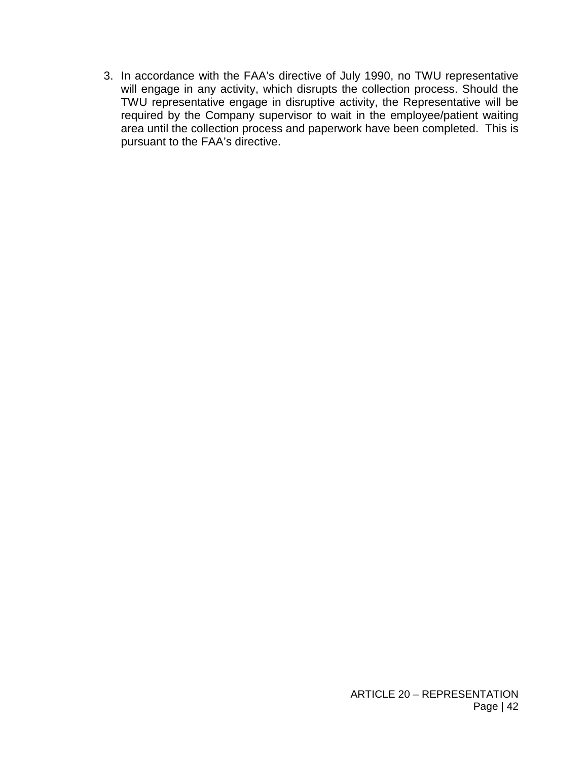3. In accordance with the FAA’s directive of July 1990, no TWU representative will engage in any activity, which disrupts the collection process. Should the TWU representative engage in disruptive activity, the Representative will be required by the Company supervisor to wait in the employee/patient waiting area until the collection process and paperwork have been completed. This is pursuant to the FAA’s directive.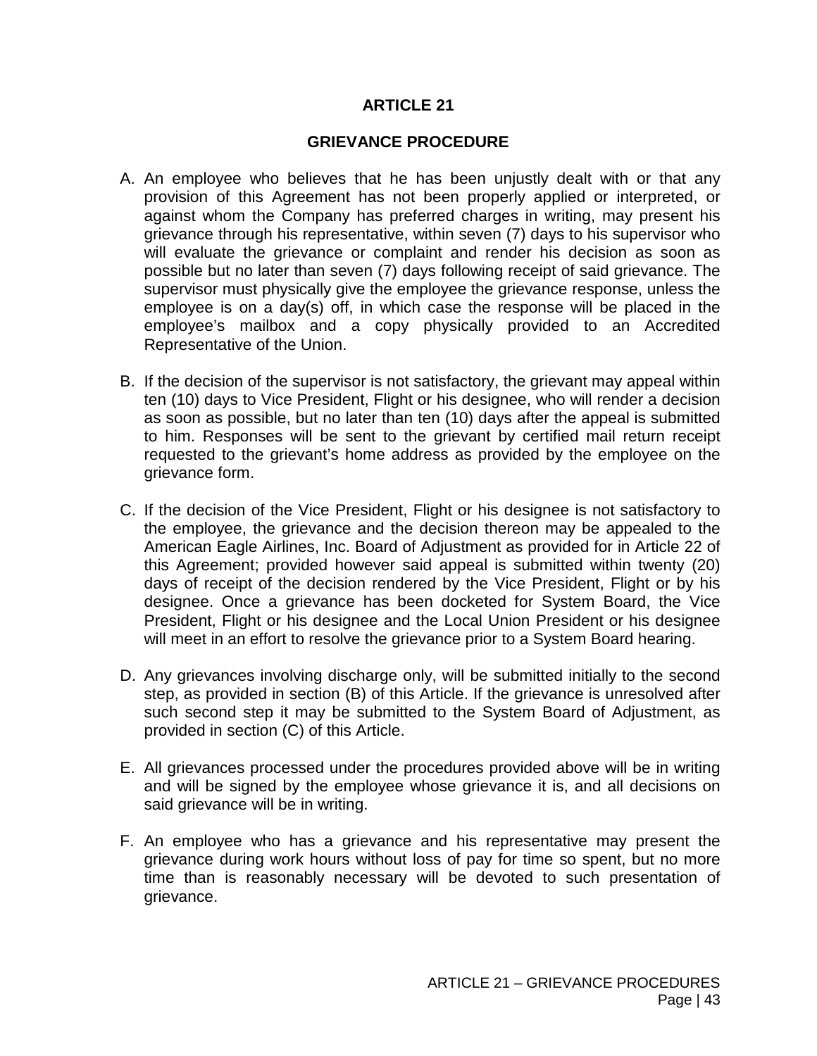# ARTICLE 21

## GRIEVANCE PROCEDURE

A. An employee who believes that he has been unjustly dealt with or that any provision of this Agreement has not been properly applied or interpreted, or against whom the Company has preferred charges in writing, may present his grievance through his representative, within seven (7) days to his supervisor who will evaluate the grievance or complaint and render his decision as soon as possible but no later than seven (7) days following receipt of said grievance. The supervisor must physically give the employee the grievance response, unless the employee is on a day(s) off, in which case the response will be placed in the employee's mailbox and a copy physically provided to an Accredited Representative of the Union.

B. If the decision of the supervisor is not satisfactory, the grievant may appeal within ten (10) days to Vice President, Flight or his designee, who will render a decision as soon as possible, but no later than ten (10) days after the appeal is submitted to him. Responses will be sent to the grievant by certified mail return receipt requested to the grievant's home address as provided by the employee on the grievance form.

C. If the decision of the Vice President, Flight or his designee is not satisfactory to the employee, the grievance and the decision thereon may be appealed to the American Eagle Airlines, Inc. Board of Adjustment as provided for in Article 22 of this Agreement; provided however said appeal is submitted within twenty (20) days of receipt of the decision rendered by the Vice President, Flight or by his designee. Once a grievance has been docketed for System Board, the Vice President, Flight or his designee and the Local Union President or his designee will meet in an effort to resolve the grievance prior to a System Board hearing.

D. Any grievances involving discharge only, will be submitted initially to the second step, as provided in section (B) of this Article. If the grievance is unresolved after such second step it may be submitted to the System Board of Adjustment, as provided in section (C) of this Article.

E. All grievances processed under the procedures provided above will be in writing and will be signed by the employee whose grievance it is, and all decisions on said grievance will be in writing.

F. An employee who has a grievance and his representative may present the grievance during work hours without loss of pay for time so spent, but no more time than is reasonably necessary will be devoted to such presentation of grievance.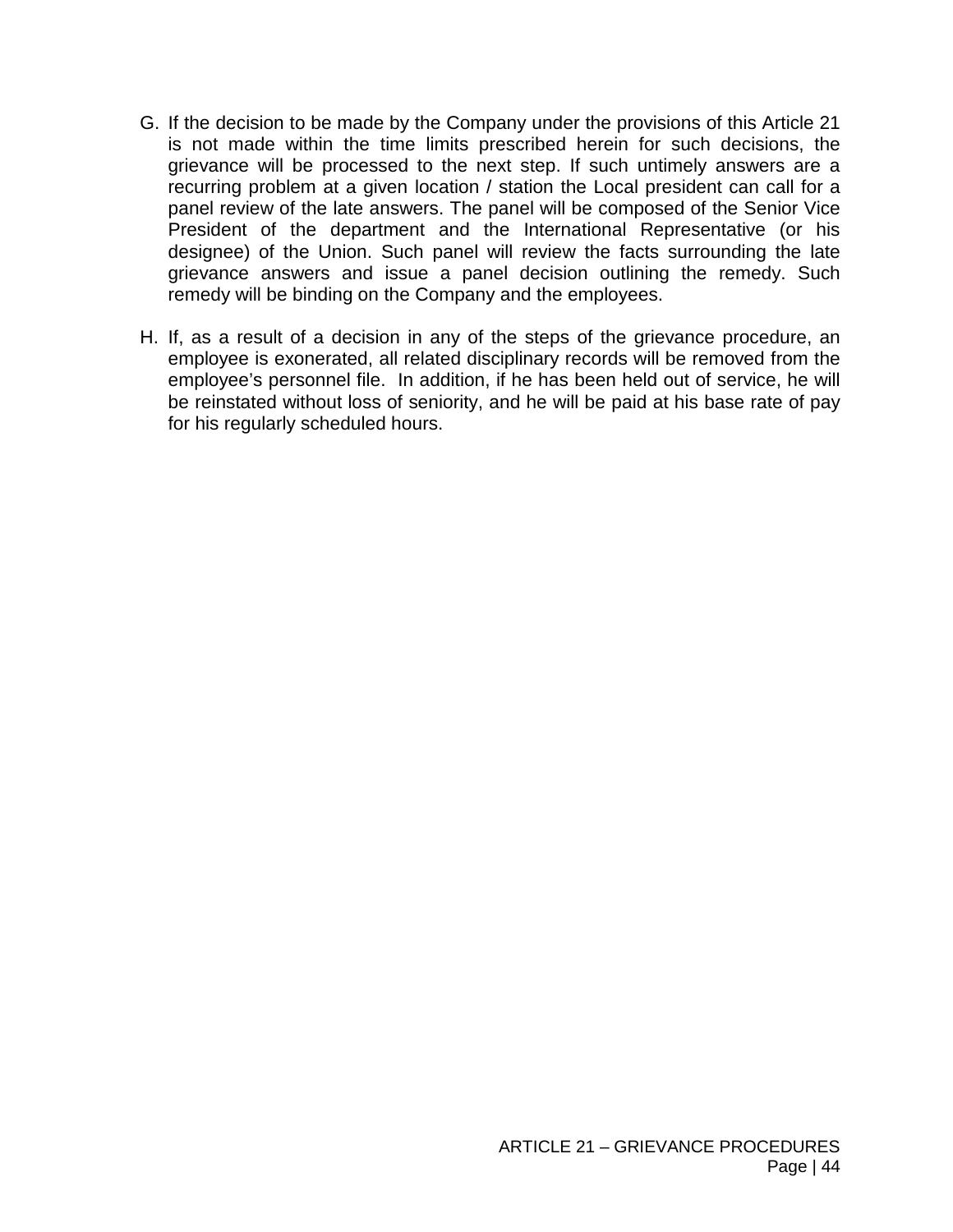G. If the decision to be made by the Company under the provisions of this Article 21 is not made within the time limits prescribed herein for such decisions, the grievance will be processed to the next step. If such untimely answers are a recurring problem at a given location / station the Local president can call for a panel review of the late answers. The panel will be composed of the Senior Vice President of the department and the International Representative (or his designee) of the Union. Such panel will review the facts surrounding the late grievance answers and issue a panel decision outlining the remedy. Such remedy will be binding on the Company and the employees.

H. If, as a result of a decision in any of the steps of the grievance procedure, an employee is exonerated, all related disciplinary records will be removed from the employee's personnel file. In addition, if he has been held out of service, he will be reinstated without loss of seniority, and he will be paid at his base rate of pay for his regularly scheduled hours.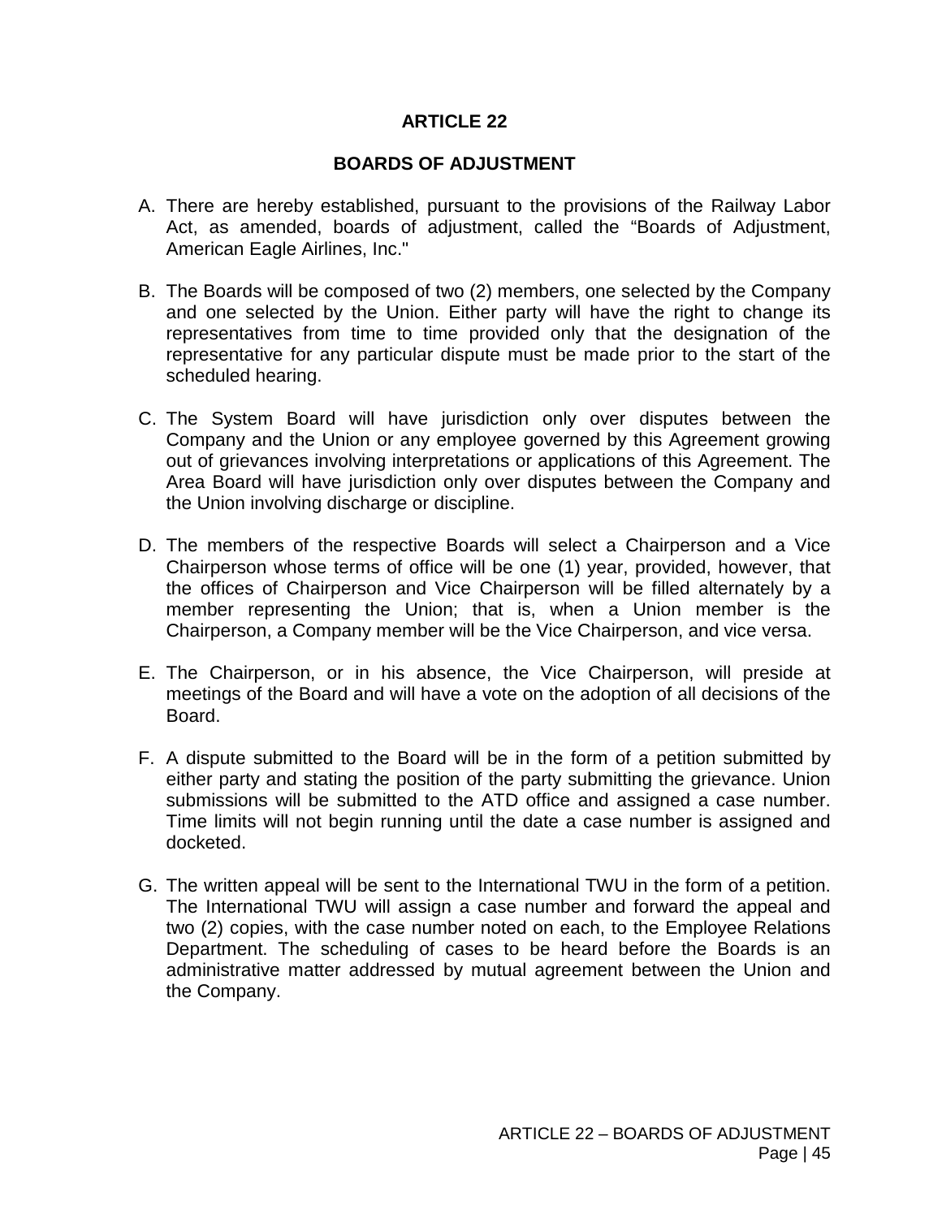# ARTICLE 22

## BOARDS OF ADJUSTMENT

A. There are hereby established, pursuant to the provisions of the Railway Labor Act, as amended, boards of adjustment, called the "Boards of Adjustment, American Eagle Airlines, Inc."

B. The Boards will be composed of two (2) members, one selected by the Company and one selected by the Union. Either party will have the right to change its representatives from time to time provided only that the designation of the representative for any particular dispute must be made prior to the start of the scheduled hearing.

C. The System Board will have jurisdiction only over disputes between the Company and the Union or any employee governed by this Agreement growing out of grievances involving interpretations or applications of this Agreement. The Area Board will have jurisdiction only over disputes between the Company and the Union involving discharge or discipline.

D. The members of the respective Boards will select a Chairperson and a Vice Chairperson whose terms of office will be one (1) year, provided, however, that the offices of Chairperson and Vice Chairperson will be filled alternately by a member representing the Union; that is, when a Union member is the Chairperson, a Company member will be the Vice Chairperson, and vice versa.

E. The Chairperson, or in his absence, the Vice Chairperson, will preside at meetings of the Board and will have a vote on the adoption of all decisions of the Board.

F. A dispute submitted to the Board will be in the form of a petition submitted by either party and stating the position of the party submitting the grievance. Union submissions will be submitted to the ATD office and assigned a case number. Time limits will not begin running until the date a case number is assigned and docketed.

G. The written appeal will be sent to the International TWU in the form of a petition. The International TWU will assign a case number and forward the appeal and two (2) copies, with the case number noted on each, to the Employee Relations Department. The scheduling of cases to be heard before the Boards is an administrative matter addressed by mutual agreement between the Union and the Company.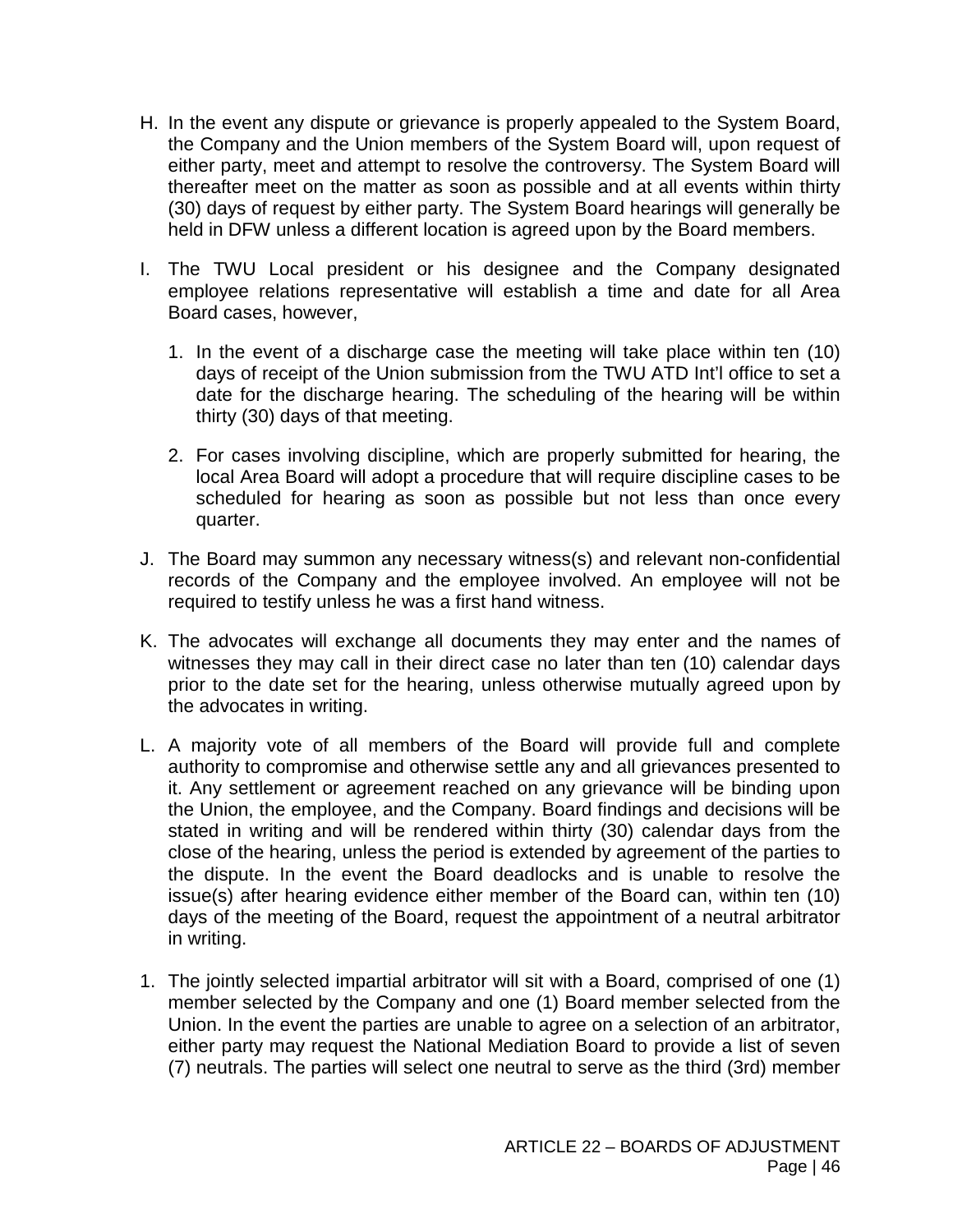H. In the event any dispute or grievance is properly appealed to the System Board, the Company and the Union members of the System Board will, upon request of either party, meet and attempt to resolve the controversy. The System Board will thereafter meet on the matter as soon as possible and at all events within thirty (30) days of request by either party. The System Board hearings will generally be held in DFW unless a different location is agreed upon by the Board members.

I. The TWU Local president or his designee and the Company designated employee relations representative will establish a time and date for all Area Board cases, however,

   1. In the event of a discharge case the meeting will take place within ten (10) days of receipt of the Union submission from the TWU ATD Int'l office to set a date for the discharge hearing. The scheduling of the hearing will be within thirty (30) days of that meeting.

   2. For cases involving discipline, which are properly submitted for hearing, the local Area Board will adopt a procedure that will require discipline cases to be scheduled for hearing as soon as possible but not less than once every quarter.

J. The Board may summon any necessary witness(s) and relevant non-confidential records of the Company and the employee involved. An employee will not be required to testify unless he was a first hand witness.

K. The advocates will exchange all documents they may enter and the names of witnesses they may call in their direct case no later than ten (10) calendar days prior to the date set for the hearing, unless otherwise mutually agreed upon by the advocates in writing.

L. A majority vote of all members of the Board will provide full and complete authority to compromise and otherwise settle any and all grievances presented to it. Any settlement or agreement reached on any grievance will be binding upon the Union, the employee, and the Company. Board findings and decisions will be stated in writing and will be rendered within thirty (30) calendar days from the close of the hearing, unless the period is extended by agreement of the parties to the dispute. In the event the Board deadlocks and is unable to resolve the issue(s) after hearing evidence either member of the Board can, within ten (10) days of the meeting of the Board, request the appointment of a neutral arbitrator in writing.

1. The jointly selected impartial arbitrator will sit with a Board, comprised of one (1) member selected by the Company and one (1) Board member selected from the Union. In the event the parties are unable to agree on a selection of an arbitrator, either party may request the National Mediation Board to provide a list of seven (7) neutrals. The parties will select one neutral to serve as the third (3rd) member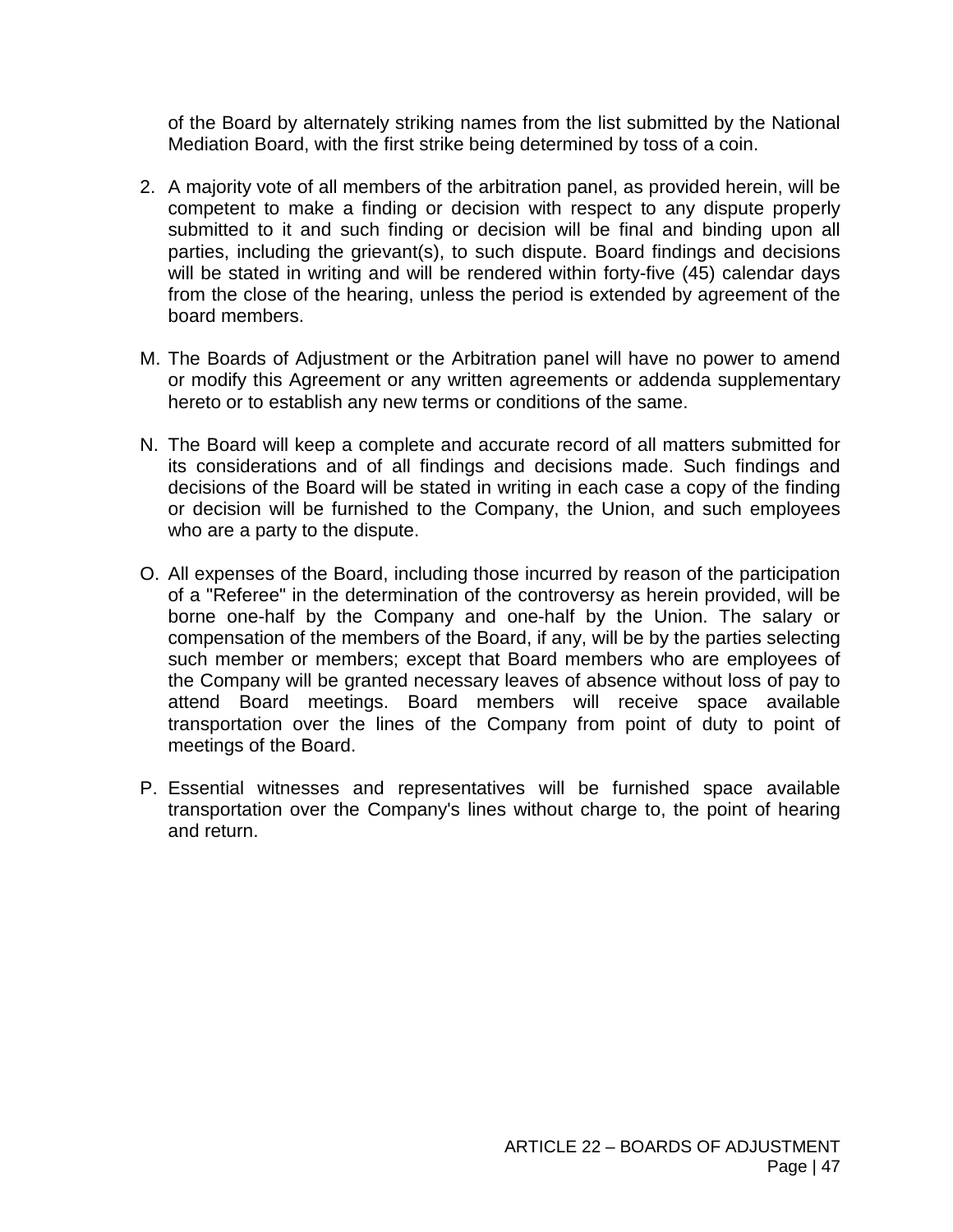of the Board by alternately striking names from the list submitted by the National Mediation Board, with the first strike being determined by toss of a coin.

2. A majority vote of all members of the arbitration panel, as provided herein, will be competent to make a finding or decision with respect to any dispute properly submitted to it and such finding or decision will be final and binding upon all parties, including the grievant(s), to such dispute. Board findings and decisions will be stated in writing and will be rendered within forty-five (45) calendar days from the close of the hearing, unless the period is extended by agreement of the board members.

M. The Boards of Adjustment or the Arbitration panel will have no power to amend or modify this Agreement or any written agreements or addenda supplementary hereto or to establish any new terms or conditions of the same.

N. The Board will keep a complete and accurate record of all matters submitted for its considerations and of all findings and decisions made. Such findings and decisions of the Board will be stated in writing in each case a copy of the finding or decision will be furnished to the Company, the Union, and such employees who are a party to the dispute.

O. All expenses of the Board, including those incurred by reason of the participation of a "Referee" in the determination of the controversy as herein provided, will be borne one-half by the Company and one-half by the Union. The salary or compensation of the members of the Board, if any, will be by the parties selecting such member or members; except that Board members who are employees of the Company will be granted necessary leaves of absence without loss of pay to attend Board meetings. Board members will receive space available transportation over the lines of the Company from point of duty to point of meetings of the Board.

P. Essential witnesses and representatives will be furnished space available transportation over the Company's lines without charge to, the point of hearing and return.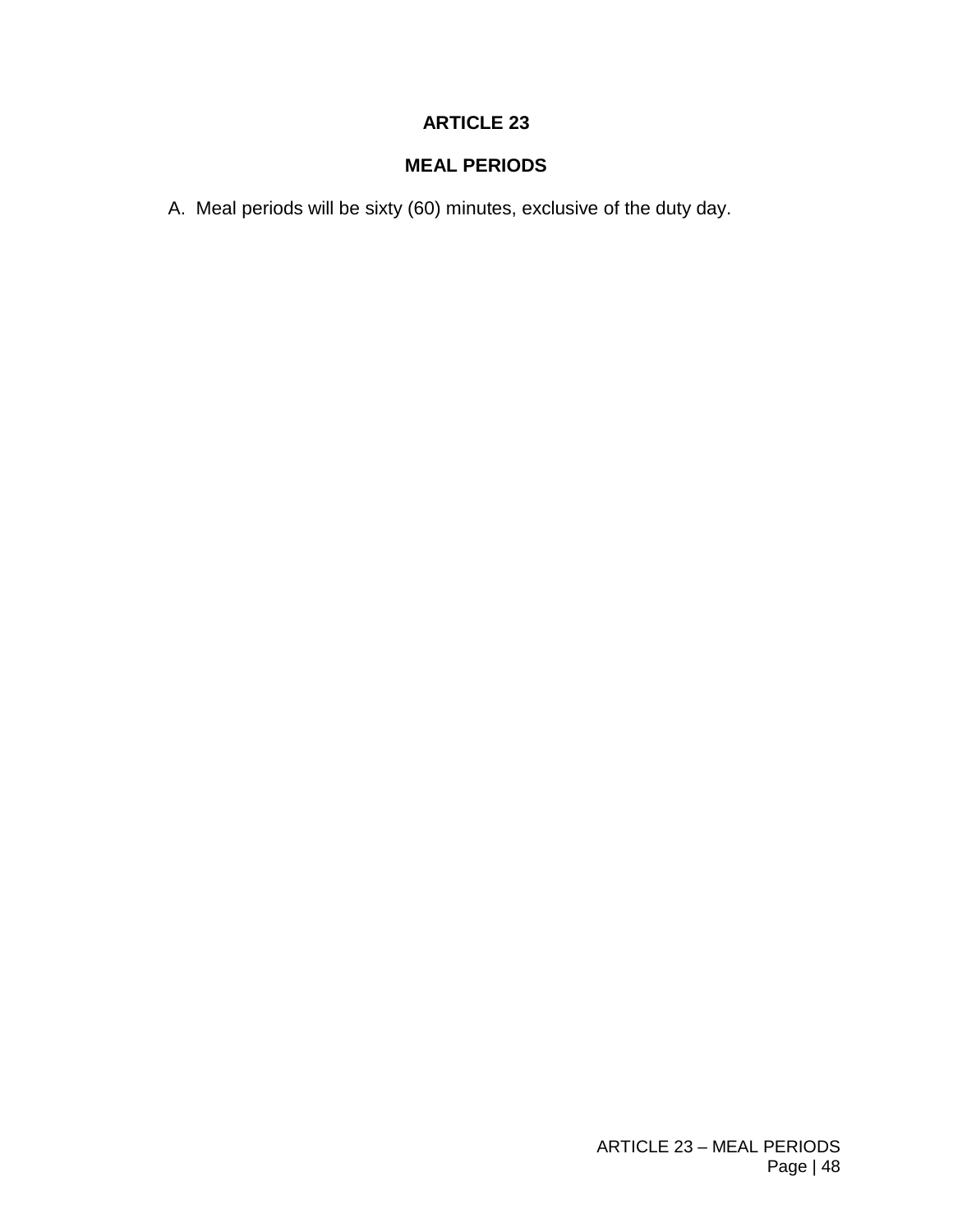# ARTICLE 23

## MEAL PERIODS

A. Meal periods will be sixty (60) minutes, exclusive of the duty day.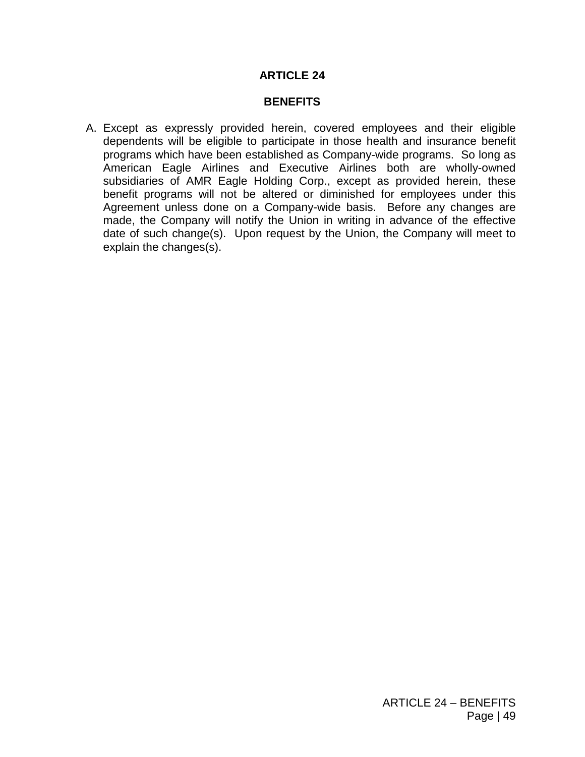# ARTICLE 24

## BENEFITS

A. Except as expressly provided herein, covered employees and their eligible dependents will be eligible to participate in those health and insurance benefit programs which have been established as Company-wide programs. So long as American Eagle Airlines and Executive Airlines both are wholly-owned subsidiaries of AMR Eagle Holding Corp., except as provided herein, these benefit programs will not be altered or diminished for employees under this Agreement unless done on a Company-wide basis. Before any changes are made, the Company will notify the Union in writing in advance of the effective date of such change(s). Upon request by the Union, the Company will meet to explain the changes(s).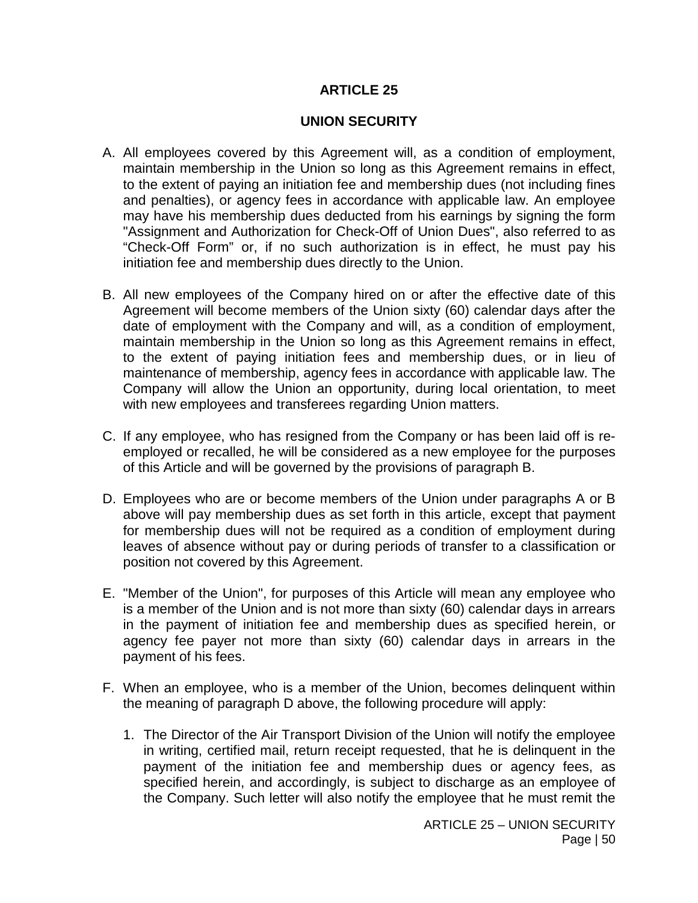# ARTICLE 25

## UNION SECURITY

A. All employees covered by this Agreement will, as a condition of employment, maintain membership in the Union so long as this Agreement remains in effect, to the extent of paying an initiation fee and membership dues (not including fines and penalties), or agency fees in accordance with applicable law. An employee may have his membership dues deducted from his earnings by signing the form "Assignment and Authorization for Check-Off of Union Dues", also referred to as "Check-Off Form" or, if no such authorization is in effect, he must pay his initiation fee and membership dues directly to the Union.

B. All new employees of the Company hired on or after the effective date of this Agreement will become members of the Union sixty (60) calendar days after the date of employment with the Company and will, as a condition of employment, maintain membership in the Union so long as this Agreement remains in effect, to the extent of paying initiation fees and membership dues, or in lieu of maintenance of membership, agency fees in accordance with applicable law. The Company will allow the Union an opportunity, during local orientation, to meet with new employees and transferees regarding Union matters.

C. If any employee, who has resigned from the Company or has been laid off is re-employed or recalled, he will be considered as a new employee for the purposes of this Article and will be governed by the provisions of paragraph B.

D. Employees who are or become members of the Union under paragraphs A or B above will pay membership dues as set forth in this article, except that payment for membership dues will not be required as a condition of employment during leaves of absence without pay or during periods of transfer to a classification or position not covered by this Agreement.

E. "Member of the Union", for purposes of this Article will mean any employee who is a member of the Union and is not more than sixty (60) calendar days in arrears in the payment of initiation fee and membership dues as specified herein, or agency fee payer not more than sixty (60) calendar days in arrears in the payment of his fees.

F. When an employee, who is a member of the Union, becomes delinquent within the meaning of paragraph D above, the following procedure will apply:

   1. The Director of the Air Transport Division of the Union will notify the employee in writing, certified mail, return receipt requested, that he is delinquent in the payment of the initiation fee and membership dues or agency fees, as specified herein, and accordingly, is subject to discharge as an employee of the Company. Such letter will also notify the employee that he must remit the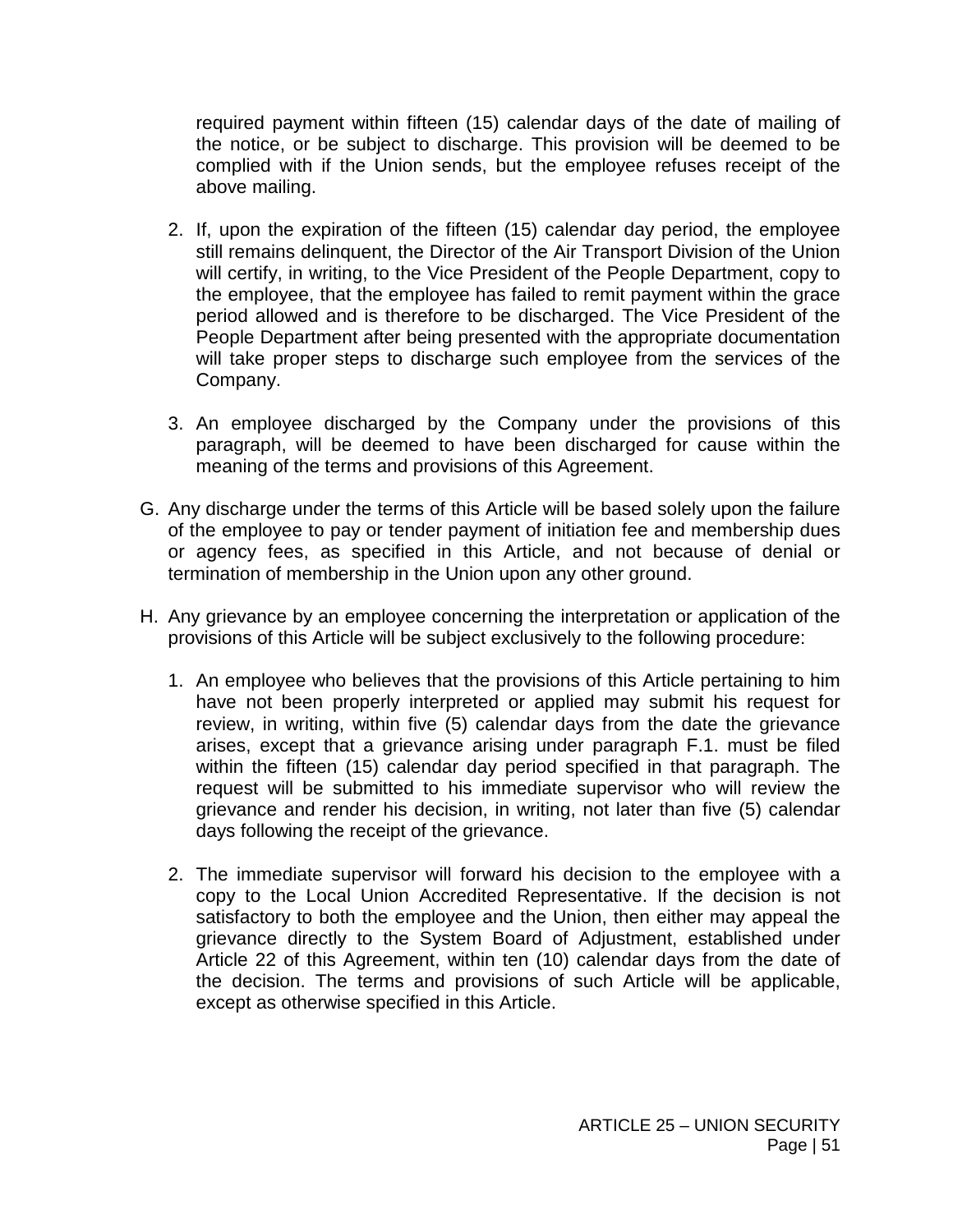required payment within fifteen (15) calendar days of the date of mailing of the notice, or be subject to discharge. This provision will be deemed to be complied with if the Union sends, but the employee refuses receipt of the above mailing.

2. If, upon the expiration of the fifteen (15) calendar day period, the employee still remains delinquent, the Director of the Air Transport Division of the Union will certify, in writing, to the Vice President of the People Department, copy to the employee, that the employee has failed to remit payment within the grace period allowed and is therefore to be discharged. The Vice President of the People Department after being presented with the appropriate documentation will take proper steps to discharge such employee from the services of the Company.

3. An employee discharged by the Company under the provisions of this paragraph, will be deemed to have been discharged for cause within the meaning of the terms and provisions of this Agreement.

G. Any discharge under the terms of this Article will be based solely upon the failure of the employee to pay or tender payment of initiation fee and membership dues or agency fees, as specified in this Article, and not because of denial or termination of membership in the Union upon any other ground.

H. Any grievance by an employee concerning the interpretation or application of the provisions of this Article will be subject exclusively to the following procedure:

1. An employee who believes that the provisions of this Article pertaining to him have not been properly interpreted or applied may submit his request for review, in writing, within five (5) calendar days from the date the grievance arises, except that a grievance arising under paragraph F.1. must be filed within the fifteen (15) calendar day period specified in that paragraph. The request will be submitted to his immediate supervisor who will review the grievance and render his decision, in writing, not later than five (5) calendar days following the receipt of the grievance.

2. The immediate supervisor will forward his decision to the employee with a copy to the Local Union Accredited Representative. If the decision is not satisfactory to both the employee and the Union, then either may appeal the grievance directly to the System Board of Adjustment, established under Article 22 of this Agreement, within ten (10) calendar days from the date of the decision. The terms and provisions of such Article will be applicable, except as otherwise specified in this Article.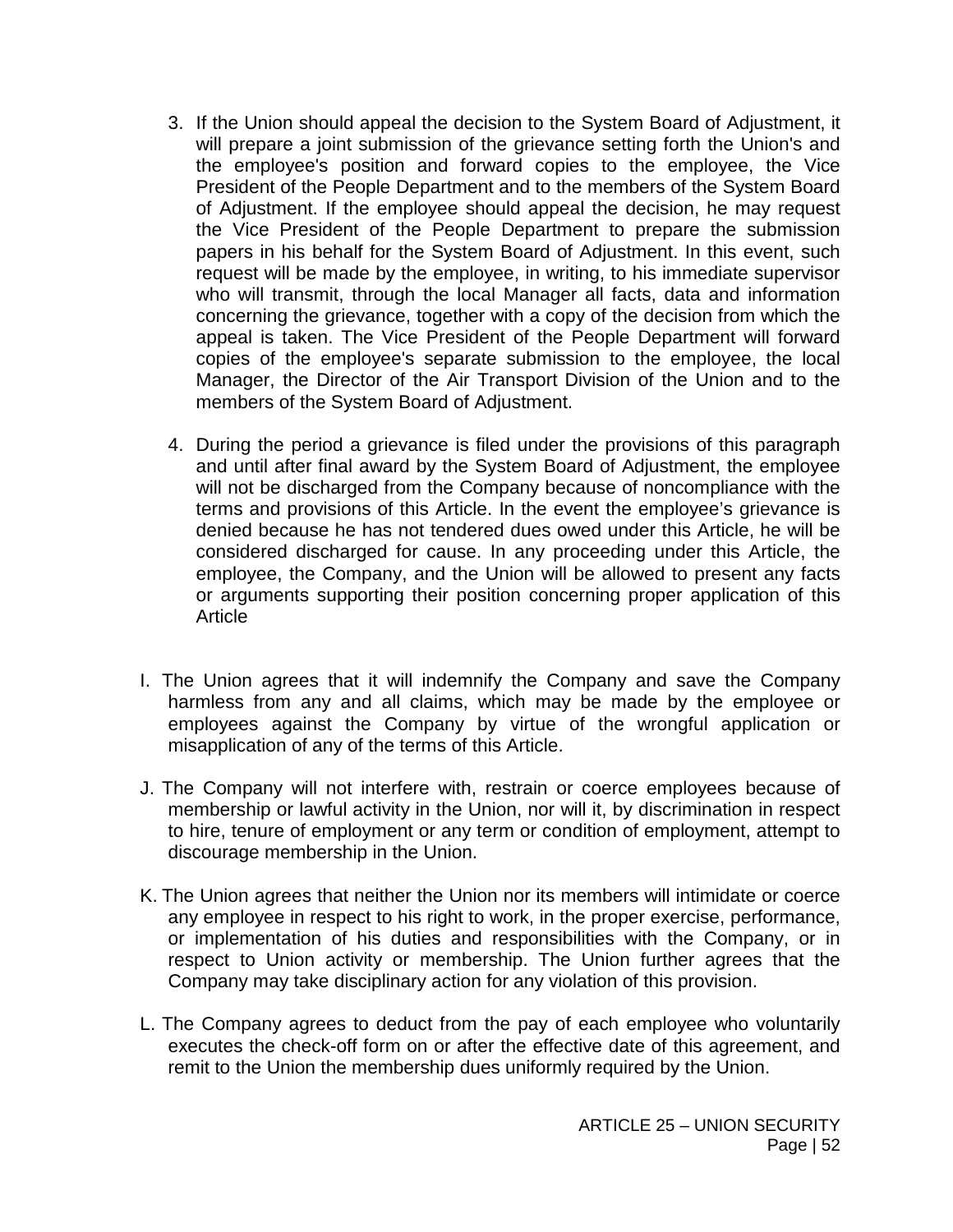3. If the Union should appeal the decision to the System Board of Adjustment, it will prepare a joint submission of the grievance setting forth the Union's and the employee's position and forward copies to the employee, the Vice President of the People Department and to the members of the System Board of Adjustment. If the employee should appeal the decision, he may request the Vice President of the People Department to prepare the submission papers in his behalf for the System Board of Adjustment. In this event, such request will be made by the employee, in writing, to his immediate supervisor who will transmit, through the local Manager all facts, data and information concerning the grievance, together with a copy of the decision from which the appeal is taken. The Vice President of the People Department will forward copies of the employee's separate submission to the employee, the local Manager, the Director of the Air Transport Division of the Union and to the members of the System Board of Adjustment.

4. During the period a grievance is filed under the provisions of this paragraph and until after final award by the System Board of Adjustment, the employee will not be discharged from the Company because of noncompliance with the terms and provisions of this Article. In the event the employee's grievance is denied because he has not tendered dues owed under this Article, he will be considered discharged for cause. In any proceeding under this Article, the employee, the Company, and the Union will be allowed to present any facts or arguments supporting their position concerning proper application of this Article

I. The Union agrees that it will indemnify the Company and save the Company harmless from any and all claims, which may be made by the employee or employees against the Company by virtue of the wrongful application or misapplication of any of the terms of this Article.

J. The Company will not interfere with, restrain or coerce employees because of membership or lawful activity in the Union, nor will it, by discrimination in respect to hire, tenure of employment or any term or condition of employment, attempt to discourage membership in the Union.

K. The Union agrees that neither the Union nor its members will intimidate or coerce any employee in respect to his right to work, in the proper exercise, performance, or implementation of his duties and responsibilities with the Company, or in respect to Union activity or membership. The Union further agrees that the Company may take disciplinary action for any violation of this provision.

L. The Company agrees to deduct from the pay of each employee who voluntarily executes the check-off form on or after the effective date of this agreement, and remit to the Union the membership dues uniformly required by the Union.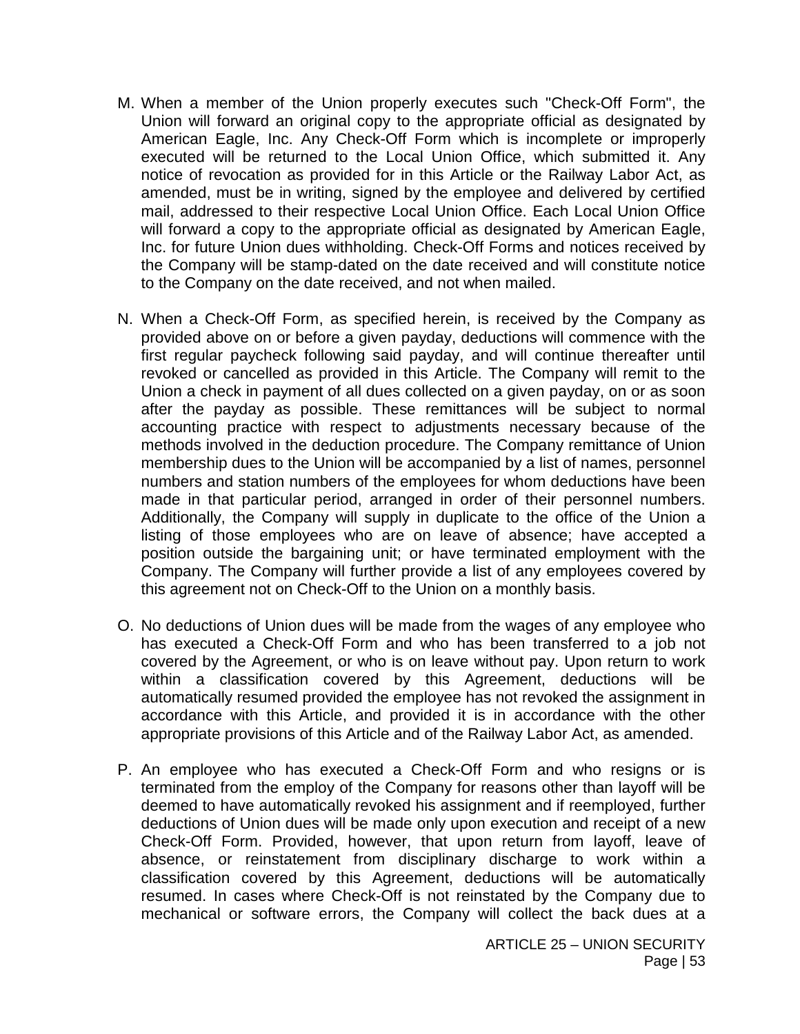M. When a member of the Union properly executes such "Check-Off Form", the Union will forward an original copy to the appropriate official as designated by American Eagle, Inc. Any Check-Off Form which is incomplete or improperly executed will be returned to the Local Union Office, which submitted it. Any notice of revocation as provided for in this Article or the Railway Labor Act, as amended, must be in writing, signed by the employee and delivered by certified mail, addressed to their respective Local Union Office. Each Local Union Office will forward a copy to the appropriate official as designated by American Eagle, Inc. for future Union dues withholding. Check-Off Forms and notices received by the Company will be stamp-dated on the date received and will constitute notice to the Company on the date received, and not when mailed.

N. When a Check-Off Form, as specified herein, is received by the Company as provided above on or before a given payday, deductions will commence with the first regular paycheck following said payday, and will continue thereafter until revoked or cancelled as provided in this Article. The Company will remit to the Union a check in payment of all dues collected on a given payday, on or as soon after the payday as possible. These remittances will be subject to normal accounting practice with respect to adjustments necessary because of the methods involved in the deduction procedure. The Company remittance of Union membership dues to the Union will be accompanied by a list of names, personnel numbers and station numbers of the employees for whom deductions have been made in that particular period, arranged in order of their personnel numbers. Additionally, the Company will supply in duplicate to the office of the Union a listing of those employees who are on leave of absence; have accepted a position outside the bargaining unit; or have terminated employment with the Company. The Company will further provide a list of any employees covered by this agreement not on Check-Off to the Union on a monthly basis.

O. No deductions of Union dues will be made from the wages of any employee who has executed a Check-Off Form and who has been transferred to a job not covered by the Agreement, or who is on leave without pay. Upon return to work within a classification covered by this Agreement, deductions will be automatically resumed provided the employee has not revoked the assignment in accordance with this Article, and provided it is in accordance with the other appropriate provisions of this Article and of the Railway Labor Act, as amended.

P. An employee who has executed a Check-Off Form and who resigns or is terminated from the employ of the Company for reasons other than layoff will be deemed to have automatically revoked his assignment and if reemployed, further deductions of Union dues will be made only upon execution and receipt of a new Check-Off Form. Provided, however, that upon return from layoff, leave of absence, or reinstatement from disciplinary discharge to work within a classification covered by this Agreement, deductions will be automatically resumed. In cases where Check-Off is not reinstated by the Company due to mechanical or software errors, the Company will collect the back dues at a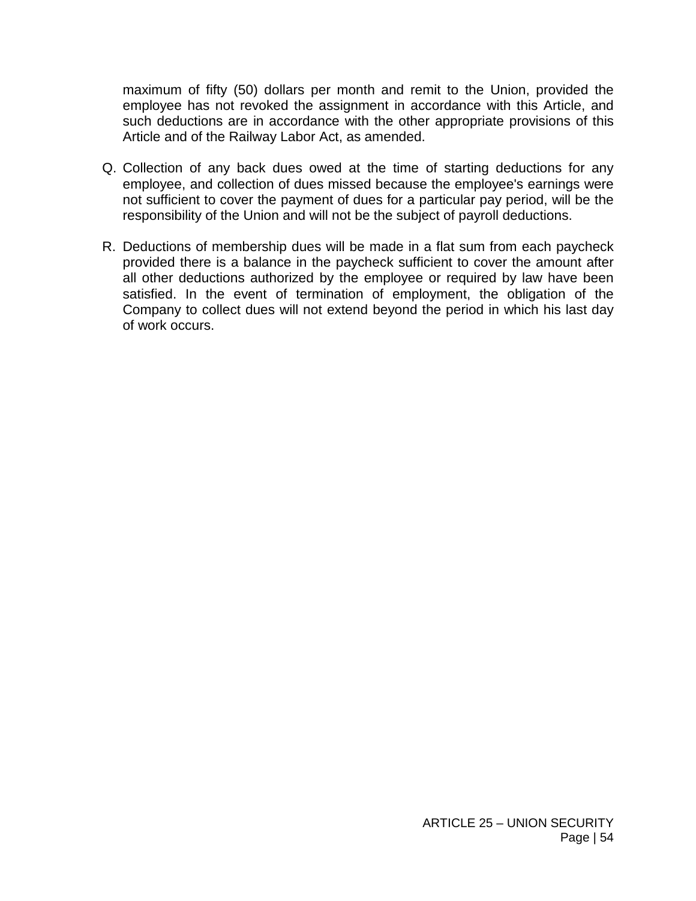maximum of fifty (50) dollars per month and remit to the Union, provided the employee has not revoked the assignment in accordance with this Article, and such deductions are in accordance with the other appropriate provisions of this Article and of the Railway Labor Act, as amended.

Q. Collection of any back dues owed at the time of starting deductions for any employee, and collection of dues missed because the employee's earnings were not sufficient to cover the payment of dues for a particular pay period, will be the responsibility of the Union and will not be the subject of payroll deductions.

R. Deductions of membership dues will be made in a flat sum from each paycheck provided there is a balance in the paycheck sufficient to cover the amount after all other deductions authorized by the employee or required by law have been satisfied. In the event of termination of employment, the obligation of the Company to collect dues will not extend beyond the period in which his last day of work occurs.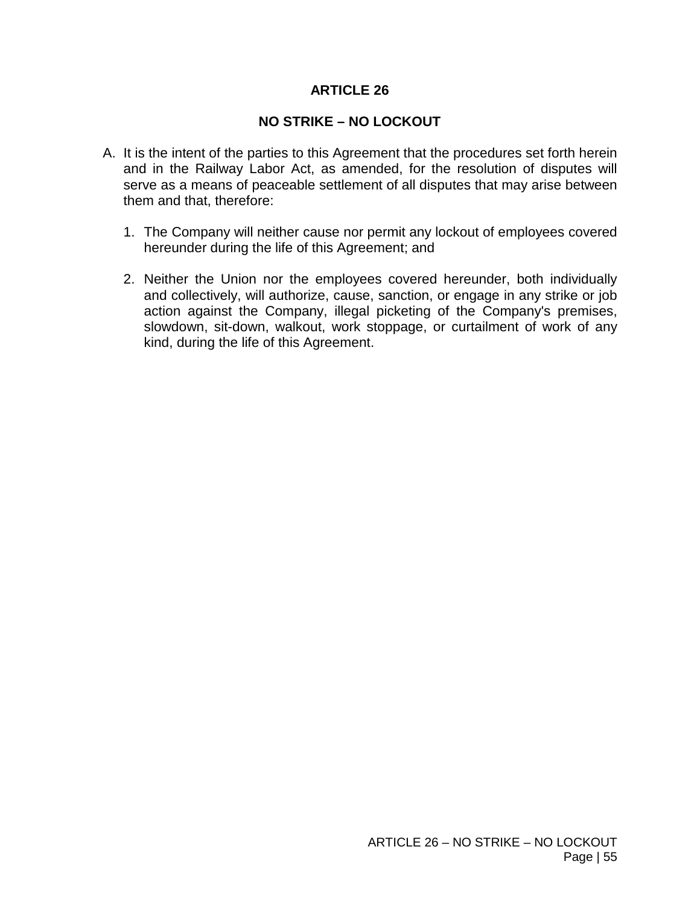# ARTICLE 26

## NO STRIKE – NO LOCKOUT

A. It is the intent of the parties to this Agreement that the procedures set forth herein and in the Railway Labor Act, as amended, for the resolution of disputes will serve as a means of peaceable settlement of all disputes that may arise between them and that, therefore:

   1. The Company will neither cause nor permit any lockout of employees covered hereunder during the life of this Agreement; and

   2. Neither the Union nor the employees covered hereunder, both individually and collectively, will authorize, cause, sanction, or engage in any strike or job action against the Company, illegal picketing of the Company's premises, slowdown, sit-down, walkout, work stoppage, or curtailment of work of any kind, during the life of this Agreement.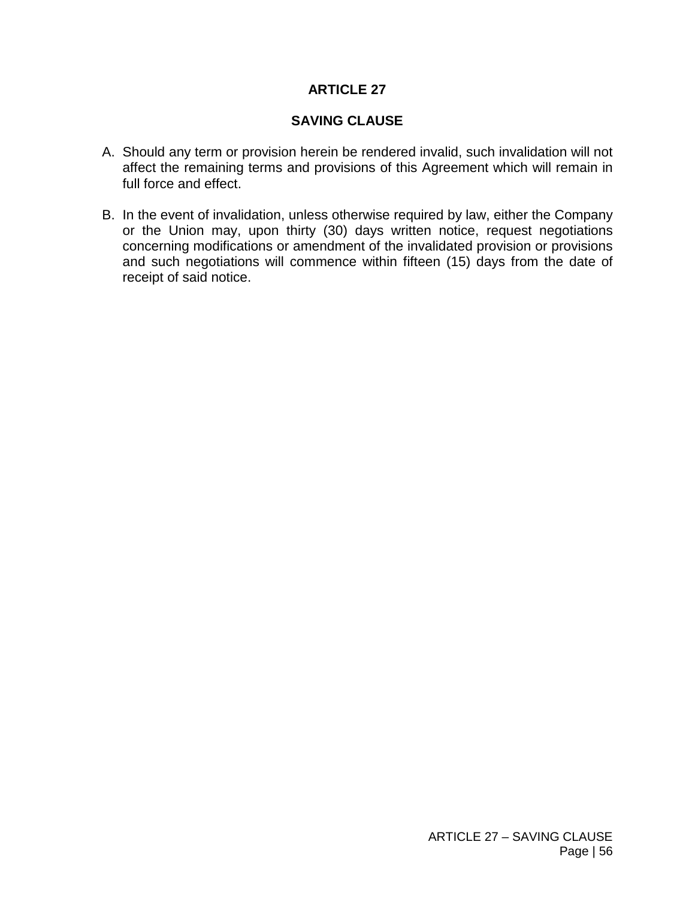# ARTICLE 27

## SAVING CLAUSE

A. Should any term or provision herein be rendered invalid, such invalidation will not affect the remaining terms and provisions of this Agreement which will remain in full force and effect.

B. In the event of invalidation, unless otherwise required by law, either the Company or the Union may, upon thirty (30) days written notice, request negotiations concerning modifications or amendment of the invalidated provision or provisions and such negotiations will commence within fifteen (15) days from the date of receipt of said notice.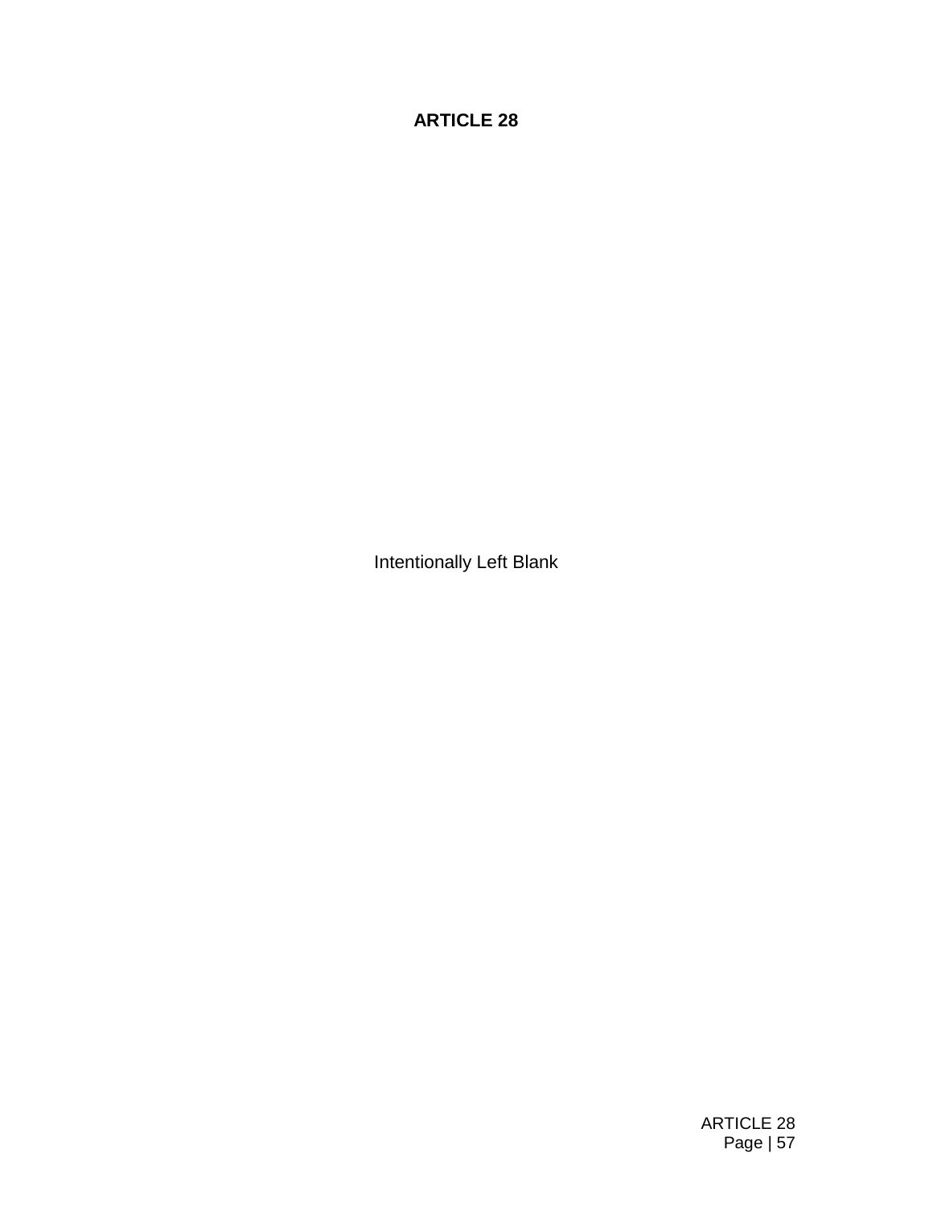# ARTICLE 28

Intentionally Left Blank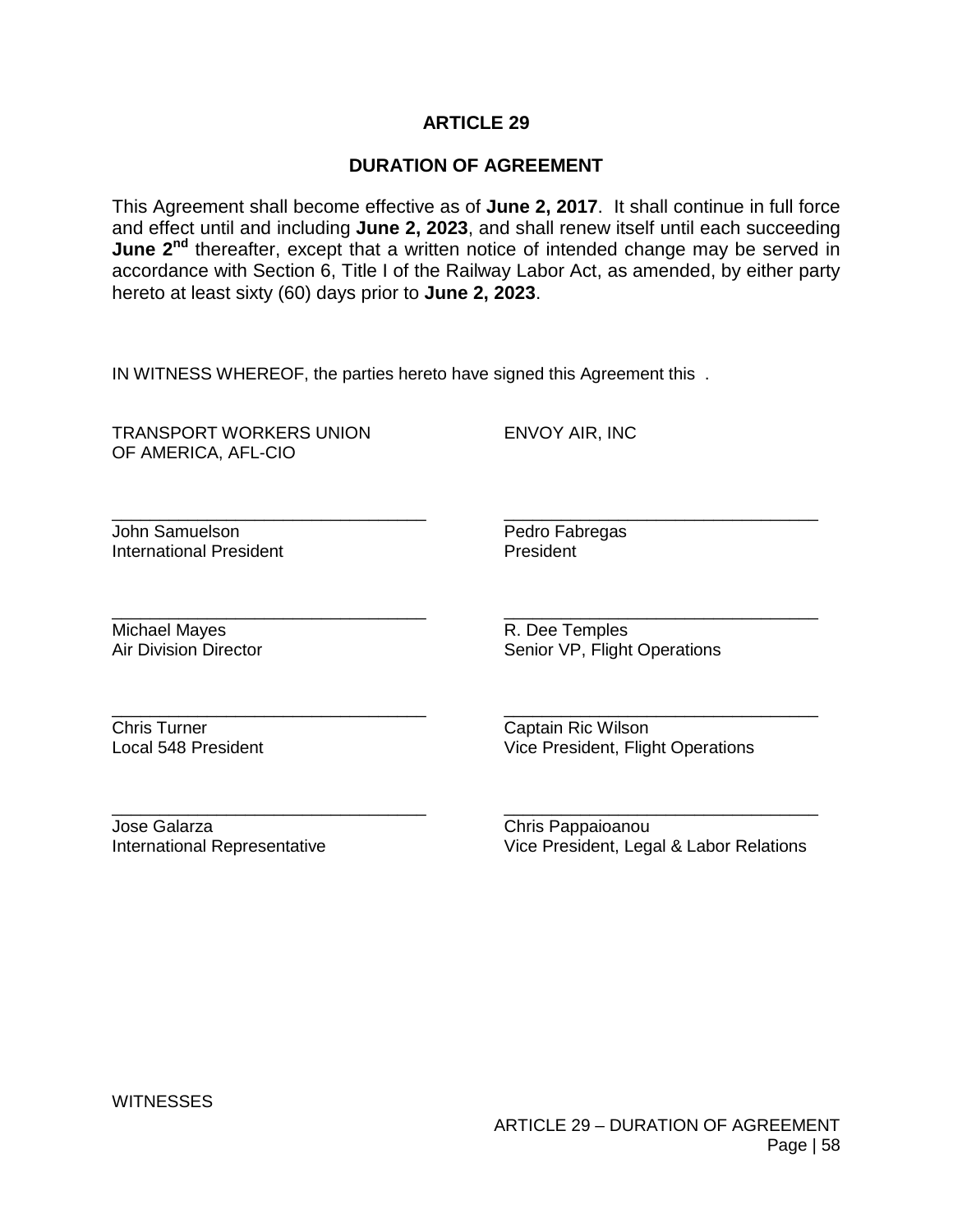# ARTICLE 29

## DURATION OF AGREEMENT

This Agreement shall become effective as of **June 2, 2017**. It shall continue in full force and effect until and including **June 2, 2023**, and shall renew itself until each succeeding **June 2nd** thereafter, except that a written notice of intended change may be served in accordance with Section 6, Title I of the Railway Labor Act, as amended, by either party hereto at least sixty (60) days prior to **June 2, 2023**.

IN WITNESS WHEREOF, the parties hereto have signed this Agreement this .

| TRANSPORT WORKERS UNION OF AMERICA, AFL-CIO | ENVOY AIR, INC |
| --- | --- |
| _______________________________ | _______________________________ |
| John Samuelson<br>International President | Pedro Fabregas<br>President |
| _______________________________ | _______________________________ |
| Michael Mayes<br>Air Division Director | R. Dee Temples<br>Senior VP, Flight Operations |
| _______________________________ | _______________________________ |
| Chris Turner<br>Local 548 President | Captain Ric Wilson<br>Vice President, Flight Operations |
| _______________________________ | _______________________________ |
| Jose Galarza<br>International Representative | Chris Pappaioanou<br>Vice President, Legal & Labor Relations |

WITNESSES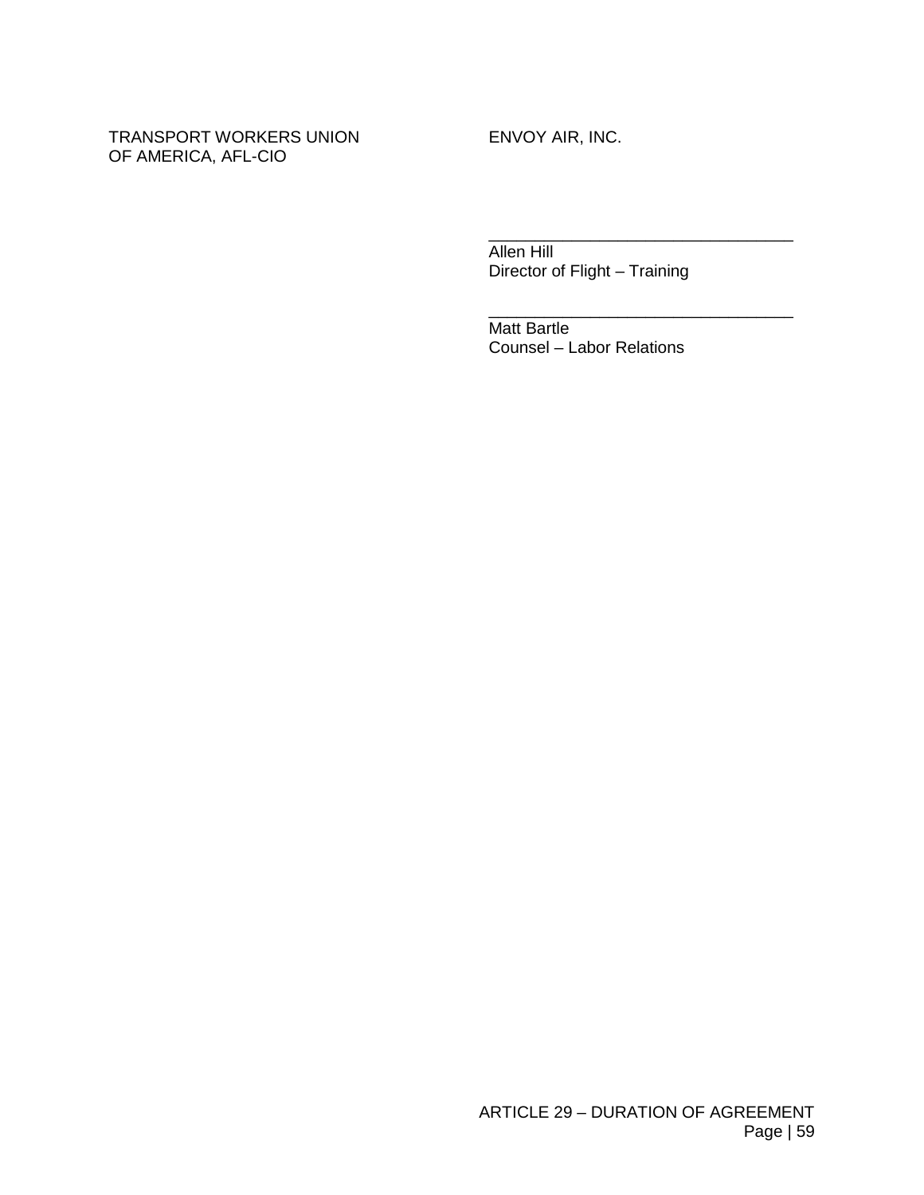| TRANSPORT WORKERS UNION OF AMERICA, AFL-CIO | ENVOY AIR, INC. |
|---|---|
| | _________________________________ |
| | Allen Hill<br>Director of Flight – Training |
| | _________________________________ |
| | Matt Bartle<br>Counsel – Labor Relations |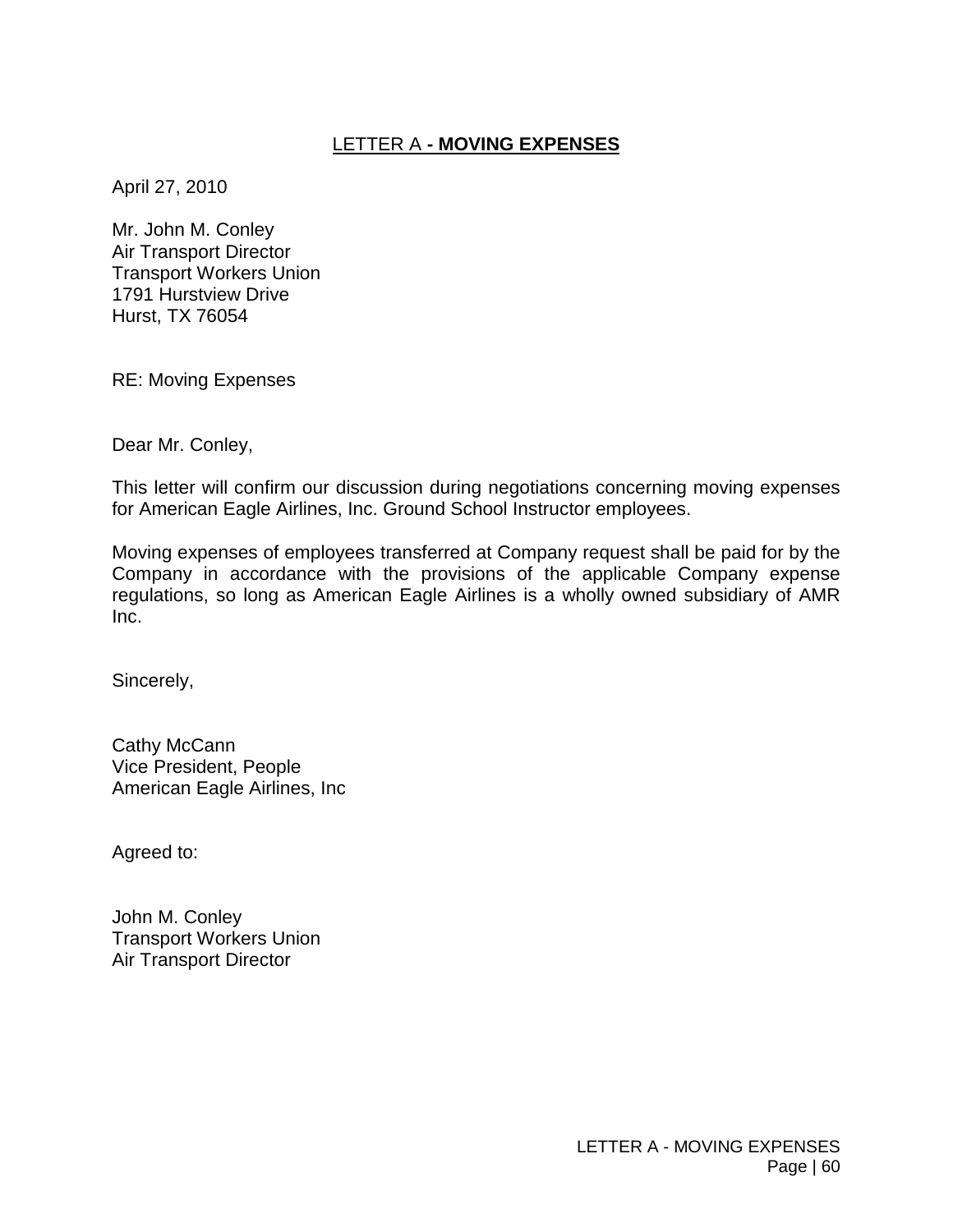## LETTER A - MOVING EXPENSES

April 27, 2010

Mr. John M. Conley
Air Transport Director
Transport Workers Union
1791 Hurstview Drive
Hurst, TX 76054

RE: Moving Expenses

Dear Mr. Conley,

This letter will confirm our discussion during negotiations concerning moving expenses for American Eagle Airlines, Inc. Ground School Instructor employees.

Moving expenses of employees transferred at Company request shall be paid for by the Company in accordance with the provisions of the applicable Company expense regulations, so long as American Eagle Airlines is a wholly owned subsidiary of AMR Inc.

Sincerely,

Cathy McCann
Vice President, People
American Eagle Airlines, Inc

Agreed to:

John M. Conley
Transport Workers Union
Air Transport Director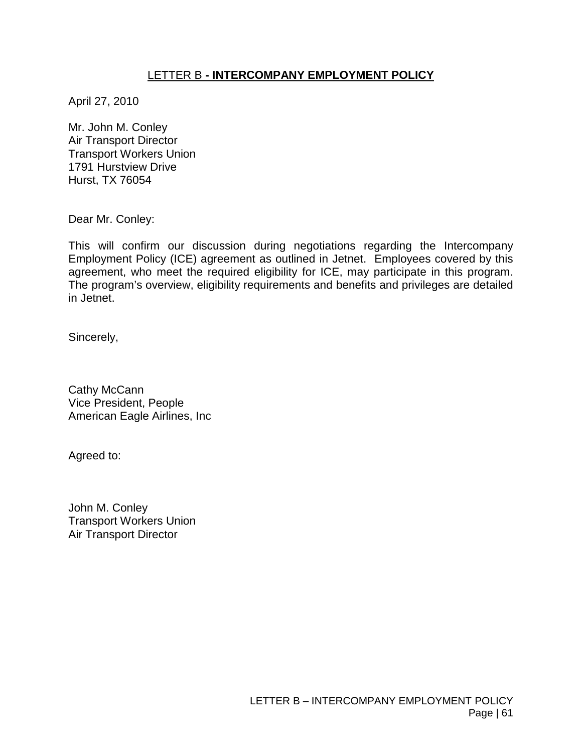## LETTER B - INTERCOMPANY EMPLOYMENT POLICY

April 27, 2010

Mr. John M. Conley
Air Transport Director
Transport Workers Union
1791 Hurstview Drive
Hurst, TX 76054

Dear Mr. Conley:

This will confirm our discussion during negotiations regarding the Intercompany Employment Policy (ICE) agreement as outlined in Jetnet. Employees covered by this agreement, who meet the required eligibility for ICE, may participate in this program. The program's overview, eligibility requirements and benefits and privileges are detailed in Jetnet.

Sincerely,

Cathy McCann
Vice President, People
American Eagle Airlines, Inc

Agreed to:

John M. Conley
Transport Workers Union
Air Transport Director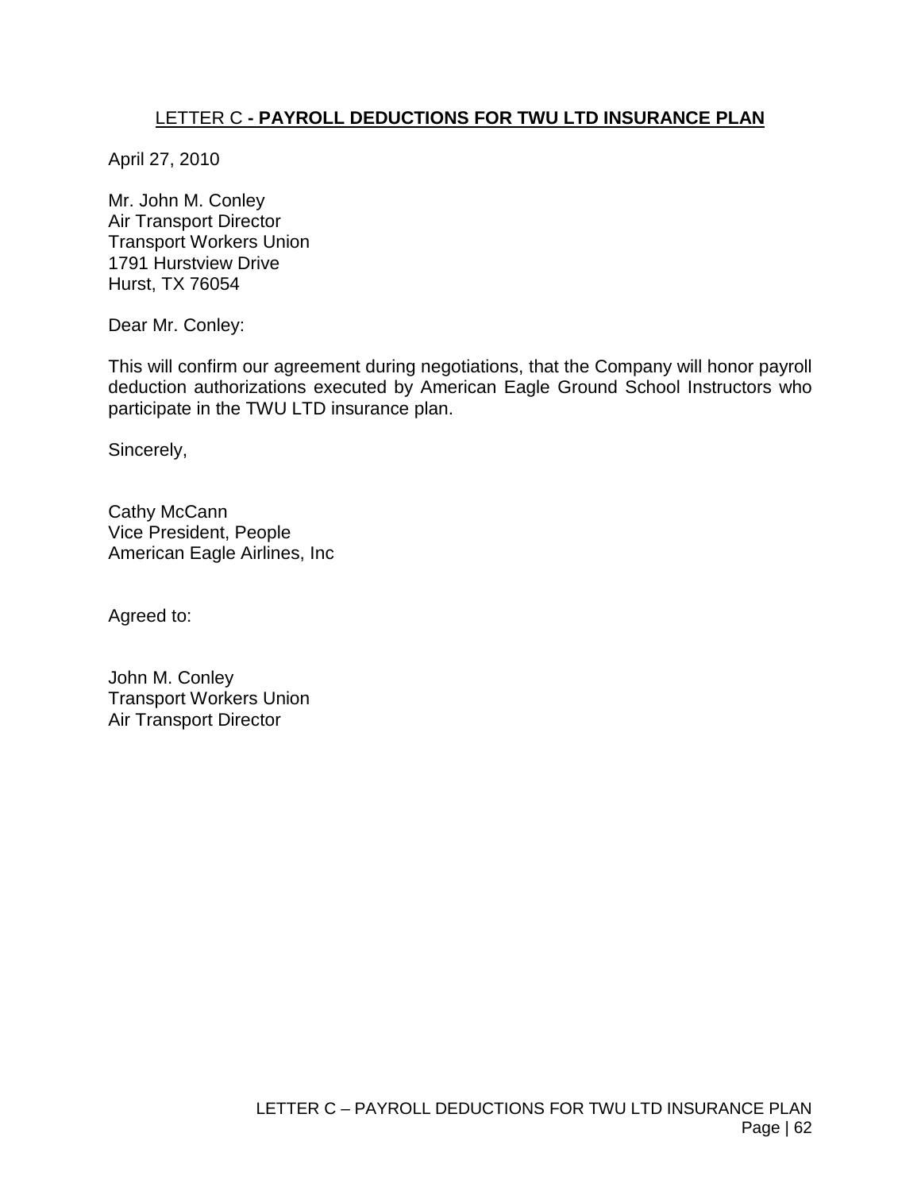## LETTER C - PAYROLL DEDUCTIONS FOR TWU LTD INSURANCE PLAN

April 27, 2010

Mr. John M. Conley  
Air Transport Director  
Transport Workers Union  
1791 Hurstview Drive  
Hurst, TX 76054

Dear Mr. Conley:

This will confirm our agreement during negotiations, that the Company will honor payroll deduction authorizations executed by American Eagle Ground School Instructors who participate in the TWU LTD insurance plan.

Sincerely,

Cathy McCann  
Vice President, People  
American Eagle Airlines, Inc

Agreed to:

John M. Conley  
Transport Workers Union  
Air Transport Director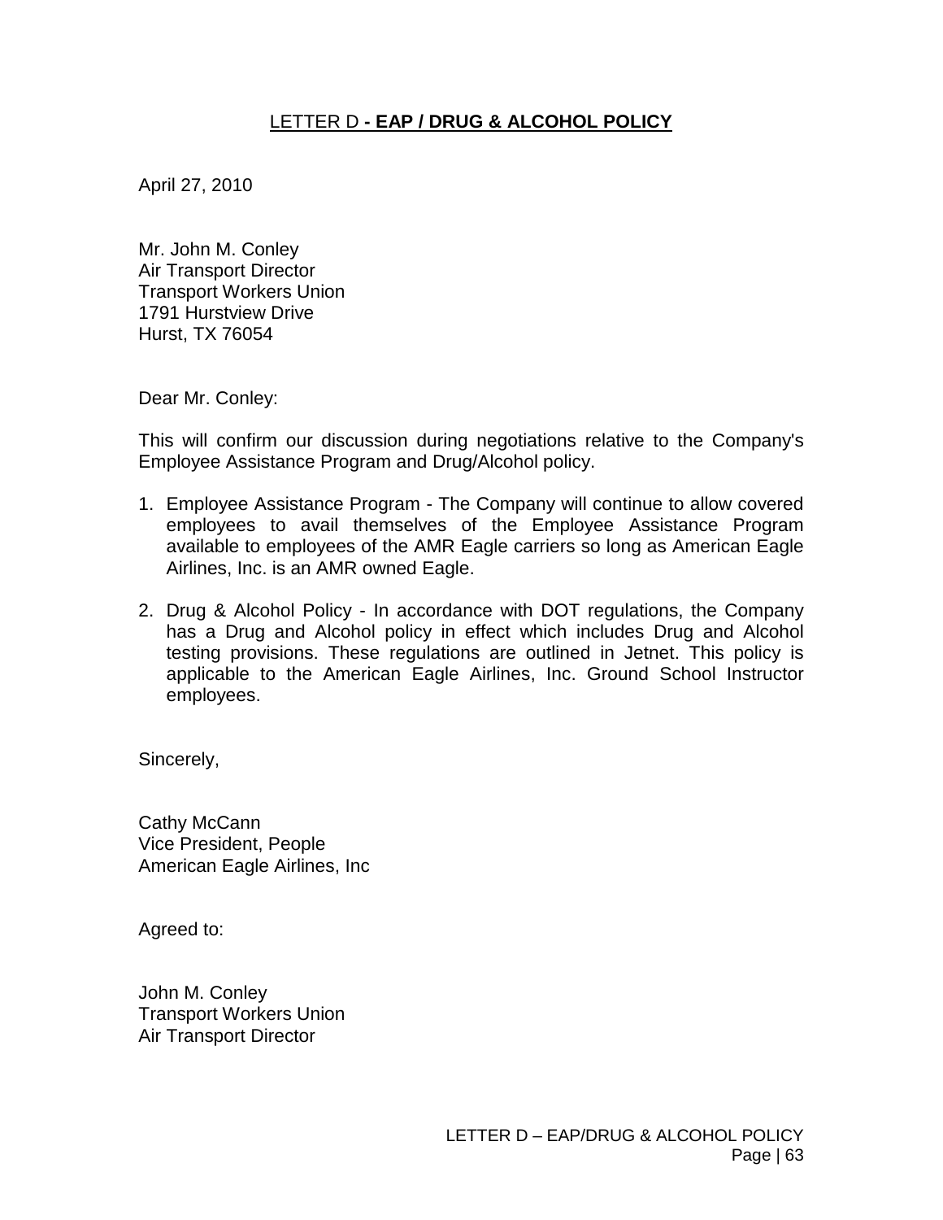## LETTER D - EAP / DRUG & ALCOHOL POLICY

April 27, 2010

Mr. John M. Conley
Air Transport Director
Transport Workers Union
1791 Hurstview Drive
Hurst, TX 76054

Dear Mr. Conley:

This will confirm our discussion during negotiations relative to the Company's Employee Assistance Program and Drug/Alcohol policy.

1. Employee Assistance Program - The Company will continue to allow covered employees to avail themselves of the Employee Assistance Program available to employees of the AMR Eagle carriers so long as American Eagle Airlines, Inc. is an AMR owned Eagle.

2. Drug & Alcohol Policy - In accordance with DOT regulations, the Company has a Drug and Alcohol policy in effect which includes Drug and Alcohol testing provisions. These regulations are outlined in Jetnet. This policy is applicable to the American Eagle Airlines, Inc. Ground School Instructor employees.

Sincerely,

Cathy McCann
Vice President, People
American Eagle Airlines, Inc

Agreed to:

John M. Conley
Transport Workers Union
Air Transport Director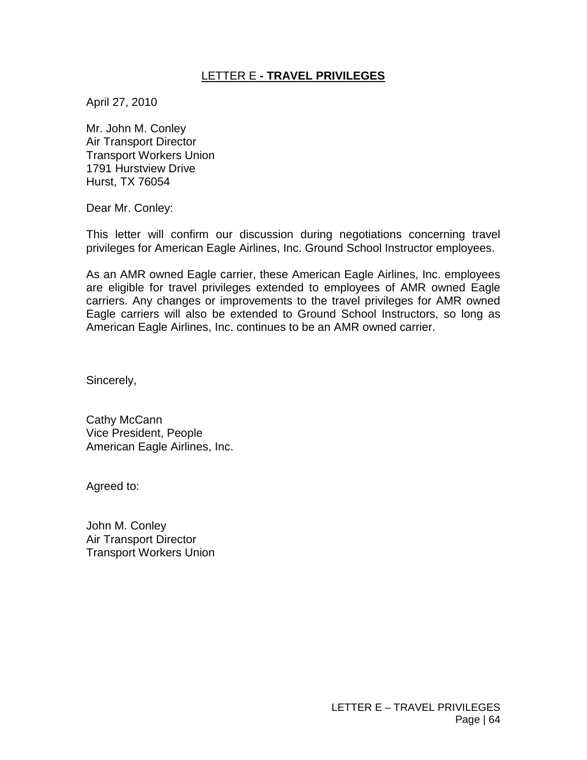## LETTER E - TRAVEL PRIVILEGES

April 27, 2010

Mr. John M. Conley
Air Transport Director
Transport Workers Union
1791 Hurstview Drive
Hurst, TX 76054

Dear Mr. Conley:

This letter will confirm our discussion during negotiations concerning travel privileges for American Eagle Airlines, Inc. Ground School Instructor employees.

As an AMR owned Eagle carrier, these American Eagle Airlines, Inc. employees are eligible for travel privileges extended to employees of AMR owned Eagle carriers. Any changes or improvements to the travel privileges for AMR owned Eagle carriers will also be extended to Ground School Instructors, so long as American Eagle Airlines, Inc. continues to be an AMR owned carrier.

Sincerely,

Cathy McCann
Vice President, People
American Eagle Airlines, Inc.

Agreed to:

John M. Conley
Air Transport Director
Transport Workers Union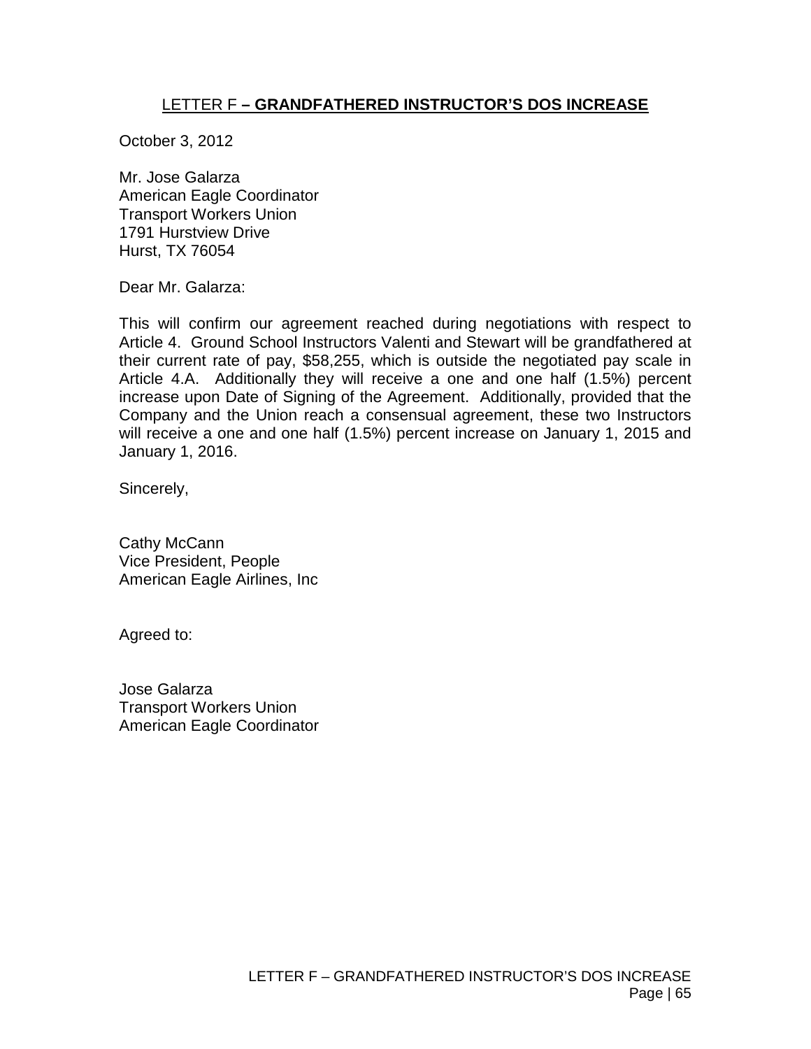## LETTER F – GRANDFATHERED INSTRUCTOR'S DOS INCREASE

October 3, 2012

Mr. Jose Galarza
American Eagle Coordinator
Transport Workers Union
1791 Hurstview Drive
Hurst, TX 76054

Dear Mr. Galarza:

This will confirm our agreement reached during negotiations with respect to Article 4. Ground School Instructors Valenti and Stewart will be grandfathered at their current rate of pay, $58,255, which is outside the negotiated pay scale in Article 4.A. Additionally they will receive a one and one half (1.5%) percent increase upon Date of Signing of the Agreement. Additionally, provided that the Company and the Union reach a consensual agreement, these two Instructors will receive a one and one half (1.5%) percent increase on January 1, 2015 and January 1, 2016.

Sincerely,

Cathy McCann
Vice President, People
American Eagle Airlines, Inc

Agreed to:

Jose Galarza
Transport Workers Union
American Eagle Coordinator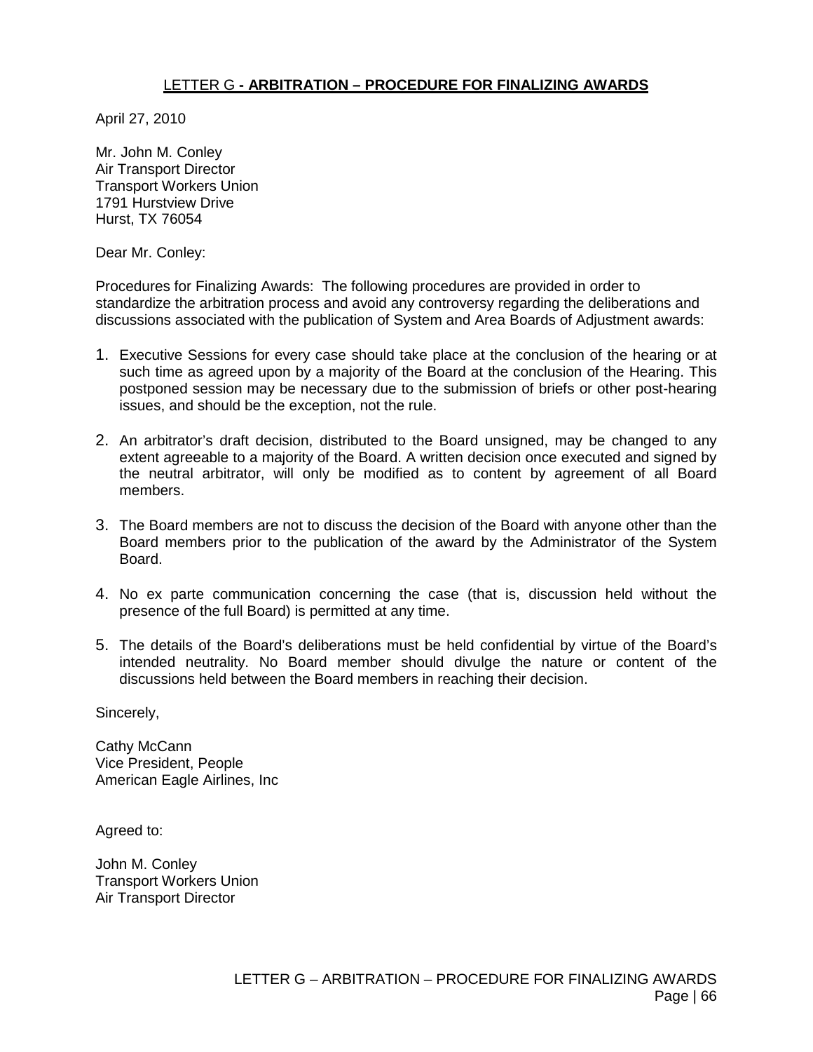## LETTER G - ARBITRATION – PROCEDURE FOR FINALIZING AWARDS

April 27, 2010

Mr. John M. Conley
Air Transport Director
Transport Workers Union
1791 Hurstview Drive
Hurst, TX 76054

Dear Mr. Conley:

Procedures for Finalizing Awards: The following procedures are provided in order to standardize the arbitration process and avoid any controversy regarding the deliberations and discussions associated with the publication of System and Area Boards of Adjustment awards:

1. Executive Sessions for every case should take place at the conclusion of the hearing or at such time as agreed upon by a majority of the Board at the conclusion of the Hearing. This postponed session may be necessary due to the submission of briefs or other post-hearing issues, and should be the exception, not the rule.

2. An arbitrator's draft decision, distributed to the Board unsigned, may be changed to any extent agreeable to a majority of the Board. A written decision once executed and signed by the neutral arbitrator, will only be modified as to content by agreement of all Board members.

3. The Board members are not to discuss the decision of the Board with anyone other than the Board members prior to the publication of the award by the Administrator of the System Board.

4. No ex parte communication concerning the case (that is, discussion held without the presence of the full Board) is permitted at any time.

5. The details of the Board's deliberations must be held confidential by virtue of the Board's intended neutrality. No Board member should divulge the nature or content of the discussions held between the Board members in reaching their decision.

Sincerely,

Cathy McCann
Vice President, People
American Eagle Airlines, Inc

Agreed to:

John M. Conley
Transport Workers Union
Air Transport Director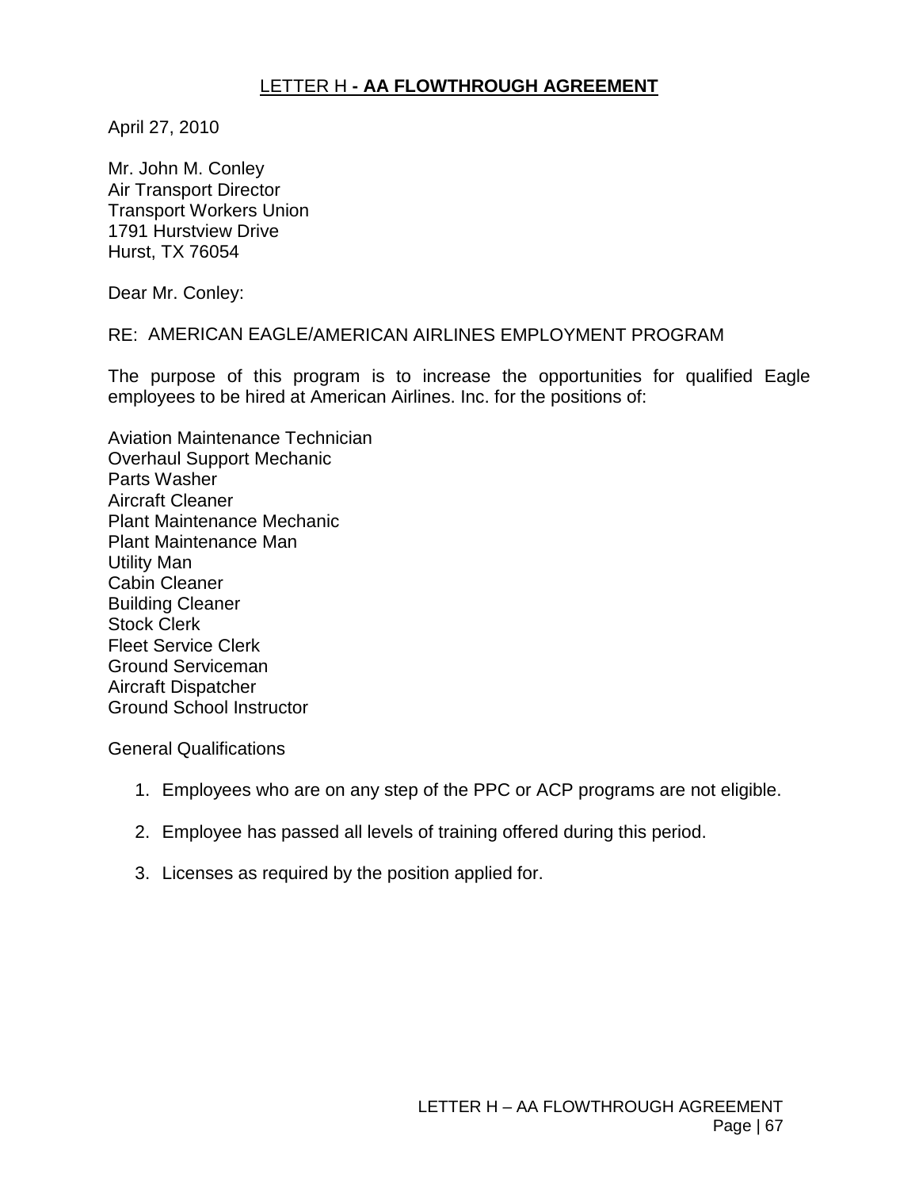## LETTER H - AA FLOWTHROUGH AGREEMENT

April 27, 2010

Mr. John M. Conley
Air Transport Director
Transport Workers Union
1791 Hurstview Drive
Hurst, TX 76054

Dear Mr. Conley:

RE: AMERICAN EAGLE/AMERICAN AIRLINES EMPLOYMENT PROGRAM

The purpose of this program is to increase the opportunities for qualified Eagle employees to be hired at American Airlines. Inc. for the positions of:

Aviation Maintenance Technician
Overhaul Support Mechanic
Parts Washer
Aircraft Cleaner
Plant Maintenance Mechanic
Plant Maintenance Man
Utility Man
Cabin Cleaner
Building Cleaner
Stock Clerk
Fleet Service Clerk
Ground Serviceman
Aircraft Dispatcher
Ground School Instructor

General Qualifications

1. Employees who are on any step of the PPC or ACP programs are not eligible.
2. Employee has passed all levels of training offered during this period.
3. Licenses as required by the position applied for.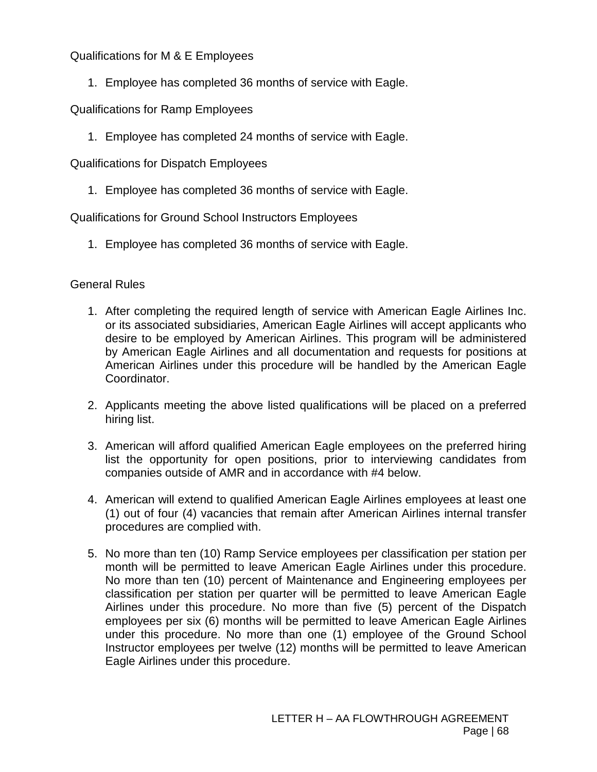Qualifications for M & E Employees

1. Employee has completed 36 months of service with Eagle.

Qualifications for Ramp Employees

1. Employee has completed 24 months of service with Eagle.

Qualifications for Dispatch Employees

1. Employee has completed 36 months of service with Eagle.

Qualifications for Ground School Instructors Employees

1. Employee has completed 36 months of service with Eagle.

General Rules

1. After completing the required length of service with American Eagle Airlines Inc. or its associated subsidiaries, American Eagle Airlines will accept applicants who desire to be employed by American Airlines. This program will be administered by American Eagle Airlines and all documentation and requests for positions at American Airlines under this procedure will be handled by the American Eagle Coordinator.

2. Applicants meeting the above listed qualifications will be placed on a preferred hiring list.

3. American will afford qualified American Eagle employees on the preferred hiring list the opportunity for open positions, prior to interviewing candidates from companies outside of AMR and in accordance with #4 below.

4. American will extend to qualified American Eagle Airlines employees at least one (1) out of four (4) vacancies that remain after American Airlines internal transfer procedures are complied with.

5. No more than ten (10) Ramp Service employees per classification per station per month will be permitted to leave American Eagle Airlines under this procedure. No more than ten (10) percent of Maintenance and Engineering employees per classification per station per quarter will be permitted to leave American Eagle Airlines under this procedure. No more than five (5) percent of the Dispatch employees per six (6) months will be permitted to leave American Eagle Airlines under this procedure. No more than one (1) employee of the Ground School Instructor employees per twelve (12) months will be permitted to leave American Eagle Airlines under this procedure.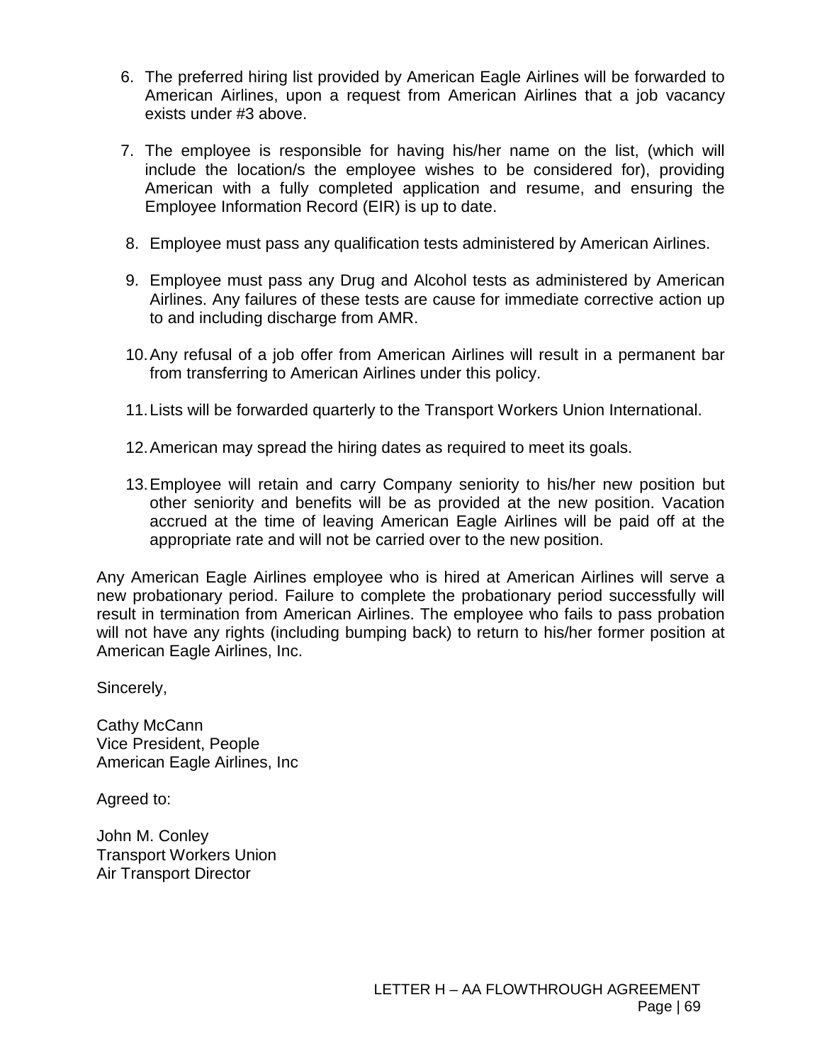6. The preferred hiring list provided by American Eagle Airlines will be forwarded to American Airlines, upon a request from American Airlines that a job vacancy exists under #3 above.

7. The employee is responsible for having his/her name on the list, (which will include the location/s the employee wishes to be considered for), providing American with a fully completed application and resume, and ensuring the Employee Information Record (EIR) is up to date.

8. Employee must pass any qualification tests administered by American Airlines.

9. Employee must pass any Drug and Alcohol tests as administered by American Airlines. Any failures of these tests are cause for immediate corrective action up to and including discharge from AMR.

10. Any refusal of a job offer from American Airlines will result in a permanent bar from transferring to American Airlines under this policy.

11. Lists will be forwarded quarterly to the Transport Workers Union International.

12. American may spread the hiring dates as required to meet its goals.

13. Employee will retain and carry Company seniority to his/her new position but other seniority and benefits will be as provided at the new position. Vacation accrued at the time of leaving American Eagle Airlines will be paid off at the appropriate rate and will not be carried over to the new position.

Any American Eagle Airlines employee who is hired at American Airlines will serve a new probationary period. Failure to complete the probationary period successfully will result in termination from American Airlines. The employee who fails to pass probation will not have any rights (including bumping back) to return to his/her former position at American Eagle Airlines, Inc.

Sincerely,

Cathy McCann
Vice President, People
American Eagle Airlines, Inc

Agreed to:

John M. Conley
Transport Workers Union
Air Transport Director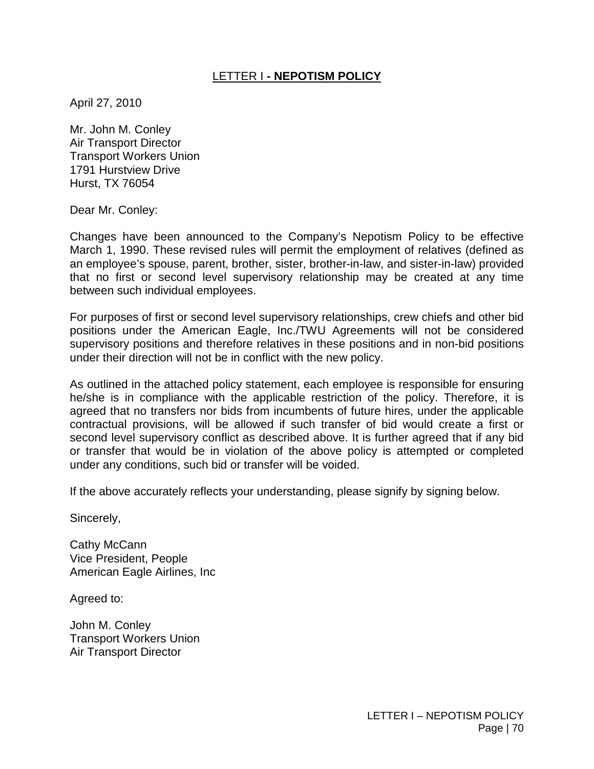## LETTER I - NEPOTISM POLICY

April 27, 2010

Mr. John M. Conley
Air Transport Director
Transport Workers Union
1791 Hurstview Drive
Hurst, TX 76054

Dear Mr. Conley:

Changes have been announced to the Company's Nepotism Policy to be effective March 1, 1990. These revised rules will permit the employment of relatives (defined as an employee's spouse, parent, brother, sister, brother-in-law, and sister-in-law) provided that no first or second level supervisory relationship may be created at any time between such individual employees.

For purposes of first or second level supervisory relationships, crew chiefs and other bid positions under the American Eagle, Inc./TWU Agreements will not be considered supervisory positions and therefore relatives in these positions and in non-bid positions under their direction will not be in conflict with the new policy.

As outlined in the attached policy statement, each employee is responsible for ensuring he/she is in compliance with the applicable restriction of the policy. Therefore, it is agreed that no transfers nor bids from incumbents of future hires, under the applicable contractual provisions, will be allowed if such transfer of bid would create a first or second level supervisory conflict as described above. It is further agreed that if any bid or transfer that would be in violation of the above policy is attempted or completed under any conditions, such bid or transfer will be voided.

If the above accurately reflects your understanding, please signify by signing below.

Sincerely,

Cathy McCann
Vice President, People
American Eagle Airlines, Inc

Agreed to:

John M. Conley
Transport Workers Union
Air Transport Director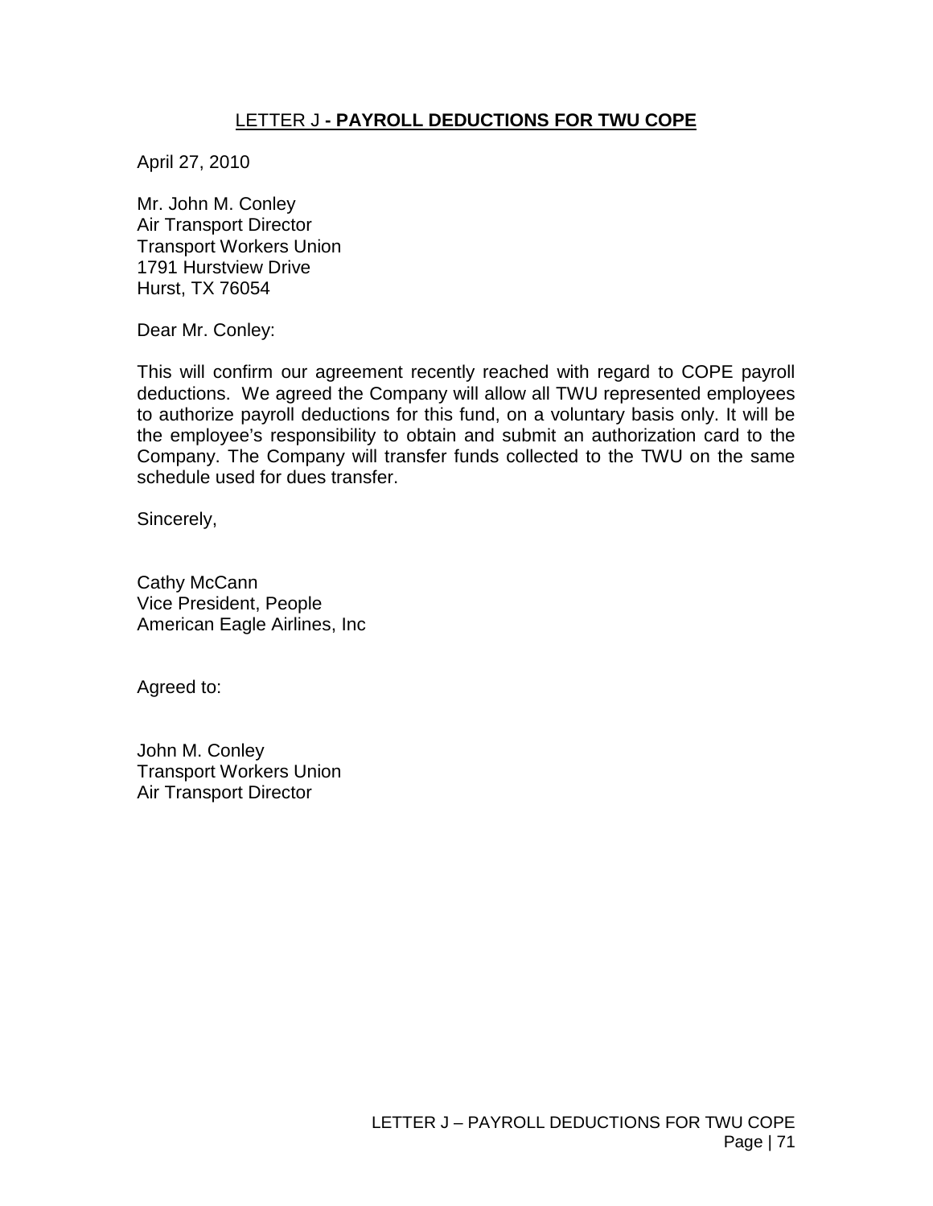## LETTER J - PAYROLL DEDUCTIONS FOR TWU COPE

April 27, 2010

Mr. John M. Conley
Air Transport Director
Transport Workers Union
1791 Hurstview Drive
Hurst, TX 76054

Dear Mr. Conley:

This will confirm our agreement recently reached with regard to COPE payroll deductions. We agreed the Company will allow all TWU represented employees to authorize payroll deductions for this fund, on a voluntary basis only. It will be the employee's responsibility to obtain and submit an authorization card to the Company. The Company will transfer funds collected to the TWU on the same schedule used for dues transfer.

Sincerely,

Cathy McCann
Vice President, People
American Eagle Airlines, Inc

Agreed to:

John M. Conley
Transport Workers Union
Air Transport Director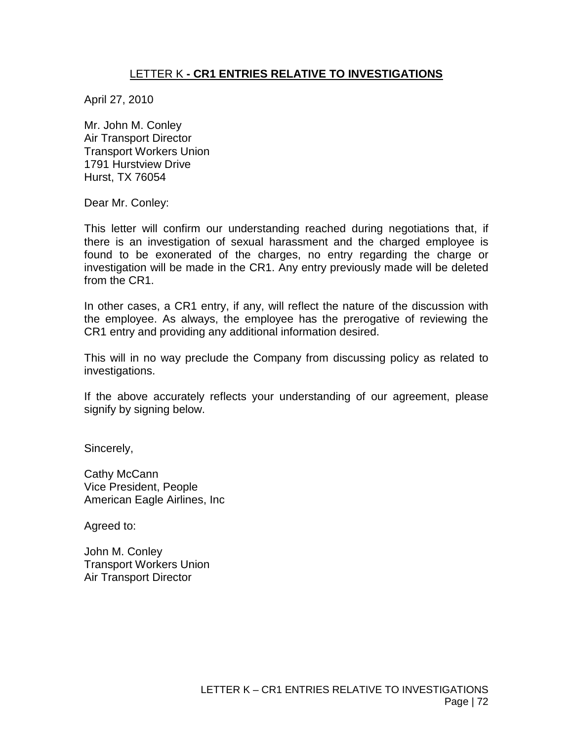## LETTER K - CR1 ENTRIES RELATIVE TO INVESTIGATIONS

April 27, 2010

Mr. John M. Conley
Air Transport Director
Transport Workers Union
1791 Hurstview Drive
Hurst, TX 76054

Dear Mr. Conley:

This letter will confirm our understanding reached during negotiations that, if there is an investigation of sexual harassment and the charged employee is found to be exonerated of the charges, no entry regarding the charge or investigation will be made in the CR1. Any entry previously made will be deleted from the CR1.

In other cases, a CR1 entry, if any, will reflect the nature of the discussion with the employee. As always, the employee has the prerogative of reviewing the CR1 entry and providing any additional information desired.

This will in no way preclude the Company from discussing policy as related to investigations.

If the above accurately reflects your understanding of our agreement, please signify by signing below.

Sincerely,

Cathy McCann
Vice President, People
American Eagle Airlines, Inc

Agreed to:

John M. Conley
Transport Workers Union
Air Transport Director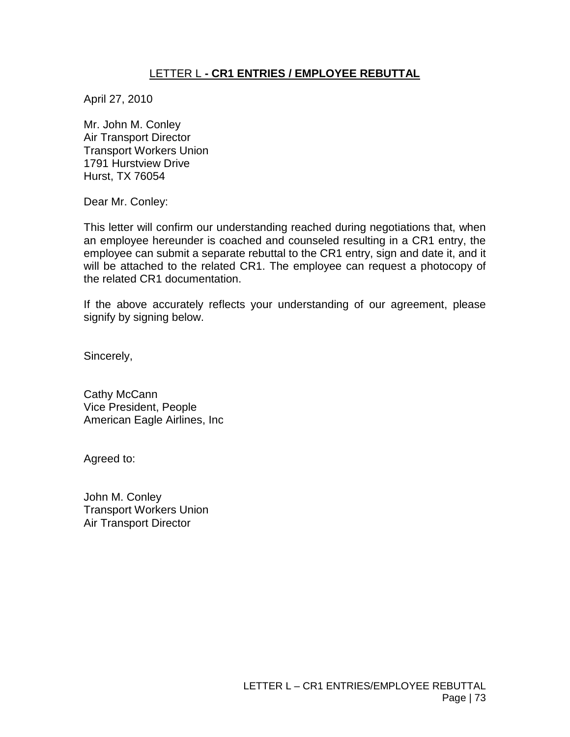## LETTER L - CR1 ENTRIES / EMPLOYEE REBUTTAL

April 27, 2010

Mr. John M. Conley
Air Transport Director
Transport Workers Union
1791 Hurstview Drive
Hurst, TX 76054

Dear Mr. Conley:

This letter will confirm our understanding reached during negotiations that, when an employee hereunder is coached and counseled resulting in a CR1 entry, the employee can submit a separate rebuttal to the CR1 entry, sign and date it, and it will be attached to the related CR1. The employee can request a photocopy of the related CR1 documentation.

If the above accurately reflects your understanding of our agreement, please signify by signing below.

Sincerely,

Cathy McCann
Vice President, People
American Eagle Airlines, Inc

Agreed to:

John M. Conley
Transport Workers Union
Air Transport Director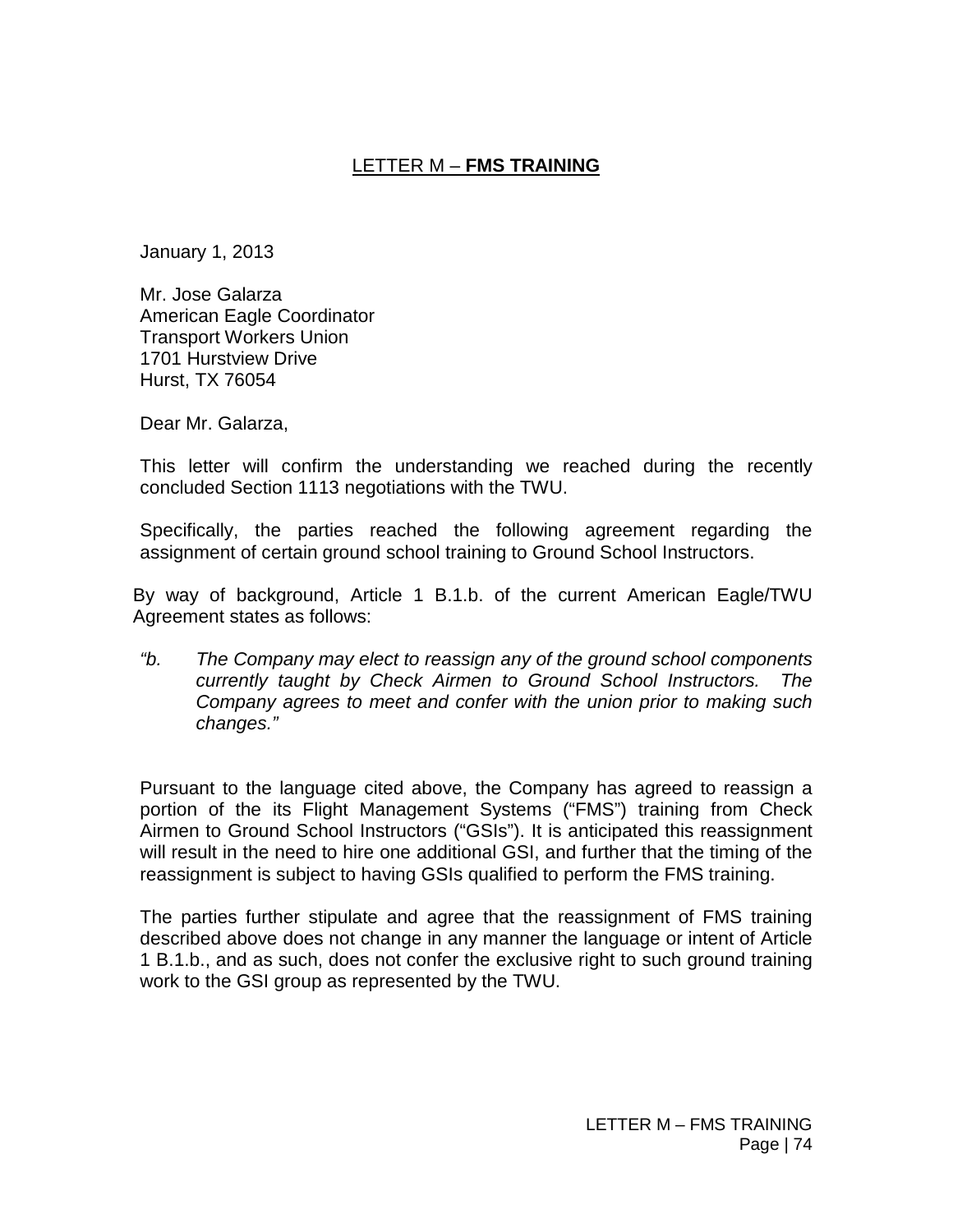# LETTER M – **FMS TRAINING**

January 1, 2013

Mr. Jose Galarza
American Eagle Coordinator
Transport Workers Union
1701 Hurstview Drive
Hurst, TX 76054

Dear Mr. Galarza,

This letter will confirm the understanding we reached during the recently concluded Section 1113 negotiations with the TWU.

Specifically, the parties reached the following agreement regarding the assignment of certain ground school training to Ground School Instructors.

By way of background, Article 1 B.1.b. of the current American Eagle/TWU Agreement states as follows:

*"b. The Company may elect to reassign any of the ground school components currently taught by Check Airmen to Ground School Instructors. The Company agrees to meet and confer with the union prior to making such changes."*

Pursuant to the language cited above, the Company has agreed to reassign a portion of the its Flight Management Systems ("FMS") training from Check Airmen to Ground School Instructors ("GSIs"). It is anticipated this reassignment will result in the need to hire one additional GSI, and further that the timing of the reassignment is subject to having GSIs qualified to perform the FMS training.

The parties further stipulate and agree that the reassignment of FMS training described above does not change in any manner the language or intent of Article 1 B.1.b., and as such, does not confer the exclusive right to such ground training work to the GSI group as represented by the TWU.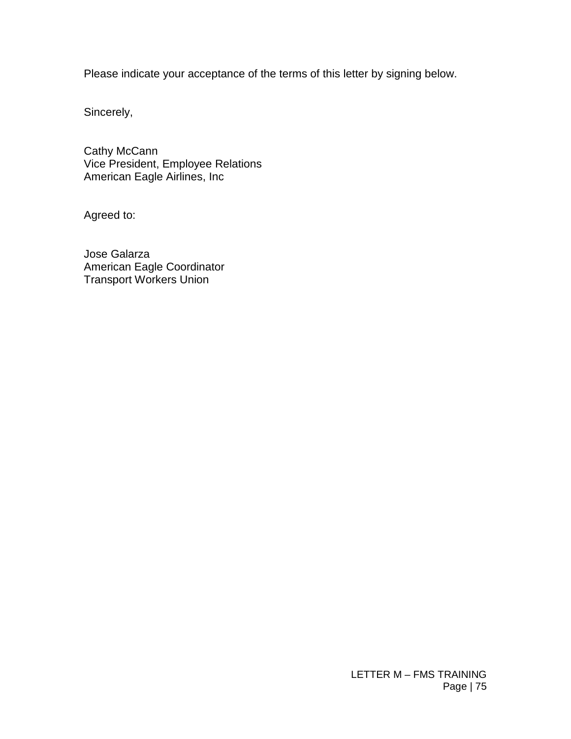Please indicate your acceptance of the terms of this letter by signing below.

Sincerely,

Cathy McCann
Vice President, Employee Relations
American Eagle Airlines, Inc

Agreed to:

Jose Galarza
American Eagle Coordinator
Transport Workers Union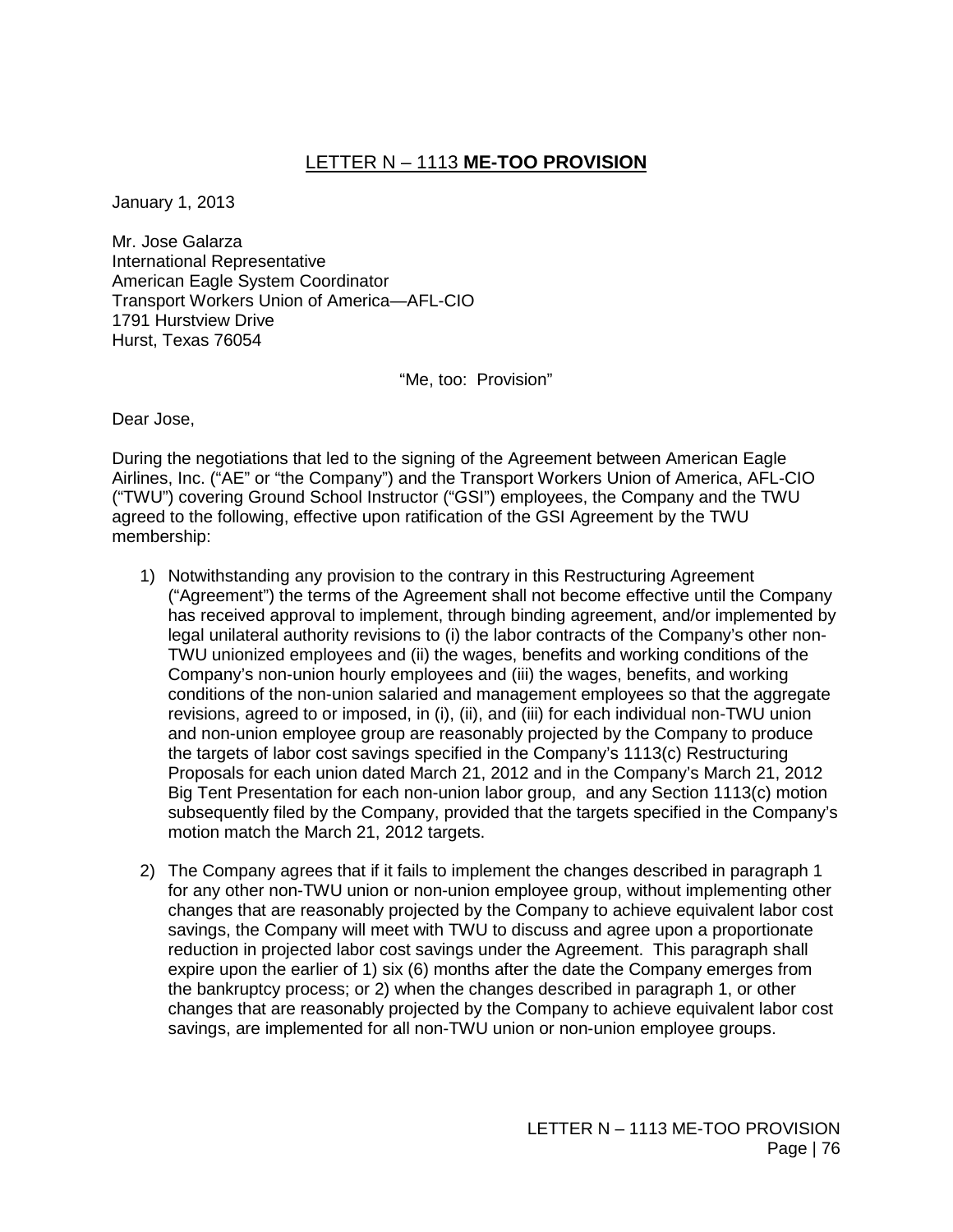# LETTER N – 1113 **ME-TOO PROVISION**

January 1, 2013

Mr. Jose Galarza
International Representative
American Eagle System Coordinator
Transport Workers Union of America—AFL-CIO
1791 Hurstview Drive
Hurst, Texas 76054

"Me, too: Provision"

Dear Jose,

During the negotiations that led to the signing of the Agreement between American Eagle Airlines, Inc. ("AE" or "the Company") and the Transport Workers Union of America, AFL-CIO ("TWU") covering Ground School Instructor ("GSI") employees, the Company and the TWU agreed to the following, effective upon ratification of the GSI Agreement by the TWU membership:

1) Notwithstanding any provision to the contrary in this Restructuring Agreement ("Agreement") the terms of the Agreement shall not become effective until the Company has received approval to implement, through binding agreement, and/or implemented by legal unilateral authority revisions to (i) the labor contracts of the Company's other non-TWU unionized employees and (ii) the wages, benefits and working conditions of the Company's non-union hourly employees and (iii) the wages, benefits, and working conditions of the non-union salaried and management employees so that the aggregate revisions, agreed to or imposed, in (i), (ii), and (iii) for each individual non-TWU union and non-union employee group are reasonably projected by the Company to produce the targets of labor cost savings specified in the Company's 1113(c) Restructuring Proposals for each union dated March 21, 2012 and in the Company's March 21, 2012 Big Tent Presentation for each non-union labor group, and any Section 1113(c) motion subsequently filed by the Company, provided that the targets specified in the Company's motion match the March 21, 2012 targets.

2) The Company agrees that if it fails to implement the changes described in paragraph 1 for any other non-TWU union or non-union employee group, without implementing other changes that are reasonably projected by the Company to achieve equivalent labor cost savings, the Company will meet with TWU to discuss and agree upon a proportionate reduction in projected labor cost savings under the Agreement. This paragraph shall expire upon the earlier of 1) six (6) months after the date the Company emerges from the bankruptcy process; or 2) when the changes described in paragraph 1, or other changes that are reasonably projected by the Company to achieve equivalent labor cost savings, are implemented for all non-TWU union or non-union employee groups.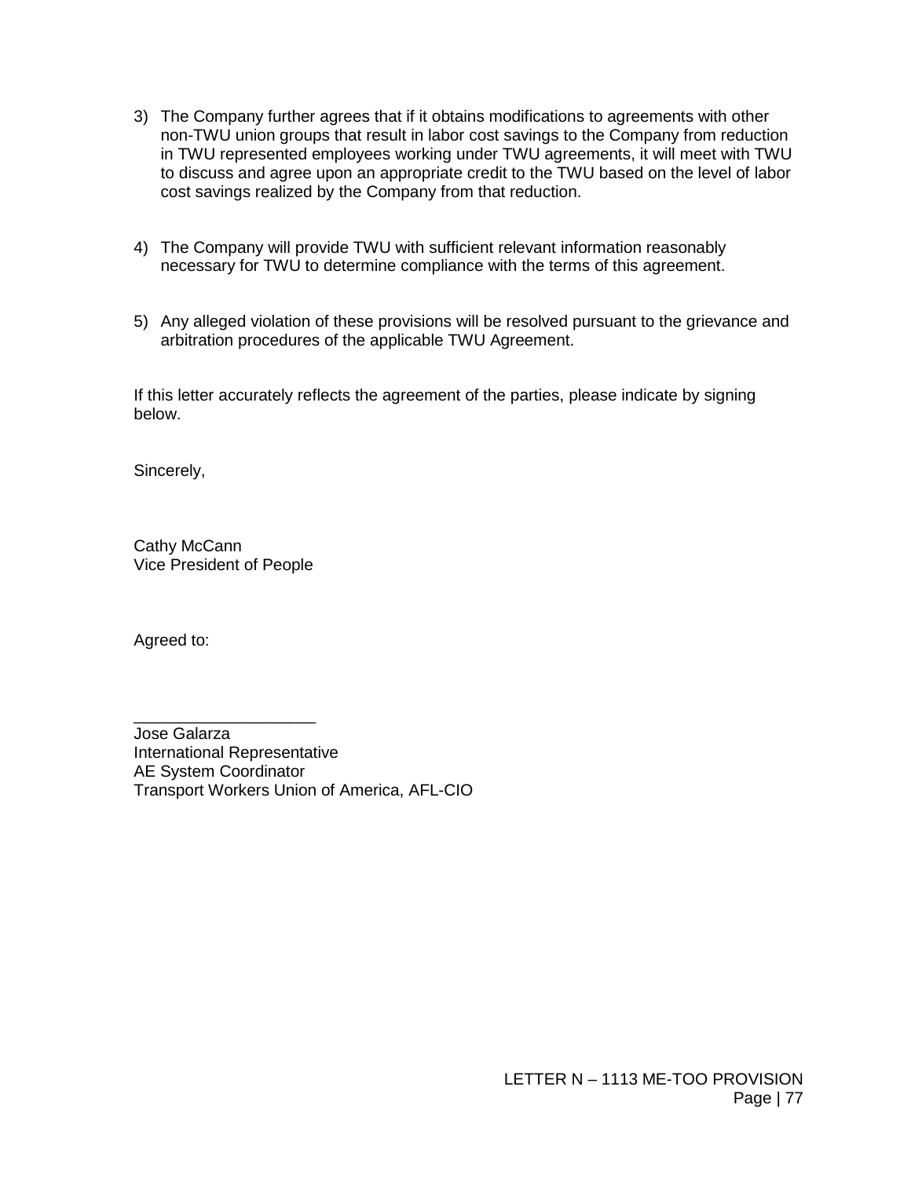3) The Company further agrees that if it obtains modifications to agreements with other non-TWU union groups that result in labor cost savings to the Company from reduction in TWU represented employees working under TWU agreements, it will meet with TWU to discuss and agree upon an appropriate credit to the TWU based on the level of labor cost savings realized by the Company from that reduction.

4) The Company will provide TWU with sufficient relevant information reasonably necessary for TWU to determine compliance with the terms of this agreement.

5) Any alleged violation of these provisions will be resolved pursuant to the grievance and arbitration procedures of the applicable TWU Agreement.

If this letter accurately reflects the agreement of the parties, please indicate by signing below.

Sincerely,

Cathy McCann
Vice President of People

Agreed to:

____________________
Jose Galarza
International Representative
AE System Coordinator
Transport Workers Union of America, AFL-CIO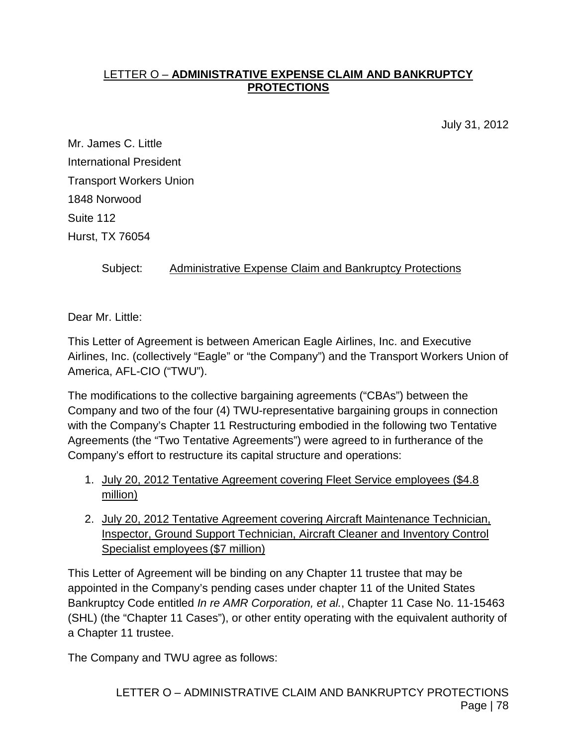## LETTER O – **ADMINISTRATIVE EXPENSE CLAIM AND BANKRUPTCY PROTECTIONS**

July 31, 2012

Mr. James C. Little
International President
Transport Workers Union
1848 Norwood
Suite 112
Hurst, TX 76054

Subject: Administrative Expense Claim and Bankruptcy Protections

Dear Mr. Little:

This Letter of Agreement is between American Eagle Airlines, Inc. and Executive Airlines, Inc. (collectively "Eagle" or "the Company") and the Transport Workers Union of America, AFL-CIO ("TWU").

The modifications to the collective bargaining agreements ("CBAs") between the Company and two of the four (4) TWU-representative bargaining groups in connection with the Company's Chapter 11 Restructuring embodied in the following two Tentative Agreements (the "Two Tentative Agreements") were agreed to in furtherance of the Company's effort to restructure its capital structure and operations:

1. July 20, 2012 Tentative Agreement covering Fleet Service employees ($4.8 million)
2. July 20, 2012 Tentative Agreement covering Aircraft Maintenance Technician, Inspector, Ground Support Technician, Aircraft Cleaner and Inventory Control Specialist employees ($7 million)

This Letter of Agreement will be binding on any Chapter 11 trustee that may be appointed in the Company's pending cases under chapter 11 of the United States Bankruptcy Code entitled *In re AMR Corporation, et al.*, Chapter 11 Case No. 11-15463 (SHL) (the "Chapter 11 Cases"), or other entity operating with the equivalent authority of a Chapter 11 trustee.

The Company and TWU agree as follows: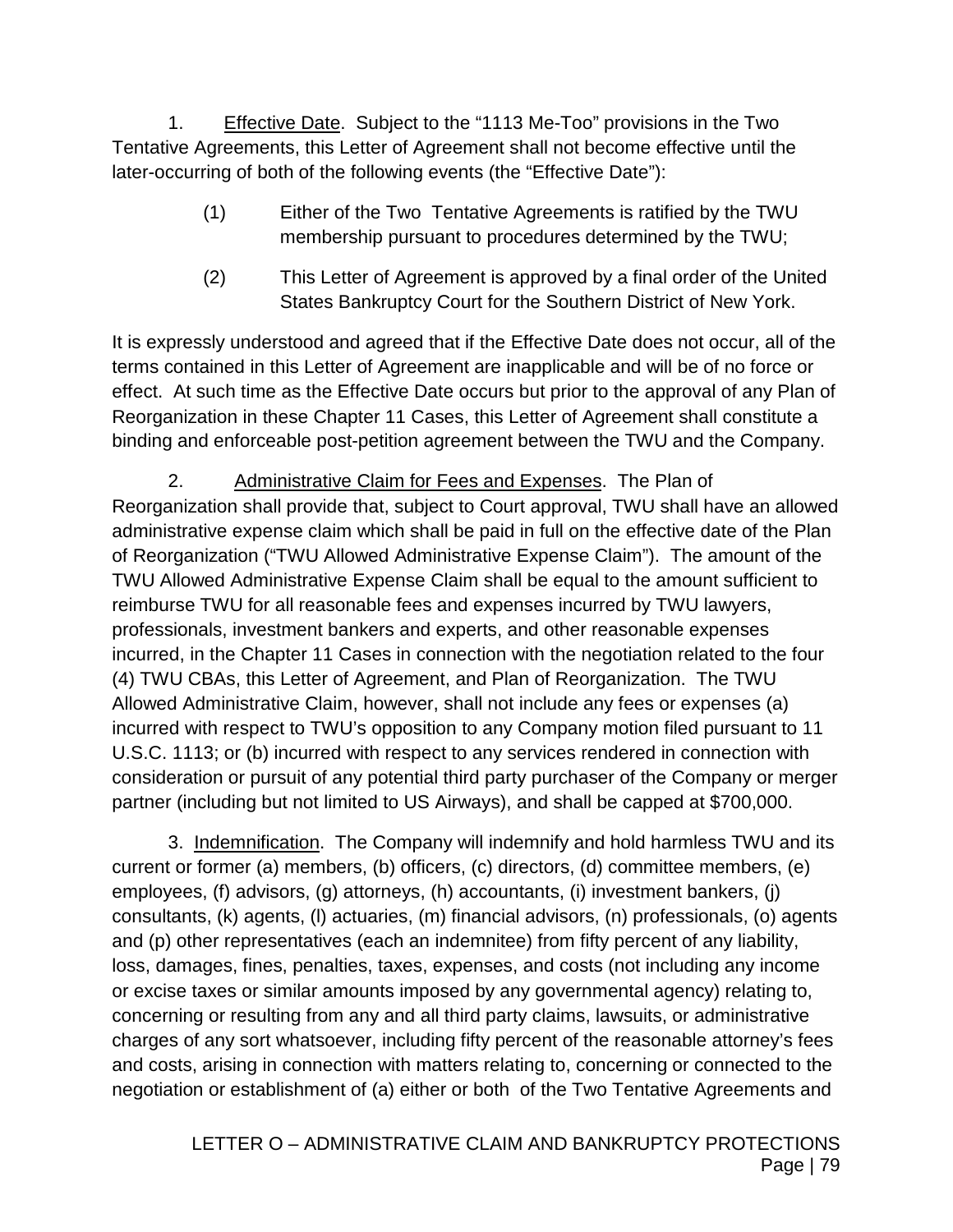1. <u>Effective Date</u>. Subject to the "1113 Me-Too" provisions in the Two Tentative Agreements, this Letter of Agreement shall not become effective until the later-occurring of both of the following events (the "Effective Date"):

> (1) Either of the Two Tentative Agreements is ratified by the TWU membership pursuant to procedures determined by the TWU;
>
> (2) This Letter of Agreement is approved by a final order of the United States Bankruptcy Court for the Southern District of New York.

It is expressly understood and agreed that if the Effective Date does not occur, all of the terms contained in this Letter of Agreement are inapplicable and will be of no force or effect. At such time as the Effective Date occurs but prior to the approval of any Plan of Reorganization in these Chapter 11 Cases, this Letter of Agreement shall constitute a binding and enforceable post-petition agreement between the TWU and the Company.

2. <u>Administrative Claim for Fees and Expenses</u>. The Plan of Reorganization shall provide that, subject to Court approval, TWU shall have an allowed administrative expense claim which shall be paid in full on the effective date of the Plan of Reorganization ("TWU Allowed Administrative Expense Claim"). The amount of the TWU Allowed Administrative Expense Claim shall be equal to the amount sufficient to reimburse TWU for all reasonable fees and expenses incurred by TWU lawyers, professionals, investment bankers and experts, and other reasonable expenses incurred, in the Chapter 11 Cases in connection with the negotiation related to the four (4) TWU CBAs, this Letter of Agreement, and Plan of Reorganization. The TWU Allowed Administrative Claim, however, shall not include any fees or expenses (a) incurred with respect to TWU's opposition to any Company motion filed pursuant to 11 U.S.C. 1113; or (b) incurred with respect to any services rendered in connection with consideration or pursuit of any potential third party purchaser of the Company or merger partner (including but not limited to US Airways), and shall be capped at $700,000.

3. <u>Indemnification</u>. The Company will indemnify and hold harmless TWU and its current or former (a) members, (b) officers, (c) directors, (d) committee members, (e) employees, (f) advisors, (g) attorneys, (h) accountants, (i) investment bankers, (j) consultants, (k) agents, (l) actuaries, (m) financial advisors, (n) professionals, (o) agents and (p) other representatives (each an indemnitee) from fifty percent of any liability, loss, damages, fines, penalties, taxes, expenses, and costs (not including any income or excise taxes or similar amounts imposed by any governmental agency) relating to, concerning or resulting from any and all third party claims, lawsuits, or administrative charges of any sort whatsoever, including fifty percent of the reasonable attorney's fees and costs, arising in connection with matters relating to, concerning or connected to the negotiation or establishment of (a) either or both of the Two Tentative Agreements and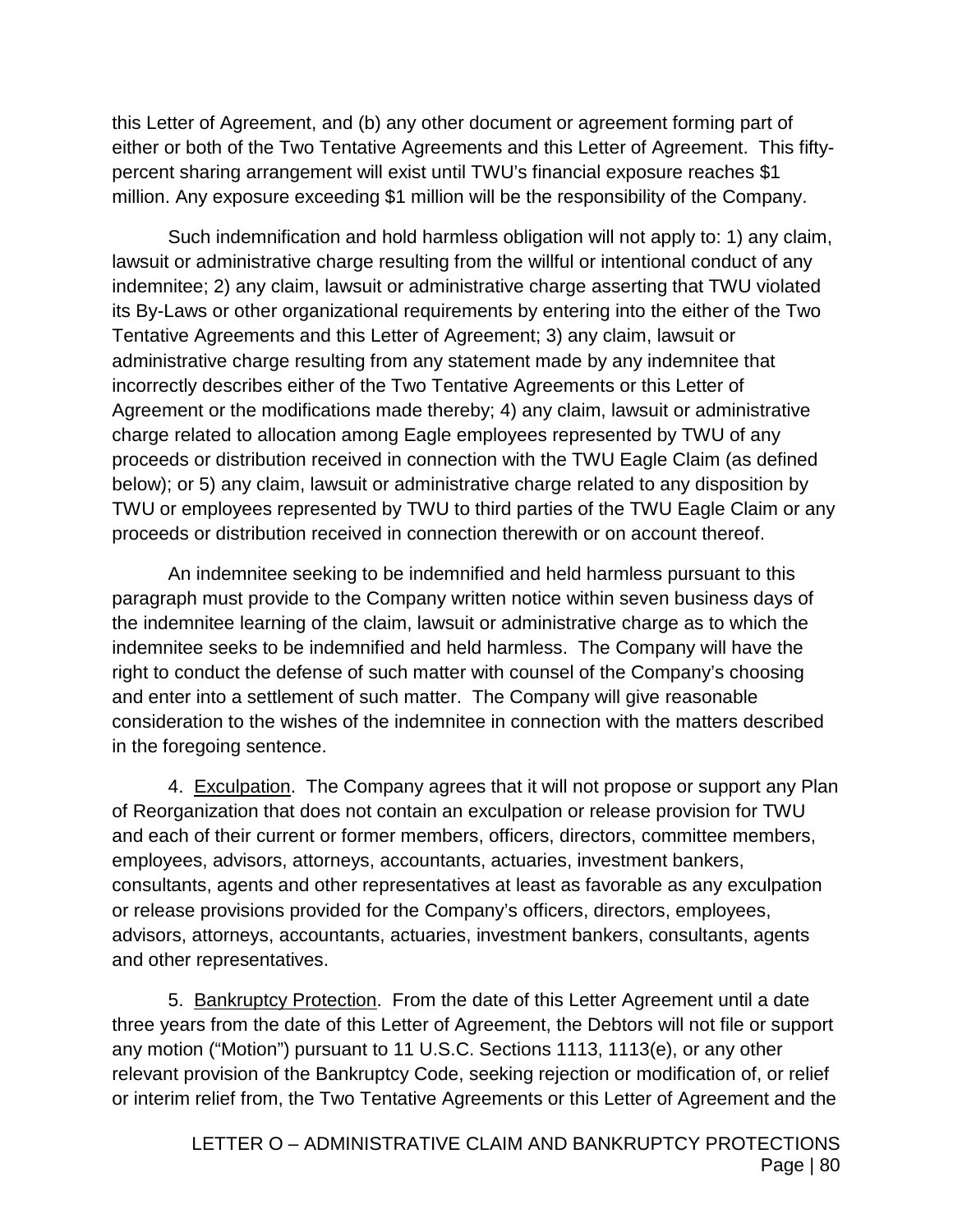this Letter of Agreement, and (b) any other document or agreement forming part of either or both of the Two Tentative Agreements and this Letter of Agreement. This fifty-percent sharing arrangement will exist until TWU's financial exposure reaches $1 million. Any exposure exceeding $1 million will be the responsibility of the Company.

Such indemnification and hold harmless obligation will not apply to: 1) any claim, lawsuit or administrative charge resulting from the willful or intentional conduct of any indemnitee; 2) any claim, lawsuit or administrative charge asserting that TWU violated its By-Laws or other organizational requirements by entering into the either of the Two Tentative Agreements and this Letter of Agreement; 3) any claim, lawsuit or administrative charge resulting from any statement made by any indemnitee that incorrectly describes either of the Two Tentative Agreements or this Letter of Agreement or the modifications made thereby; 4) any claim, lawsuit or administrative charge related to allocation among Eagle employees represented by TWU of any proceeds or distribution received in connection with the TWU Eagle Claim (as defined below); or 5) any claim, lawsuit or administrative charge related to any disposition by TWU or employees represented by TWU to third parties of the TWU Eagle Claim or any proceeds or distribution received in connection therewith or on account thereof.

An indemnitee seeking to be indemnified and held harmless pursuant to this paragraph must provide to the Company written notice within seven business days of the indemnitee learning of the claim, lawsuit or administrative charge as to which the indemnitee seeks to be indemnified and held harmless. The Company will have the right to conduct the defense of such matter with counsel of the Company's choosing and enter into a settlement of such matter. The Company will give reasonable consideration to the wishes of the indemnitee in connection with the matters described in the foregoing sentence.

4. <u>Exculpation</u>. The Company agrees that it will not propose or support any Plan of Reorganization that does not contain an exculpation or release provision for TWU and each of their current or former members, officers, directors, committee members, employees, advisors, attorneys, accountants, actuaries, investment bankers, consultants, agents and other representatives at least as favorable as any exculpation or release provisions provided for the Company's officers, directors, employees, advisors, attorneys, accountants, actuaries, investment bankers, consultants, agents and other representatives.

5. <u>Bankruptcy Protection</u>. From the date of this Letter Agreement until a date three years from the date of this Letter of Agreement, the Debtors will not file or support any motion ("Motion") pursuant to 11 U.S.C. Sections 1113, 1113(e), or any other relevant provision of the Bankruptcy Code, seeking rejection or modification of, or relief or interim relief from, the Two Tentative Agreements or this Letter of Agreement and the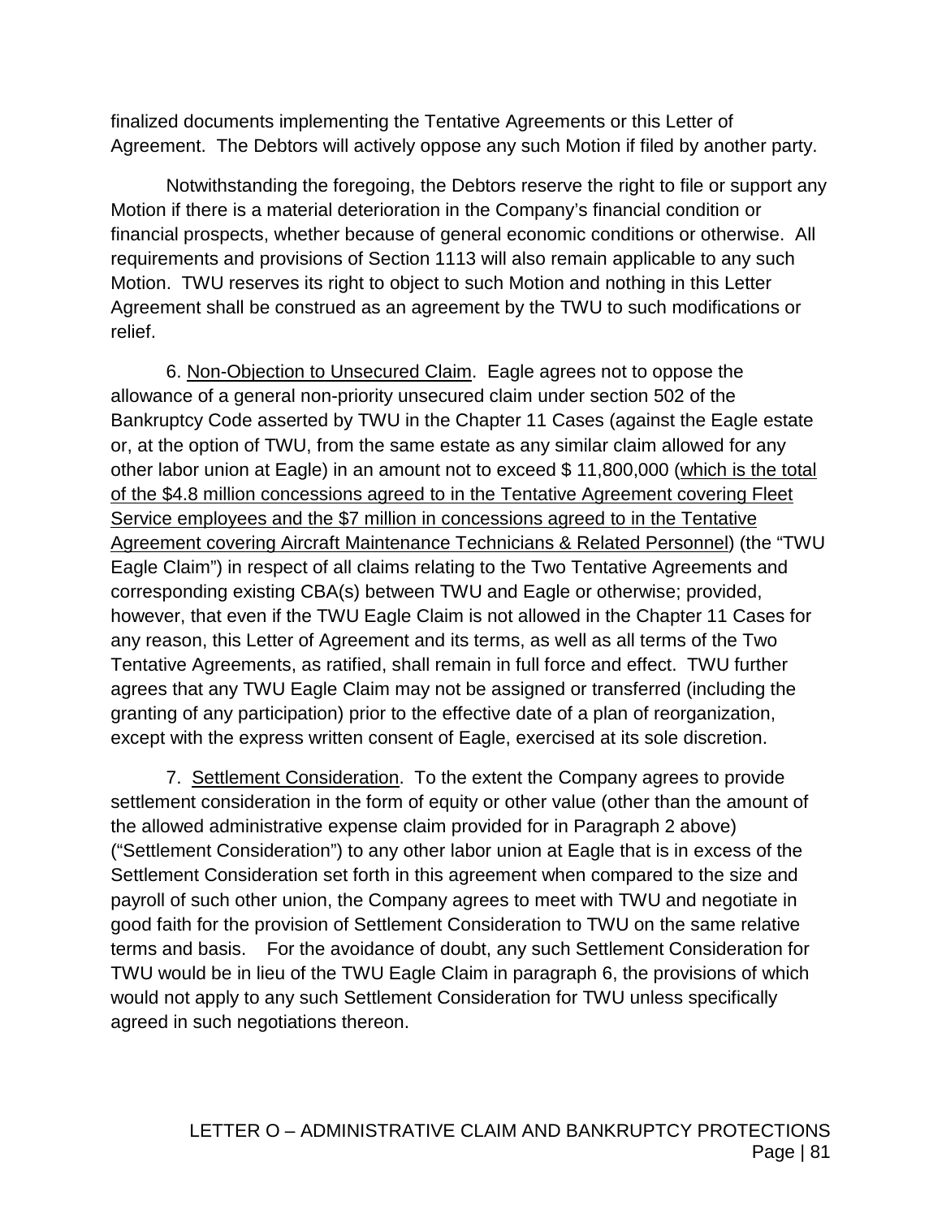finalized documents implementing the Tentative Agreements or this Letter of Agreement. The Debtors will actively oppose any such Motion if filed by another party.

Notwithstanding the foregoing, the Debtors reserve the right to file or support any Motion if there is a material deterioration in the Company's financial condition or financial prospects, whether because of general economic conditions or otherwise. All requirements and provisions of Section 1113 will also remain applicable to any such Motion. TWU reserves its right to object to such Motion and nothing in this Letter Agreement shall be construed as an agreement by the TWU to such modifications or relief.

6. <u>Non-Objection to Unsecured Claim</u>. Eagle agrees not to oppose the allowance of a general non-priority unsecured claim under section 502 of the Bankruptcy Code asserted by TWU in the Chapter 11 Cases (against the Eagle estate or, at the option of TWU, from the same estate as any similar claim allowed for any other labor union at Eagle) in an amount not to exceed $ 11,800,000 (<u>which is the total of the $4.8 million concessions agreed to in the Tentative Agreement covering Fleet Service employees and the $7 million in concessions agreed to in the Tentative Agreement covering Aircraft Maintenance Technicians & Related Personnel</u>) (the "TWU Eagle Claim") in respect of all claims relating to the Two Tentative Agreements and corresponding existing CBA(s) between TWU and Eagle or otherwise; provided, however, that even if the TWU Eagle Claim is not allowed in the Chapter 11 Cases for any reason, this Letter of Agreement and its terms, as well as all terms of the Two Tentative Agreements, as ratified, shall remain in full force and effect. TWU further agrees that any TWU Eagle Claim may not be assigned or transferred (including the granting of any participation) prior to the effective date of a plan of reorganization, except with the express written consent of Eagle, exercised at its sole discretion.

7. <u>Settlement Consideration</u>. To the extent the Company agrees to provide settlement consideration in the form of equity or other value (other than the amount of the allowed administrative expense claim provided for in Paragraph 2 above) ("Settlement Consideration") to any other labor union at Eagle that is in excess of the Settlement Consideration set forth in this agreement when compared to the size and payroll of such other union, the Company agrees to meet with TWU and negotiate in good faith for the provision of Settlement Consideration to TWU on the same relative terms and basis. For the avoidance of doubt, any such Settlement Consideration for TWU would be in lieu of the TWU Eagle Claim in paragraph 6, the provisions of which would not apply to any such Settlement Consideration for TWU unless specifically agreed in such negotiations thereon.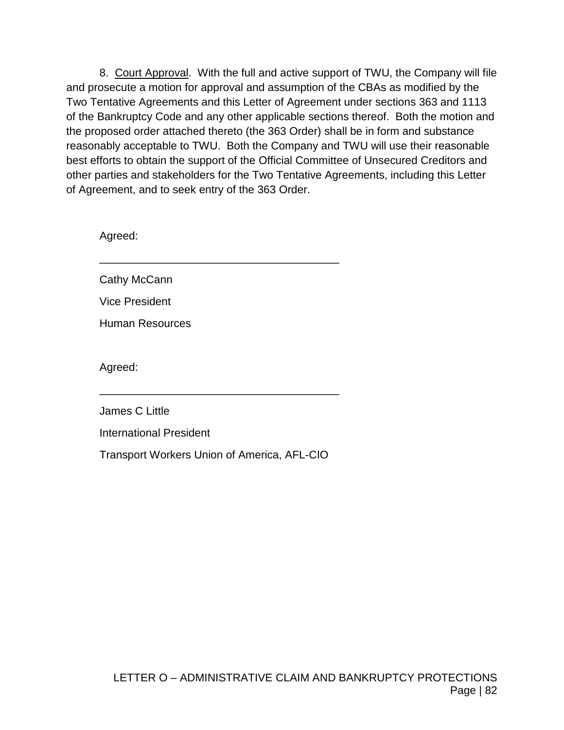8. Court Approval. With the full and active support of TWU, the Company will file and prosecute a motion for approval and assumption of the CBAs as modified by the Two Tentative Agreements and this Letter of Agreement under sections 363 and 1113 of the Bankruptcy Code and any other applicable sections thereof. Both the motion and the proposed order attached thereto (the 363 Order) shall be in form and substance reasonably acceptable to TWU. Both the Company and TWU will use their reasonable best efforts to obtain the support of the Official Committee of Unsecured Creditors and other parties and stakeholders for the Two Tentative Agreements, including this Letter of Agreement, and to seek entry of the 363 Order.

Agreed:

_______________________________________

Cathy McCann

Vice President

Human Resources

Agreed:

_______________________________________

James C Little

International President

Transport Workers Union of America, AFL-CIO